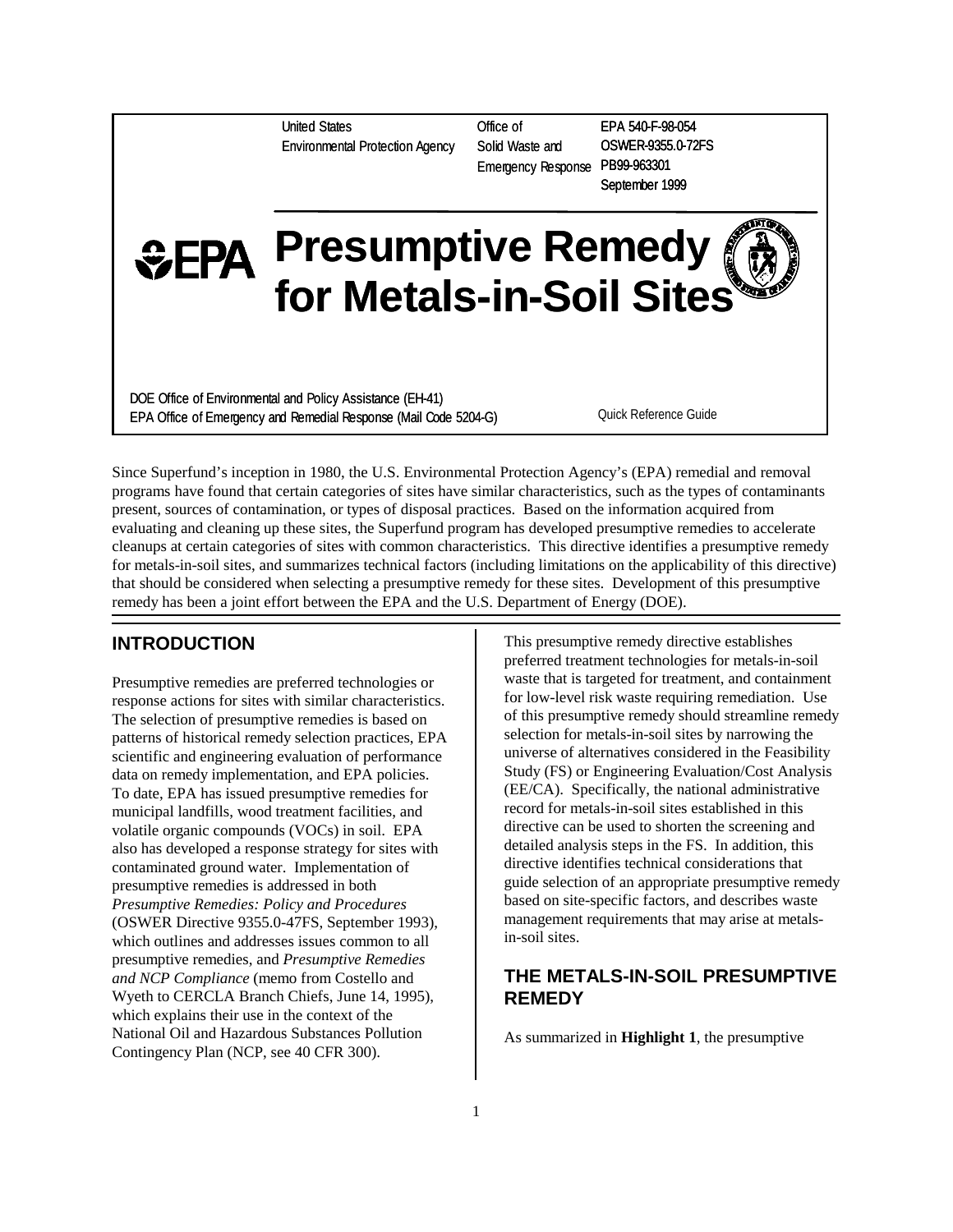United States Environmental Protection Agency

Office of Solid Waste and Emergency Response

EPA 540-F-98-054
OSWER-9355.0-72FS
PB99-963301
September 1999

# Presumptive Remedy for Metals-in-Soil Sites

DOE Office of Environmental and Policy Assistance (EH-41)
EPA Office of Emergency and Remedial Response (Mail Code 5204-G)

Quick Reference Guide

Since Superfund's inception in 1980, the U.S. Environmental Protection Agency's (EPA) remedial and removal programs have found that certain categories of sites have similar characteristics, such as the types of contaminants present, sources of contamination, or types of disposal practices. Based on the information acquired from evaluating and cleaning up these sites, the Superfund program has developed presumptive remedies to accelerate cleanups at certain categories of sites with common characteristics. This directive identifies a presumptive remedy for metals-in-soil sites, and summarizes technical factors (including limitations on the applicability of this directive) that should be considered when selecting a presumptive remedy for these sites. Development of this presumptive remedy has been a joint effort between the EPA and the U.S. Department of Energy (DOE).

## INTRODUCTION

Presumptive remedies are preferred technologies or response actions for sites with similar characteristics. The selection of presumptive remedies is based on patterns of historical remedy selection practices, EPA scientific and engineering evaluation of performance data on remedy implementation, and EPA policies. To date, EPA has issued presumptive remedies for municipal landfills, wood treatment facilities, and volatile organic compounds (VOCs) in soil. EPA also has developed a response strategy for sites with contaminated ground water. Implementation of presumptive remedies is addressed in both *Presumptive Remedies: Policy and Procedures* (OSWER Directive 9355.0-47FS, September 1993), which outlines and addresses issues common to all presumptive remedies, and *Presumptive Remedies and NCP Compliance* (memo from Costello and Wyeth to CERCLA Branch Chiefs, June 14, 1995), which explains their use in the context of the National Oil and Hazardous Substances Pollution Contingency Plan (NCP, see 40 CFR 300).

This presumptive remedy directive establishes preferred treatment technologies for metals-in-soil waste that is targeted for treatment, and containment for low-level risk waste requiring remediation. Use of this presumptive remedy should streamline remedy selection for metals-in-soil sites by narrowing the universe of alternatives considered in the Feasibility Study (FS) or Engineering Evaluation/Cost Analysis (EE/CA). Specifically, the national administrative record for metals-in-soil sites established in this directive can be used to shorten the screening and detailed analysis steps in the FS. In addition, this directive identifies technical considerations that guide selection of an appropriate presumptive remedy based on site-specific factors, and describes waste management requirements that may arise at metals-in-soil sites.

## THE METALS-IN-SOIL PRESUMPTIVE REMEDY

As summarized in **Highlight 1**, the presumptive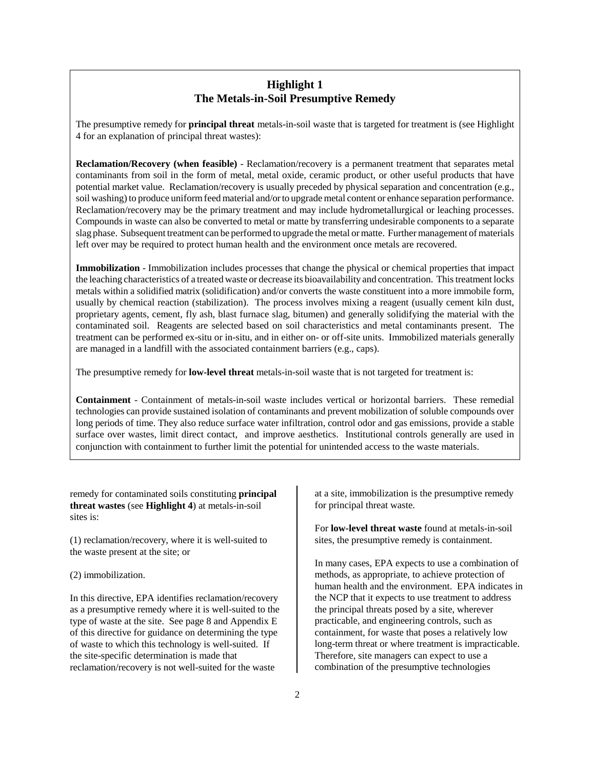## Highlight 1
## The Metals-in-Soil Presumptive Remedy

The presumptive remedy for **principal threat** metals-in-soil waste that is targeted for treatment is (see Highlight 4 for an explanation of principal threat wastes):

**Reclamation/Recovery (when feasible)** - Reclamation/recovery is a permanent treatment that separates metal contaminants from soil in the form of metal, metal oxide, ceramic product, or other useful products that have potential market value. Reclamation/recovery is usually preceded by physical separation and concentration (e.g., soil washing) to produce uniform feed material and/or to upgrade metal content or enhance separation performance. Reclamation/recovery may be the primary treatment and may include hydrometallurgical or leaching processes. Compounds in waste can also be converted to metal or matte by transferring undesirable components to a separate slag phase. Subsequent treatment can be performed to upgrade the metal or matte. Further management of materials left over may be required to protect human health and the environment once metals are recovered.

**Immobilization** - Immobilization includes processes that change the physical or chemical properties that impact the leaching characteristics of a treated waste or decrease its bioavailability and concentration. This treatment locks metals within a solidified matrix (solidification) and/or converts the waste constituent into a more immobile form, usually by chemical reaction (stabilization). The process involves mixing a reagent (usually cement kiln dust, proprietary agents, cement, fly ash, blast furnace slag, bitumen) and generally solidifying the material with the contaminated soil. Reagents are selected based on soil characteristics and metal contaminants present. The treatment can be performed ex-situ or in-situ, and in either on- or off-site units. Immobilized materials generally are managed in a landfill with the associated containment barriers (e.g., caps).

The presumptive remedy for **low-level threat** metals-in-soil waste that is not targeted for treatment is:

**Containment** - Containment of metals-in-soil waste includes vertical or horizontal barriers. These remedial technologies can provide sustained isolation of contaminants and prevent mobilization of soluble compounds over long periods of time. They also reduce surface water infiltration, control odor and gas emissions, provide a stable surface over wastes, limit direct contact, and improve aesthetics. Institutional controls generally are used in conjunction with containment to further limit the potential for unintended access to the waste materials.

remedy for contaminated soils constituting **principal threat wastes** (see **Highlight 4**) at metals-in-soil sites is:

(1) reclamation/recovery, where it is well-suited to the waste present at the site; or

(2) immobilization.

In this directive, EPA identifies reclamation/recovery as a presumptive remedy where it is well-suited to the type of waste at the site. See page 8 and Appendix E of this directive for guidance on determining the type of waste to which this technology is well-suited. If the site-specific determination is made that reclamation/recovery is not well-suited for the waste at a site, immobilization is the presumptive remedy for principal threat waste.

For **low-level threat waste** found at metals-in-soil sites, the presumptive remedy is containment.

In many cases, EPA expects to use a combination of methods, as appropriate, to achieve protection of human health and the environment. EPA indicates in the NCP that it expects to use treatment to address the principal threats posed by a site, wherever practicable, and engineering controls, such as containment, for waste that poses a relatively low long-term threat or where treatment is impracticable. Therefore, site managers can expect to use a combination of the presumptive technologies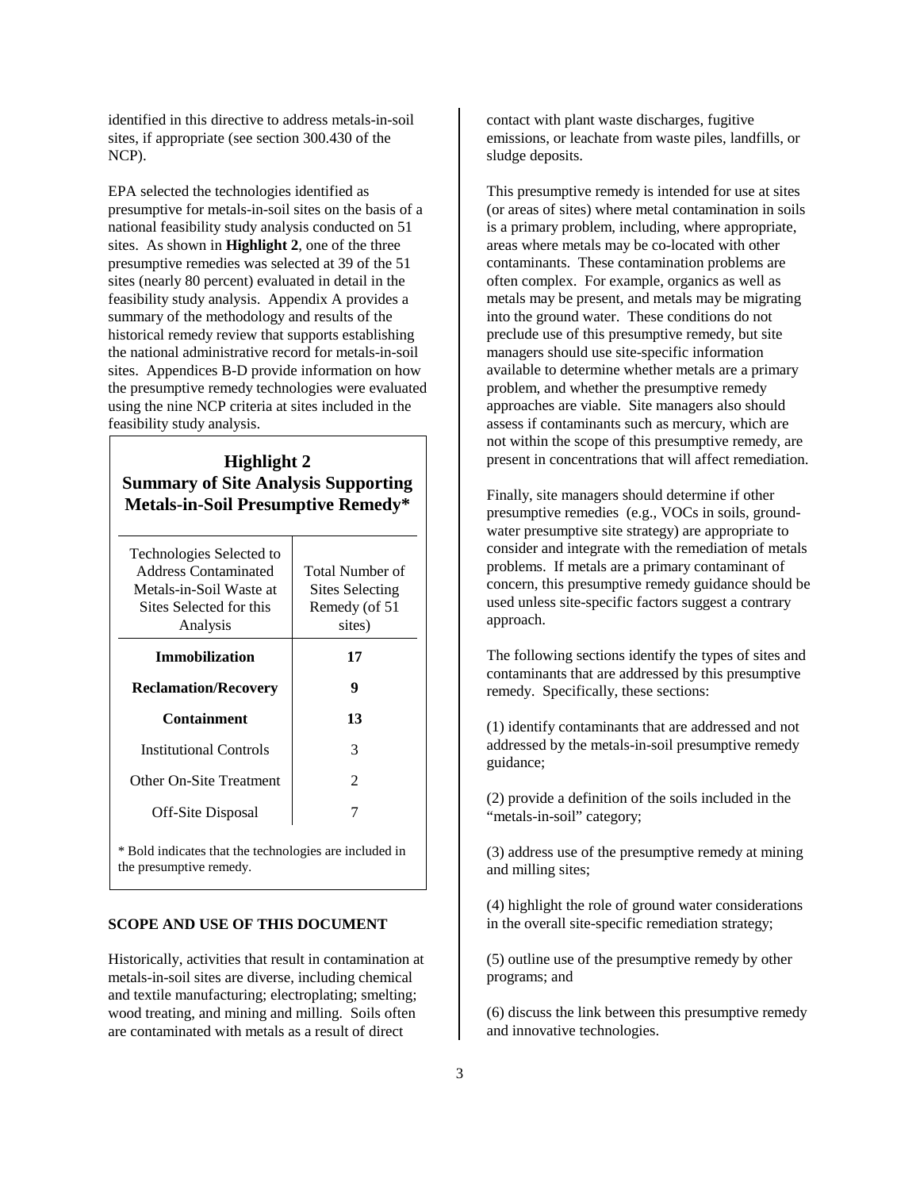identified in this directive to address metals-in-soil sites, if appropriate (see section 300.430 of the NCP).

EPA selected the technologies identified as presumptive for metals-in-soil sites on the basis of a national feasibility study analysis conducted on 51 sites. As shown in **Highlight 2**, one of the three presumptive remedies was selected at 39 of the 51 sites (nearly 80 percent) evaluated in detail in the feasibility study analysis. Appendix A provides a summary of the methodology and results of the historical remedy review that supports establishing the national administrative record for metals-in-soil sites. Appendices B-D provide information on how the presumptive remedy technologies were evaluated using the nine NCP criteria at sites included in the feasibility study analysis.

## Highlight 2
## Summary of Site Analysis Supporting Metals-in-Soil Presumptive Remedy*

| Technologies Selected to Address Contaminated Metals-in-Soil Waste at Sites Selected for this Analysis | Total Number of Sites Selecting Remedy (of 51 sites) |
|---|---|
| **Immobilization** | **17** |
| **Reclamation/Recovery** | **9** |
| **Containment** | **13** |
| Institutional Controls | 3 |
| Other On-Site Treatment | 2 |
| Off-Site Disposal | 7 |

\* Bold indicates that the technologies are included in the presumptive remedy.

### SCOPE AND USE OF THIS DOCUMENT

Historically, activities that result in contamination at metals-in-soil sites are diverse, including chemical and textile manufacturing; electroplating; smelting; wood treating, and mining and milling. Soils often are contaminated with metals as a result of direct contact with plant waste discharges, fugitive emissions, or leachate from waste piles, landfills, or sludge deposits.

This presumptive remedy is intended for use at sites (or areas of sites) where metal contamination in soils is a primary problem, including, where appropriate, areas where metals may be co-located with other contaminants. These contamination problems are often complex. For example, organics as well as metals may be present, and metals may be migrating into the ground water. These conditions do not preclude use of this presumptive remedy, but site managers should use site-specific information available to determine whether metals are a primary problem, and whether the presumptive remedy approaches are viable. Site managers also should assess if contaminants such as mercury, which are not within the scope of this presumptive remedy, are present in concentrations that will affect remediation.

Finally, site managers should determine if other presumptive remedies (e.g., VOCs in soils, ground-water presumptive site strategy) are appropriate to consider and integrate with the remediation of metals problems. If metals are a primary contaminant of concern, this presumptive remedy guidance should be used unless site-specific factors suggest a contrary approach.

The following sections identify the types of sites and contaminants that are addressed by this presumptive remedy. Specifically, these sections:

(1) identify contaminants that are addressed and not addressed by the metals-in-soil presumptive remedy guidance;

(2) provide a definition of the soils included in the "metals-in-soil" category;

(3) address use of the presumptive remedy at mining and milling sites;

(4) highlight the role of ground water considerations in the overall site-specific remediation strategy;

(5) outline use of the presumptive remedy by other programs; and

(6) discuss the link between this presumptive remedy and innovative technologies.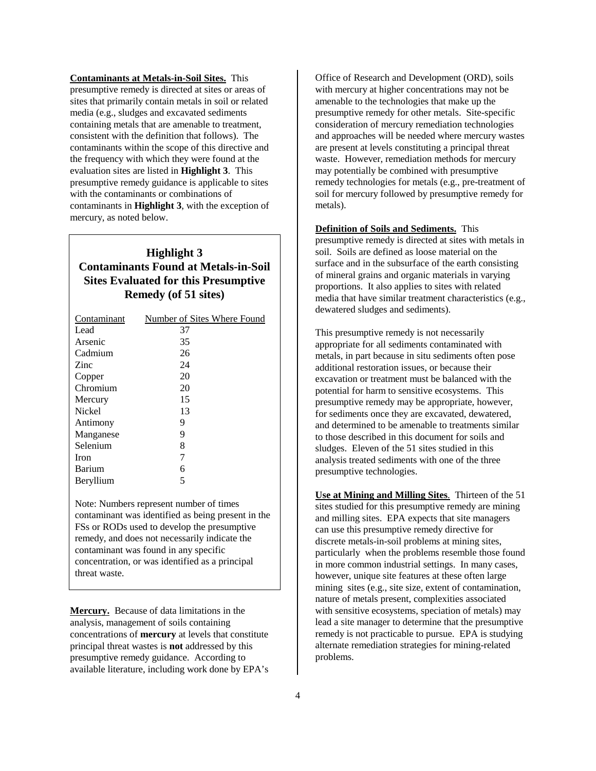**Contaminants at Metals-in-Soil Sites.** This presumptive remedy is directed at sites or areas of sites that primarily contain metals in soil or related media (e.g., sludges and excavated sediments containing metals that are amenable to treatment, consistent with the definition that follows). The contaminants within the scope of this directive and the frequency with which they were found at the evaluation sites are listed in **Highlight 3**. This presumptive remedy guidance is applicable to sites with the contaminants or combinations of contaminants in **Highlight 3**, with the exception of mercury, as noted below.

### Highlight 3
### Contaminants Found at Metals-in-Soil Sites Evaluated for this Presumptive Remedy (of 51 sites)

| Contaminant | Number of Sites Where Found |
|---|---|
| Lead | 37 |
| Arsenic | 35 |
| Cadmium | 26 |
| Zinc | 24 |
| Copper | 20 |
| Chromium | 20 |
| Mercury | 15 |
| Nickel | 13 |
| Antimony | 9 |
| Manganese | 9 |
| Selenium | 8 |
| Iron | 7 |
| Barium | 6 |
| Beryllium | 5 |

Note: Numbers represent number of times contaminant was identified as being present in the FSs or RODs used to develop the presumptive remedy, and does not necessarily indicate the contaminant was found in any specific concentration, or was identified as a principal threat waste.

**Mercury.** Because of data limitations in the analysis, management of soils containing concentrations of **mercury** at levels that constitute principal threat wastes is **not** addressed by this presumptive remedy guidance. According to available literature, including work done by EPA's Office of Research and Development (ORD), soils with mercury at higher concentrations may not be amenable to the technologies that make up the presumptive remedy for other metals. Site-specific consideration of mercury remediation technologies and approaches will be needed where mercury wastes are present at levels constituting a principal threat waste. However, remediation methods for mercury may potentially be combined with presumptive remedy technologies for metals (e.g., pre-treatment of soil for mercury followed by presumptive remedy for metals).

**Definition of Soils and Sediments.** This presumptive remedy is directed at sites with metals in soil. Soils are defined as loose material on the surface and in the subsurface of the earth consisting of mineral grains and organic materials in varying proportions. It also applies to sites with related media that have similar treatment characteristics (e.g., dewatered sludges and sediments).

This presumptive remedy is not necessarily appropriate for all sediments contaminated with metals, in part because in situ sediments often pose additional restoration issues, or because their excavation or treatment must be balanced with the potential for harm to sensitive ecosystems. This presumptive remedy may be appropriate, however, for sediments once they are excavated, dewatered, and determined to be amenable to treatments similar to those described in this document for soils and sludges. Eleven of the 51 sites studied in this analysis treated sediments with one of the three presumptive technologies.

**Use at Mining and Milling Sites**. Thirteen of the 51 sites studied for this presumptive remedy are mining and milling sites. EPA expects that site managers can use this presumptive remedy directive for discrete metals-in-soil problems at mining sites, particularly when the problems resemble those found in more common industrial settings. In many cases, however, unique site features at these often large mining sites (e.g., site size, extent of contamination, nature of metals present, complexities associated with sensitive ecosystems, speciation of metals) may lead a site manager to determine that the presumptive remedy is not practicable to pursue. EPA is studying alternate remediation strategies for mining-related problems.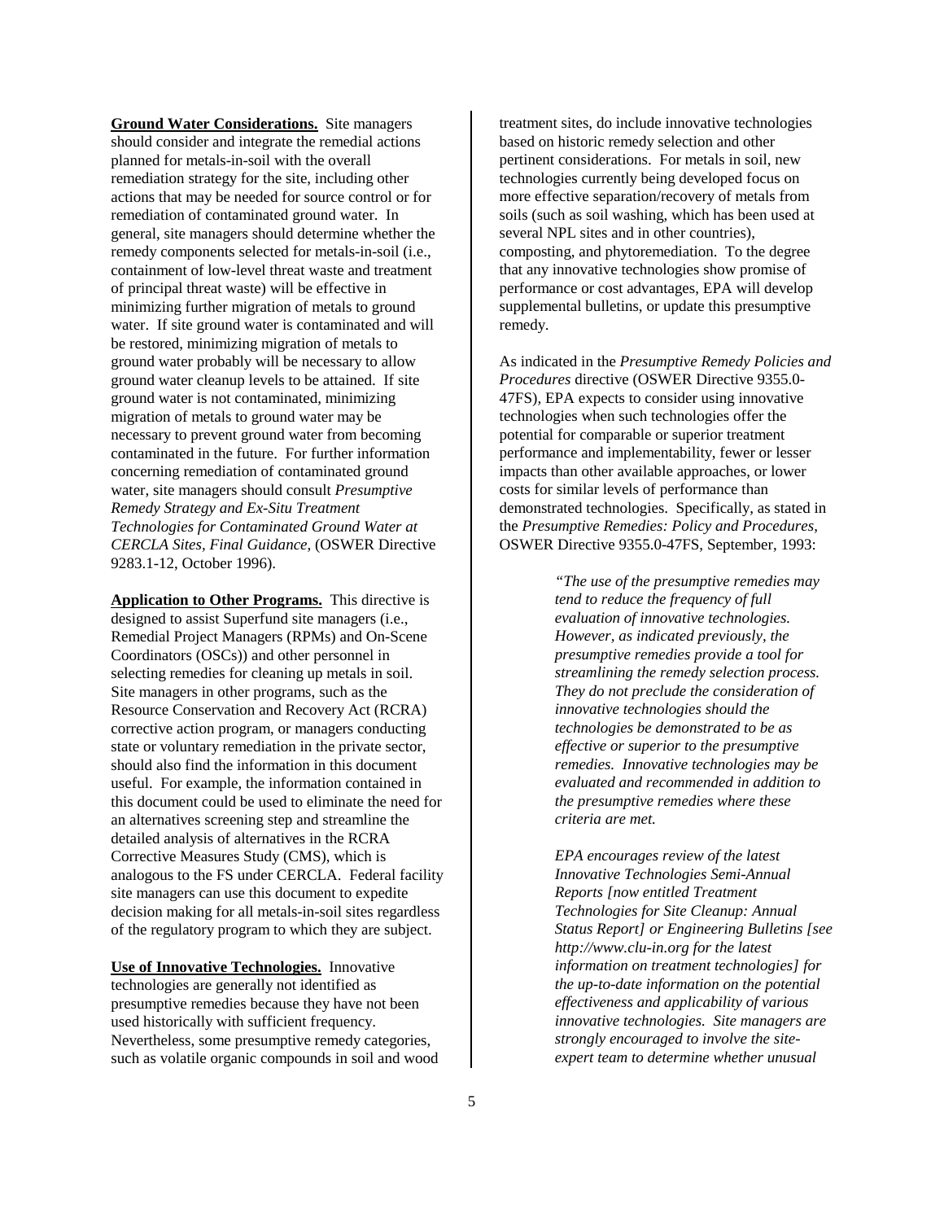**Ground Water Considerations.** Site managers should consider and integrate the remedial actions planned for metals-in-soil with the overall remediation strategy for the site, including other actions that may be needed for source control or for remediation of contaminated ground water. In general, site managers should determine whether the remedy components selected for metals-in-soil (i.e., containment of low-level threat waste and treatment of principal threat waste) will be effective in minimizing further migration of metals to ground water. If site ground water is contaminated and will be restored, minimizing migration of metals to ground water probably will be necessary to allow ground water cleanup levels to be attained. If site ground water is not contaminated, minimizing migration of metals to ground water may be necessary to prevent ground water from becoming contaminated in the future. For further information concerning remediation of contaminated ground water, site managers should consult *Presumptive Remedy Strategy and Ex-Situ Treatment Technologies for Contaminated Ground Water at CERCLA Sites, Final Guidance*, (OSWER Directive 9283.1-12, October 1996).

**Application to Other Programs.** This directive is designed to assist Superfund site managers (i.e., Remedial Project Managers (RPMs) and On-Scene Coordinators (OSCs)) and other personnel in selecting remedies for cleaning up metals in soil. Site managers in other programs, such as the Resource Conservation and Recovery Act (RCRA) corrective action program, or managers conducting state or voluntary remediation in the private sector, should also find the information in this document useful. For example, the information contained in this document could be used to eliminate the need for an alternatives screening step and streamline the detailed analysis of alternatives in the RCRA Corrective Measures Study (CMS), which is analogous to the FS under CERCLA. Federal facility site managers can use this document to expedite decision making for all metals-in-soil sites regardless of the regulatory program to which they are subject.

**Use of Innovative Technologies.** Innovative technologies are generally not identified as presumptive remedies because they have not been used historically with sufficient frequency. Nevertheless, some presumptive remedy categories, such as volatile organic compounds in soil and wood treatment sites, do include innovative technologies based on historic remedy selection and other pertinent considerations. For metals in soil, new technologies currently being developed focus on more effective separation/recovery of metals from soils (such as soil washing, which has been used at several NPL sites and in other countries), composting, and phytoremediation. To the degree that any innovative technologies show promise of performance or cost advantages, EPA will develop supplemental bulletins, or update this presumptive remedy.

As indicated in the *Presumptive Remedy Policies and Procedures* directive (OSWER Directive 9355.0-47FS), EPA expects to consider using innovative technologies when such technologies offer the potential for comparable or superior treatment performance and implementability, fewer or lesser impacts than other available approaches, or lower costs for similar levels of performance than demonstrated technologies. Specifically, as stated in the *Presumptive Remedies: Policy and Procedures*, OSWER Directive 9355.0-47FS, September, 1993:

> *"The use of the presumptive remedies may tend to reduce the frequency of full evaluation of innovative technologies. However, as indicated previously, the presumptive remedies provide a tool for streamlining the remedy selection process. They do not preclude the consideration of innovative technologies should the technologies be demonstrated to be as effective or superior to the presumptive remedies. Innovative technologies may be evaluated and recommended in addition to the presumptive remedies where these criteria are met.*
>
> *EPA encourages review of the latest Innovative Technologies Semi-Annual Reports [now entitled Treatment Technologies for Site Cleanup: Annual Status Report] or Engineering Bulletins [see http://www.clu-in.org for the latest information on treatment technologies] for the up-to-date information on the potential effectiveness and applicability of various innovative technologies. Site managers are strongly encouraged to involve the site-expert team to determine whether unusual*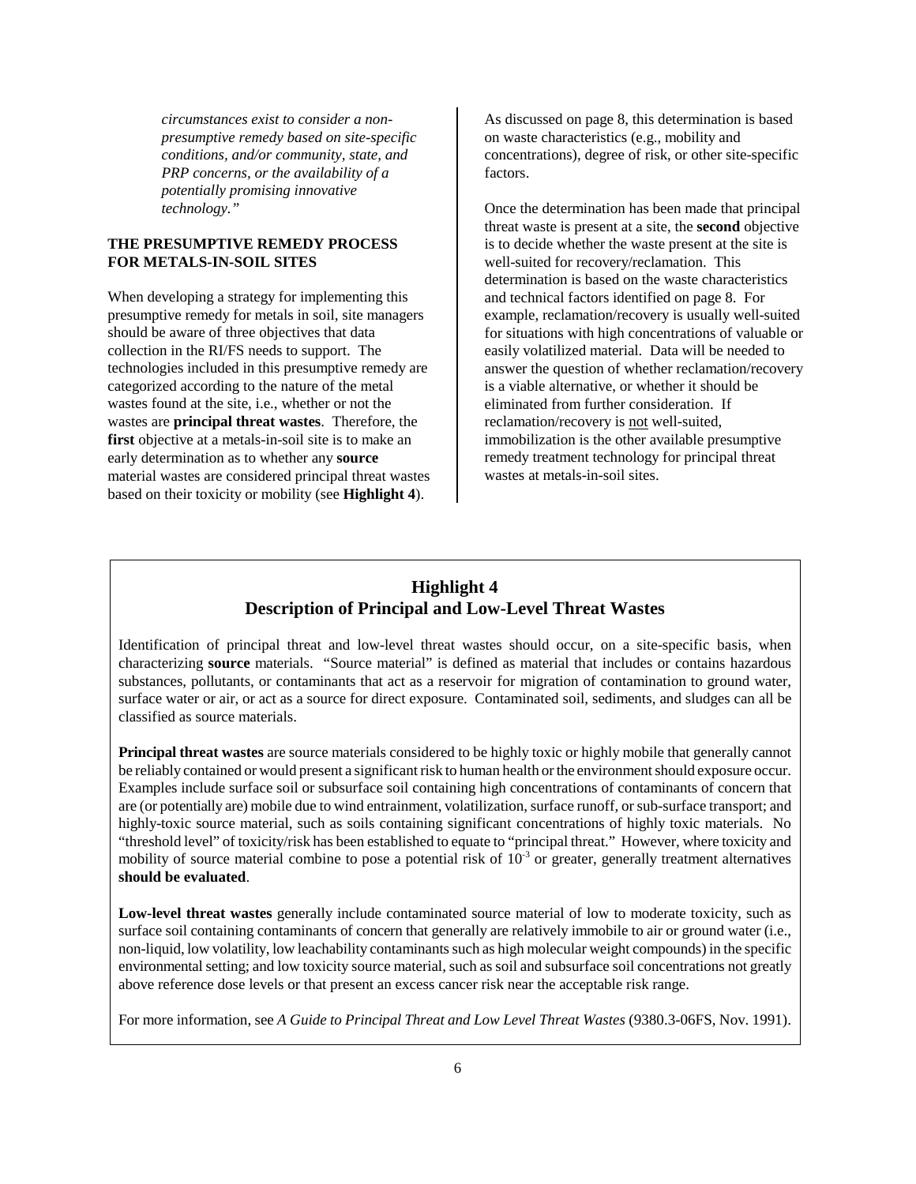*circumstances exist to consider a non-presumptive remedy based on site-specific conditions, and/or community, state, and PRP concerns, or the availability of a potentially promising innovative technology."*

## THE PRESUMPTIVE REMEDY PROCESS FOR METALS-IN-SOIL SITES

When developing a strategy for implementing this presumptive remedy for metals in soil, site managers should be aware of three objectives that data collection in the RI/FS needs to support. The technologies included in this presumptive remedy are categorized according to the nature of the metal wastes found at the site, i.e., whether or not the wastes are **principal threat wastes**. Therefore, the **first** objective at a metals-in-soil site is to make an early determination as to whether any **source** material wastes are considered principal threat wastes based on their toxicity or mobility (see **Highlight 4**). As discussed on page 8, this determination is based on waste characteristics (e.g., mobility and concentrations), degree of risk, or other site-specific factors.

Once the determination has been made that principal threat waste is present at a site, the **second** objective is to decide whether the waste present at the site is well-suited for recovery/reclamation. This determination is based on the waste characteristics and technical factors identified on page 8. For example, reclamation/recovery is usually well-suited for situations with high concentrations of valuable or easily volatilized material. Data will be needed to answer the question of whether reclamation/recovery is a viable alternative, or whether it should be eliminated from further consideration. If reclamation/recovery is not well-suited, immobilization is the other available presumptive remedy treatment technology for principal threat wastes at metals-in-soil sites.

### Highlight 4
### Description of Principal and Low-Level Threat Wastes

Identification of principal threat and low-level threat wastes should occur, on a site-specific basis, when characterizing **source** materials. "Source material" is defined as material that includes or contains hazardous substances, pollutants, or contaminants that act as a reservoir for migration of contamination to ground water, surface water or air, or act as a source for direct exposure. Contaminated soil, sediments, and sludges can all be classified as source materials.

**Principal threat wastes** are source materials considered to be highly toxic or highly mobile that generally cannot be reliably contained or would present a significant risk to human health or the environment should exposure occur. Examples include surface soil or subsurface soil containing high concentrations of contaminants of concern that are (or potentially are) mobile due to wind entrainment, volatilization, surface runoff, or sub-surface transport; and highly-toxic source material, such as soils containing significant concentrations of highly toxic materials. No "threshold level" of toxicity/risk has been established to equate to "principal threat." However, where toxicity and mobility of source material combine to pose a potential risk of $10^{-3}$ or greater, generally treatment alternatives **should be evaluated**.

**Low-level threat wastes** generally include contaminated source material of low to moderate toxicity, such as surface soil containing contaminants of concern that generally are relatively immobile to air or ground water (i.e., non-liquid, low volatility, low leachability contaminants such as high molecular weight compounds) in the specific environmental setting; and low toxicity source material, such as soil and subsurface soil concentrations not greatly above reference dose levels or that present an excess cancer risk near the acceptable risk range.

For more information, see *A Guide to Principal Threat and Low Level Threat Wastes* (9380.3-06FS, Nov. 1991).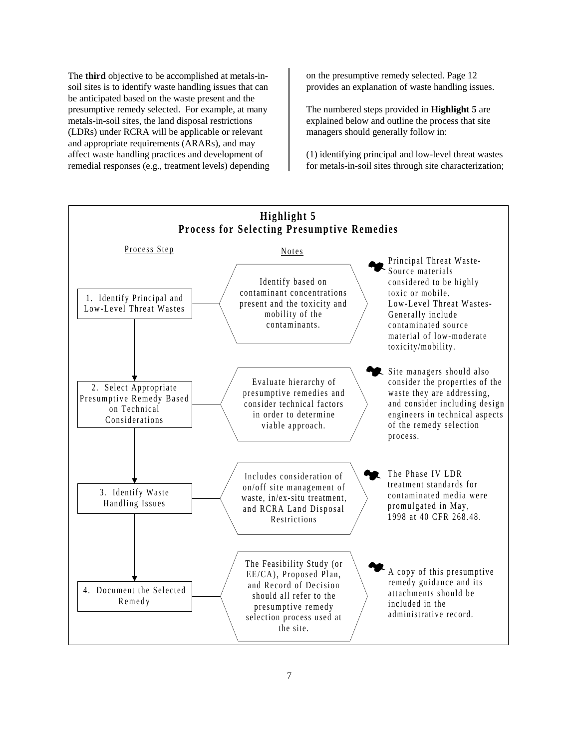The **third** objective to be accomplished at metals-in-soil sites is to identify waste handling issues that can be anticipated based on the waste present and the presumptive remedy selected. For example, at many metals-in-soil sites, the land disposal restrictions (LDRs) under RCRA will be applicable or relevant and appropriate requirements (ARARs), and may affect waste handling practices and development of remedial responses (e.g., treatment levels) depending on the presumptive remedy selected. Page 12 provides an explanation of waste handling issues.

The numbered steps provided in **Highlight 5** are explained below and outline the process that site managers should generally follow in:

(1) identifying principal and low-level threat wastes for metals-in-soil sites through site characterization;

**Highlight 5**
**Process for Selecting Presumptive Remedies**

| Process Step | Notes | |
|---|---|---|
| 1. Identify Principal and Low-Level Threat Wastes | Identify based on contaminant concentrations present and the toxicity and mobility of the contaminants. | Principal Threat Waste- Source materials considered to be highly toxic or mobile. Low-Level Threat Wastes- Generally include contaminated source material of low-moderate toxicity/mobility. |
| 2. Select Appropriate Presumptive Remedy Based on Technical Considerations | Evaluate hierarchy of presumptive remedies and consider technical factors in order to determine viable approach. | Site managers should also consider the properties of the waste they are addressing, and consider including design engineers in technical aspects of the remedy selection process. |
| 3. Identify Waste Handling Issues | Includes consideration of on/off site management of waste, in/ex-situ treatment, and RCRA Land Disposal Restrictions | The Phase IV LDR treatment standards for contaminated media were promulgated in May, 1998 at 40 CFR 268.48. |
| 4. Document the Selected Remedy | The Feasibility Study (or EE/CA), Proposed Plan, and Record of Decision should all refer to the presumptive remedy selection process used at the site. | A copy of this presumptive remedy guidance and its attachments should be included in the administrative record. |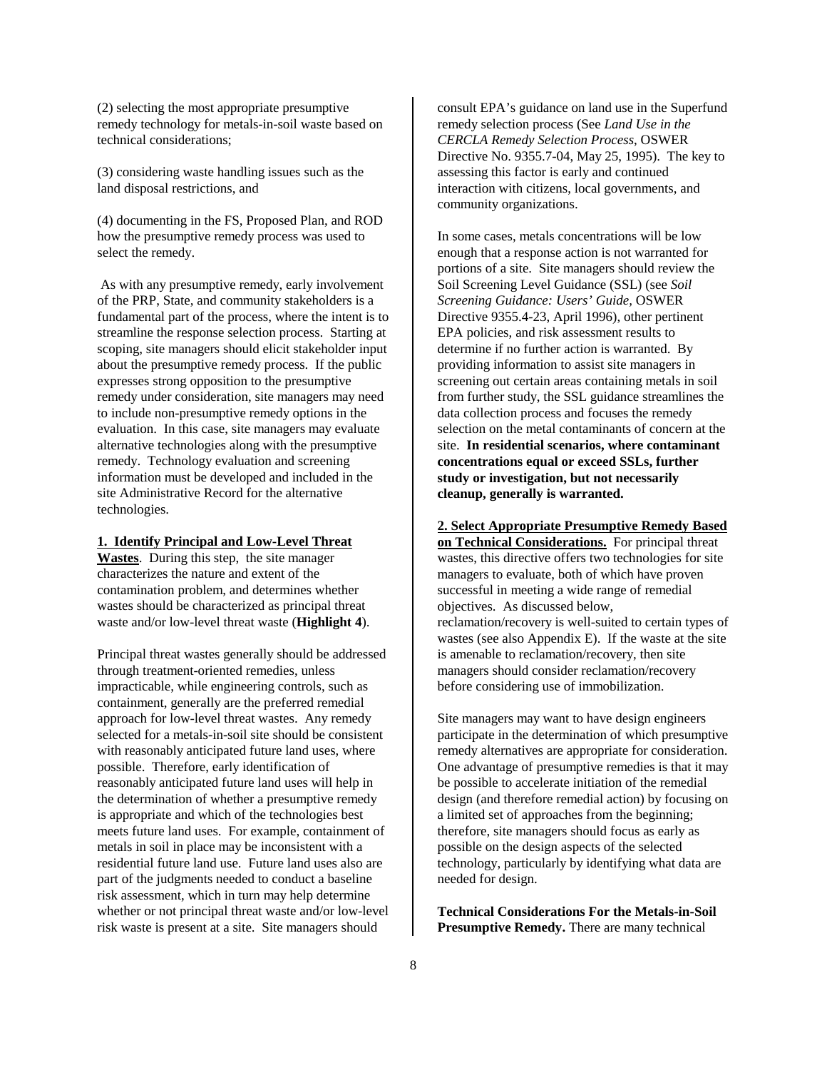(2) selecting the most appropriate presumptive remedy technology for metals-in-soil waste based on technical considerations;

(3) considering waste handling issues such as the land disposal restrictions, and

(4) documenting in the FS, Proposed Plan, and ROD how the presumptive remedy process was used to select the remedy.

As with any presumptive remedy, early involvement of the PRP, State, and community stakeholders is a fundamental part of the process, where the intent is to streamline the response selection process. Starting at scoping, site managers should elicit stakeholder input about the presumptive remedy process. If the public expresses strong opposition to the presumptive remedy under consideration, site managers may need to include non-presumptive remedy options in the evaluation. In this case, site managers may evaluate alternative technologies along with the presumptive remedy. Technology evaluation and screening information must be developed and included in the site Administrative Record for the alternative technologies.

**1. Identify Principal and Low-Level Threat Wastes**. During this step, the site manager characterizes the nature and extent of the contamination problem, and determines whether wastes should be characterized as principal threat waste and/or low-level threat waste (**Highlight 4**).

Principal threat wastes generally should be addressed through treatment-oriented remedies, unless impracticable, while engineering controls, such as containment, generally are the preferred remedial approach for low-level threat wastes. Any remedy selected for a metals-in-soil site should be consistent with reasonably anticipated future land uses, where possible. Therefore, early identification of reasonably anticipated future land uses will help in the determination of whether a presumptive remedy is appropriate and which of the technologies best meets future land uses. For example, containment of metals in soil in place may be inconsistent with a residential future land use. Future land uses also are part of the judgments needed to conduct a baseline risk assessment, which in turn may help determine whether or not principal threat waste and/or low-level risk waste is present at a site. Site managers should consult EPA's guidance on land use in the Superfund remedy selection process (See *Land Use in the CERCLA Remedy Selection Process*, OSWER Directive No. 9355.7-04, May 25, 1995). The key to assessing this factor is early and continued interaction with citizens, local governments, and community organizations.

In some cases, metals concentrations will be low enough that a response action is not warranted for portions of a site. Site managers should review the Soil Screening Level Guidance (SSL) (see *Soil Screening Guidance: Users' Guide*, OSWER Directive 9355.4-23, April 1996), other pertinent EPA policies, and risk assessment results to determine if no further action is warranted. By providing information to assist site managers in screening out certain areas containing metals in soil from further study, the SSL guidance streamlines the data collection process and focuses the remedy selection on the metal contaminants of concern at the site. **In residential scenarios, where contaminant concentrations equal or exceed SSLs, further study or investigation, but not necessarily cleanup, generally is warranted.**

**2. Select Appropriate Presumptive Remedy Based on Technical Considerations.** For principal threat wastes, this directive offers two technologies for site managers to evaluate, both of which have proven successful in meeting a wide range of remedial objectives. As discussed below, reclamation/recovery is well-suited to certain types of wastes (see also Appendix E). If the waste at the site is amenable to reclamation/recovery, then site managers should consider reclamation/recovery before considering use of immobilization.

Site managers may want to have design engineers participate in the determination of which presumptive remedy alternatives are appropriate for consideration. One advantage of presumptive remedies is that it may be possible to accelerate initiation of the remedial design (and therefore remedial action) by focusing on a limited set of approaches from the beginning; therefore, site managers should focus as early as possible on the design aspects of the selected technology, particularly by identifying what data are needed for design.

**Technical Considerations For the Metals-in-Soil Presumptive Remedy.** There are many technical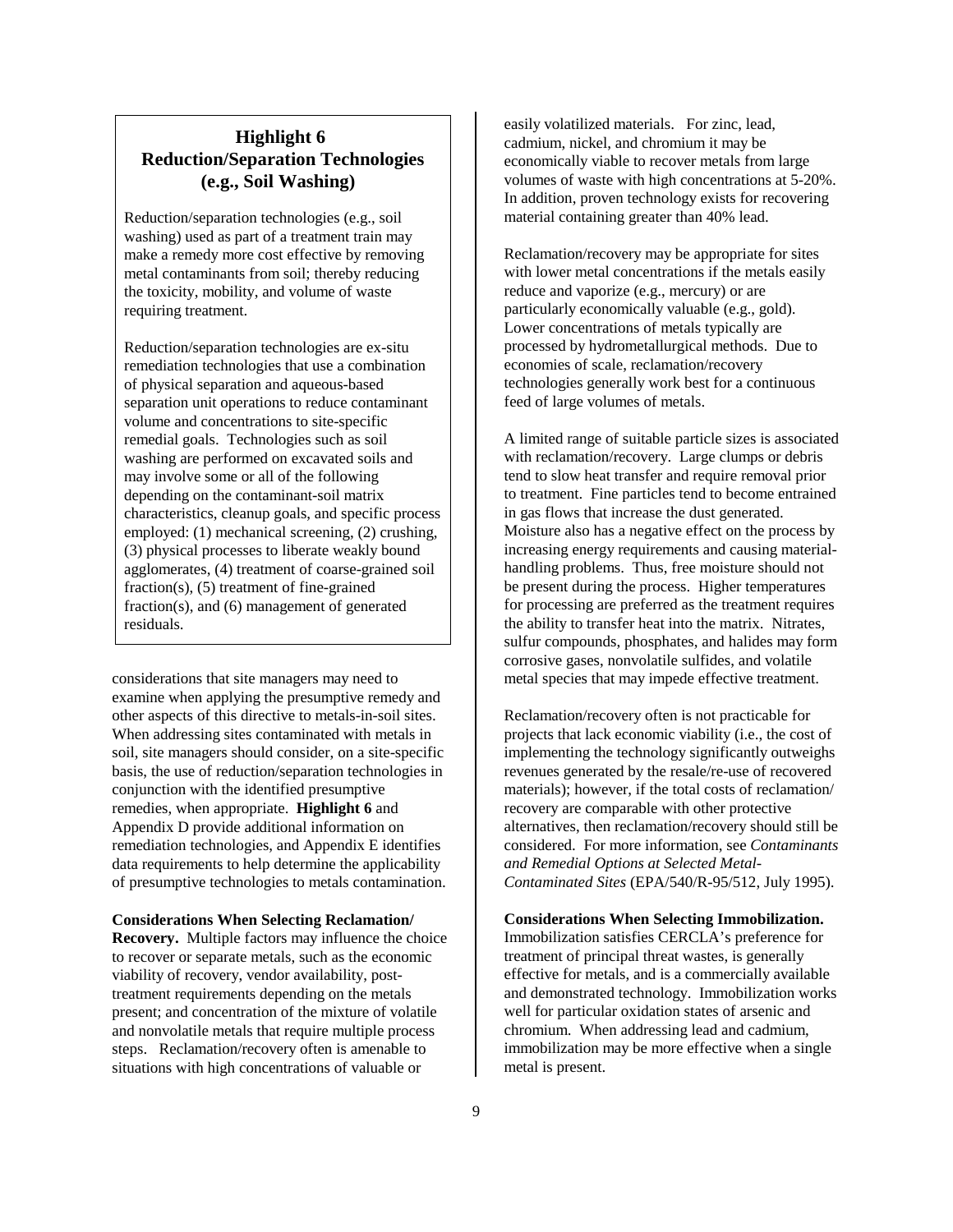### Highlight 6
### Reduction/Separation Technologies (e.g., Soil Washing)

Reduction/separation technologies (e.g., soil washing) used as part of a treatment train may make a remedy more cost effective by removing metal contaminants from soil; thereby reducing the toxicity, mobility, and volume of waste requiring treatment.

Reduction/separation technologies are ex-situ remediation technologies that use a combination of physical separation and aqueous-based separation unit operations to reduce contaminant volume and concentrations to site-specific remedial goals. Technologies such as soil washing are performed on excavated soils and may involve some or all of the following depending on the contaminant-soil matrix characteristics, cleanup goals, and specific process employed: (1) mechanical screening, (2) crushing, (3) physical processes to liberate weakly bound agglomerates, (4) treatment of coarse-grained soil fraction(s), (5) treatment of fine-grained fraction(s), and (6) management of generated residuals.

---

considerations that site managers may need to examine when applying the presumptive remedy and other aspects of this directive to metals-in-soil sites. When addressing sites contaminated with metals in soil, site managers should consider, on a site-specific basis, the use of reduction/separation technologies in conjunction with the identified presumptive remedies, when appropriate. **Highlight 6** and Appendix D provide additional information on remediation technologies, and Appendix E identifies data requirements to help determine the applicability of presumptive technologies to metals contamination.

**Considerations When Selecting Reclamation/ Recovery.** Multiple factors may influence the choice to recover or separate metals, such as the economic viability of recovery, vendor availability, post-treatment requirements depending on the metals present; and concentration of the mixture of volatile and nonvolatile metals that require multiple process steps. Reclamation/recovery often is amenable to situations with high concentrations of valuable or easily volatilized materials. For zinc, lead, cadmium, nickel, and chromium it may be economically viable to recover metals from large volumes of waste with high concentrations at 5-20%. In addition, proven technology exists for recovering material containing greater than 40% lead.

Reclamation/recovery may be appropriate for sites with lower metal concentrations if the metals easily reduce and vaporize (e.g., mercury) or are particularly economically valuable (e.g., gold). Lower concentrations of metals typically are processed by hydrometallurgical methods. Due to economies of scale, reclamation/recovery technologies generally work best for a continuous feed of large volumes of metals.

A limited range of suitable particle sizes is associated with reclamation/recovery. Large clumps or debris tend to slow heat transfer and require removal prior to treatment. Fine particles tend to become entrained in gas flows that increase the dust generated. Moisture also has a negative effect on the process by increasing energy requirements and causing material-handling problems. Thus, free moisture should not be present during the process. Higher temperatures for processing are preferred as the treatment requires the ability to transfer heat into the matrix. Nitrates, sulfur compounds, phosphates, and halides may form corrosive gases, nonvolatile sulfides, and volatile metal species that may impede effective treatment.

Reclamation/recovery often is not practicable for projects that lack economic viability (i.e., the cost of implementing the technology significantly outweighs revenues generated by the resale/re-use of recovered materials); however, if the total costs of reclamation/ recovery are comparable with other protective alternatives, then reclamation/recovery should still be considered. For more information, see *Contaminants and Remedial Options at Selected Metal-Contaminated Sites* (EPA/540/R-95/512, July 1995).

**Considerations When Selecting Immobilization.** Immobilization satisfies CERCLA's preference for treatment of principal threat wastes, is generally effective for metals, and is a commercially available and demonstrated technology. Immobilization works well for particular oxidation states of arsenic and chromium. When addressing lead and cadmium, immobilization may be more effective when a single metal is present.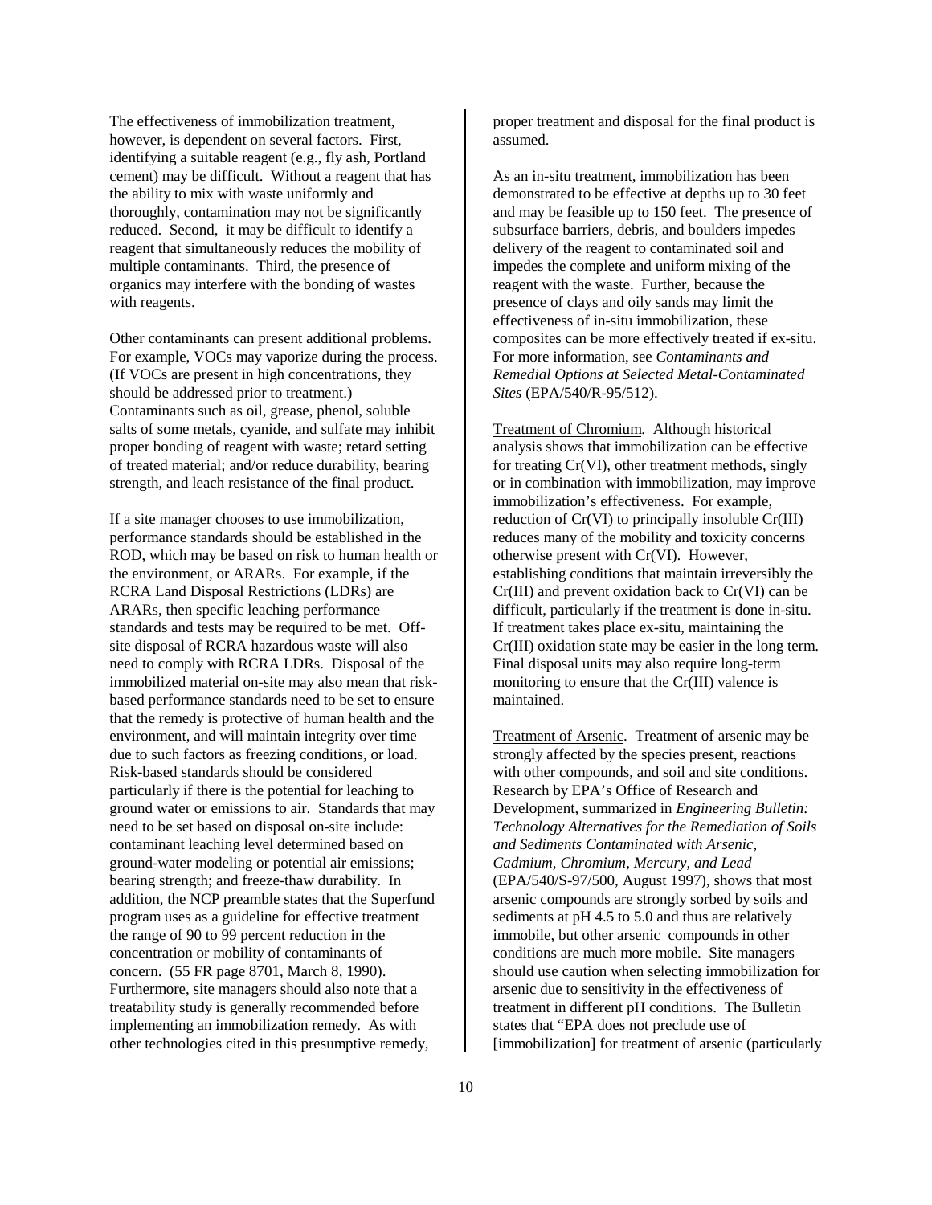The effectiveness of immobilization treatment, however, is dependent on several factors. First, identifying a suitable reagent (e.g., fly ash, Portland cement) may be difficult. Without a reagent that has the ability to mix with waste uniformly and thoroughly, contamination may not be significantly reduced. Second, it may be difficult to identify a reagent that simultaneously reduces the mobility of multiple contaminants. Third, the presence of organics may interfere with the bonding of wastes with reagents.

Other contaminants can present additional problems. For example, VOCs may vaporize during the process. (If VOCs are present in high concentrations, they should be addressed prior to treatment.) Contaminants such as oil, grease, phenol, soluble salts of some metals, cyanide, and sulfate may inhibit proper bonding of reagent with waste; retard setting of treated material; and/or reduce durability, bearing strength, and leach resistance of the final product.

If a site manager chooses to use immobilization, performance standards should be established in the ROD, which may be based on risk to human health or the environment, or ARARs. For example, if the RCRA Land Disposal Restrictions (LDRs) are ARARs, then specific leaching performance standards and tests may be required to be met. Off-site disposal of RCRA hazardous waste will also need to comply with RCRA LDRs. Disposal of the immobilized material on-site may also mean that risk-based performance standards need to be set to ensure that the remedy is protective of human health and the environment, and will maintain integrity over time due to such factors as freezing conditions, or load. Risk-based standards should be considered particularly if there is the potential for leaching to ground water or emissions to air. Standards that may need to be set based on disposal on-site include: contaminant leaching level determined based on ground-water modeling or potential air emissions; bearing strength; and freeze-thaw durability. In addition, the NCP preamble states that the Superfund program uses as a guideline for effective treatment the range of 90 to 99 percent reduction in the concentration or mobility of contaminants of concern. (55 FR page 8701, March 8, 1990). Furthermore, site managers should also note that a treatability study is generally recommended before implementing an immobilization remedy. As with other technologies cited in this presumptive remedy, proper treatment and disposal for the final product is assumed.

As an in-situ treatment, immobilization has been demonstrated to be effective at depths up to 30 feet and may be feasible up to 150 feet. The presence of subsurface barriers, debris, and boulders impedes delivery of the reagent to contaminated soil and impedes the complete and uniform mixing of the reagent with the waste. Further, because the presence of clays and oily sands may limit the effectiveness of in-situ immobilization, these composites can be more effectively treated if ex-situ. For more information, see *Contaminants and Remedial Options at Selected Metal-Contaminated Sites* (EPA/540/R-95/512).

Treatment of Chromium. Although historical analysis shows that immobilization can be effective for treating Cr(VI), other treatment methods, singly or in combination with immobilization, may improve immobilization's effectiveness. For example, reduction of Cr(VI) to principally insoluble Cr(III) reduces many of the mobility and toxicity concerns otherwise present with Cr(VI). However, establishing conditions that maintain irreversibly the Cr(III) and prevent oxidation back to Cr(VI) can be difficult, particularly if the treatment is done in-situ. If treatment takes place ex-situ, maintaining the Cr(III) oxidation state may be easier in the long term. Final disposal units may also require long-term monitoring to ensure that the Cr(III) valence is maintained.

Treatment of Arsenic. Treatment of arsenic may be strongly affected by the species present, reactions with other compounds, and soil and site conditions. Research by EPA's Office of Research and Development, summarized in *Engineering Bulletin: Technology Alternatives for the Remediation of Soils and Sediments Contaminated with Arsenic, Cadmium, Chromium, Mercury, and Lead* (EPA/540/S-97/500, August 1997), shows that most arsenic compounds are strongly sorbed by soils and sediments at pH 4.5 to 5.0 and thus are relatively immobile, but other arsenic compounds in other conditions are much more mobile. Site managers should use caution when selecting immobilization for arsenic due to sensitivity in the effectiveness of treatment in different pH conditions. The Bulletin states that "EPA does not preclude use of [immobilization] for treatment of arsenic (particularly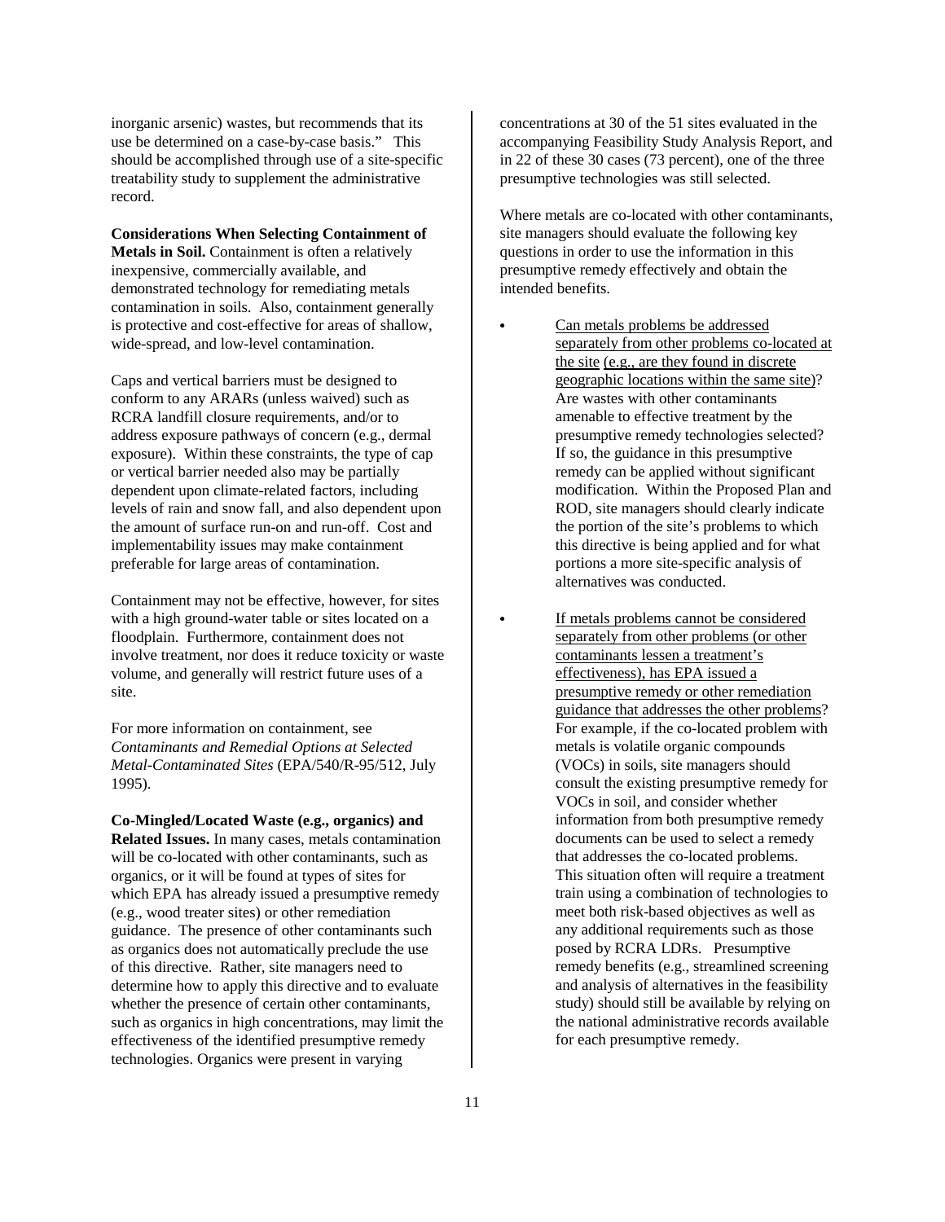inorganic arsenic) wastes, but recommends that its use be determined on a case-by-case basis." This should be accomplished through use of a site-specific treatability study to supplement the administrative record.

**Considerations When Selecting Containment of Metals in Soil.** Containment is often a relatively inexpensive, commercially available, and demonstrated technology for remediating metals contamination in soils. Also, containment generally is protective and cost-effective for areas of shallow, wide-spread, and low-level contamination.

Caps and vertical barriers must be designed to conform to any ARARs (unless waived) such as RCRA landfill closure requirements, and/or to address exposure pathways of concern (e.g., dermal exposure). Within these constraints, the type of cap or vertical barrier needed also may be partially dependent upon climate-related factors, including levels of rain and snow fall, and also dependent upon the amount of surface run-on and run-off. Cost and implementability issues may make containment preferable for large areas of contamination.

Containment may not be effective, however, for sites with a high ground-water table or sites located on a floodplain. Furthermore, containment does not involve treatment, nor does it reduce toxicity or waste volume, and generally will restrict future uses of a site.

For more information on containment, see *Contaminants and Remedial Options at Selected Metal-Contaminated Sites* (EPA/540/R-95/512, July 1995).

**Co-Mingled/Located Waste (e.g., organics) and Related Issues.** In many cases, metals contamination will be co-located with other contaminants, such as organics, or it will be found at types of sites for which EPA has already issued a presumptive remedy (e.g., wood treater sites) or other remediation guidance. The presence of other contaminants such as organics does not automatically preclude the use of this directive. Rather, site managers need to determine how to apply this directive and to evaluate whether the presence of certain other contaminants, such as organics in high concentrations, may limit the effectiveness of the identified presumptive remedy technologies. Organics were present in varying concentrations at 30 of the 51 sites evaluated in the accompanying Feasibility Study Analysis Report, and in 22 of these 30 cases (73 percent), one of the three presumptive technologies was still selected.

Where metals are co-located with other contaminants, site managers should evaluate the following key questions in order to use the information in this presumptive remedy effectively and obtain the intended benefits.

- Can metals problems be addressed separately from other problems co-located at the site (e.g., are they found in discrete geographic locations within the same site)? Are wastes with other contaminants amenable to effective treatment by the presumptive remedy technologies selected? If so, the guidance in this presumptive remedy can be applied without significant modification. Within the Proposed Plan and ROD, site managers should clearly indicate the portion of the site's problems to which this directive is being applied and for what portions a more site-specific analysis of alternatives was conducted.

- If metals problems cannot be considered separately from other problems (or other contaminants lessen a treatment's effectiveness), has EPA issued a presumptive remedy or other remediation guidance that addresses the other problems? For example, if the co-located problem with metals is volatile organic compounds (VOCs) in soils, site managers should consult the existing presumptive remedy for VOCs in soil, and consider whether information from both presumptive remedy documents can be used to select a remedy that addresses the co-located problems. This situation often will require a treatment train using a combination of technologies to meet both risk-based objectives as well as any additional requirements such as those posed by RCRA LDRs. Presumptive remedy benefits (e.g., streamlined screening and analysis of alternatives in the feasibility study) should still be available by relying on the national administrative records available for each presumptive remedy.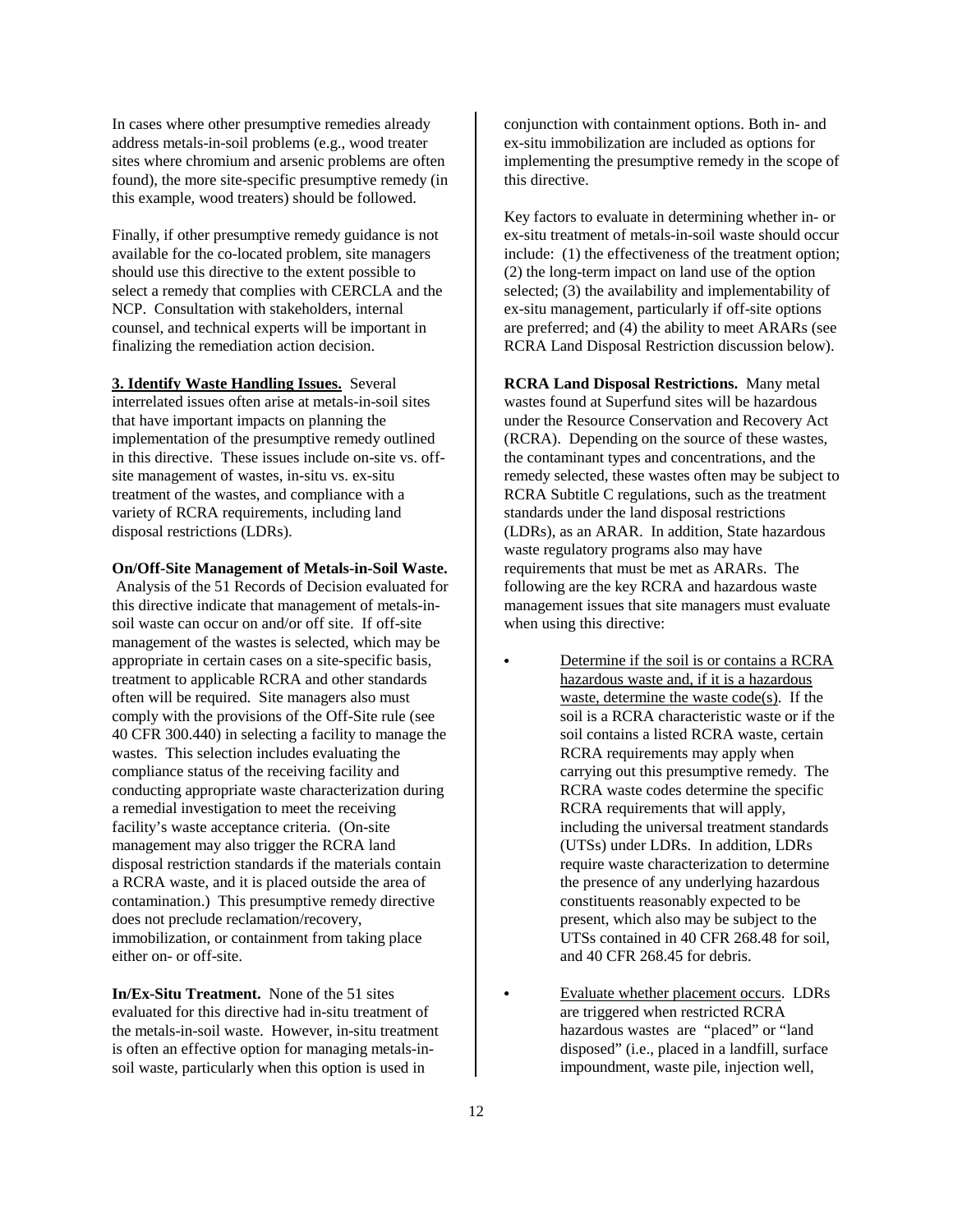In cases where other presumptive remedies already address metals-in-soil problems (e.g., wood treater sites where chromium and arsenic problems are often found), the more site-specific presumptive remedy (in this example, wood treaters) should be followed.

Finally, if other presumptive remedy guidance is not available for the co-located problem, site managers should use this directive to the extent possible to select a remedy that complies with CERCLA and the NCP. Consultation with stakeholders, internal counsel, and technical experts will be important in finalizing the remediation action decision.

**3. Identify Waste Handling Issues.** Several interrelated issues often arise at metals-in-soil sites that have important impacts on planning the implementation of the presumptive remedy outlined in this directive. These issues include on-site vs. off-site management of wastes, in-situ vs. ex-situ treatment of the wastes, and compliance with a variety of RCRA requirements, including land disposal restrictions (LDRs).

**On/Off-Site Management of Metals-in-Soil Waste.** Analysis of the 51 Records of Decision evaluated for this directive indicate that management of metals-in-soil waste can occur on and/or off site. If off-site management of the wastes is selected, which may be appropriate in certain cases on a site-specific basis, treatment to applicable RCRA and other standards often will be required. Site managers also must comply with the provisions of the Off-Site rule (see 40 CFR 300.440) in selecting a facility to manage the wastes. This selection includes evaluating the compliance status of the receiving facility and conducting appropriate waste characterization during a remedial investigation to meet the receiving facility's waste acceptance criteria. (On-site management may also trigger the RCRA land disposal restriction standards if the materials contain a RCRA waste, and it is placed outside the area of contamination.) This presumptive remedy directive does not preclude reclamation/recovery, immobilization, or containment from taking place either on- or off-site.

**In/Ex-Situ Treatment.** None of the 51 sites evaluated for this directive had in-situ treatment of the metals-in-soil waste. However, in-situ treatment is often an effective option for managing metals-in-soil waste, particularly when this option is used in conjunction with containment options. Both in- and ex-situ immobilization are included as options for implementing the presumptive remedy in the scope of this directive.

Key factors to evaluate in determining whether in- or ex-situ treatment of metals-in-soil waste should occur include: (1) the effectiveness of the treatment option; (2) the long-term impact on land use of the option selected; (3) the availability and implementability of ex-situ management, particularly if off-site options are preferred; and (4) the ability to meet ARARs (see RCRA Land Disposal Restriction discussion below).

**RCRA Land Disposal Restrictions.** Many metal wastes found at Superfund sites will be hazardous under the Resource Conservation and Recovery Act (RCRA). Depending on the source of these wastes, the contaminant types and concentrations, and the remedy selected, these wastes often may be subject to RCRA Subtitle C regulations, such as the treatment standards under the land disposal restrictions (LDRs), as an ARAR. In addition, State hazardous waste regulatory programs also may have requirements that must be met as ARARs. The following are the key RCRA and hazardous waste management issues that site managers must evaluate when using this directive:

- Determine if the soil is or contains a RCRA hazardous waste and, if it is a hazardous waste, determine the waste code(s). If the soil is a RCRA characteristic waste or if the soil contains a listed RCRA waste, certain RCRA requirements may apply when carrying out this presumptive remedy. The RCRA waste codes determine the specific RCRA requirements that will apply, including the universal treatment standards (UTSs) under LDRs. In addition, LDRs require waste characterization to determine the presence of any underlying hazardous constituents reasonably expected to be present, which also may be subject to the UTSs contained in 40 CFR 268.48 for soil, and 40 CFR 268.45 for debris.

- Evaluate whether placement occurs. LDRs are triggered when restricted RCRA hazardous wastes are "placed" or "land disposed" (i.e., placed in a landfill, surface impoundment, waste pile, injection well,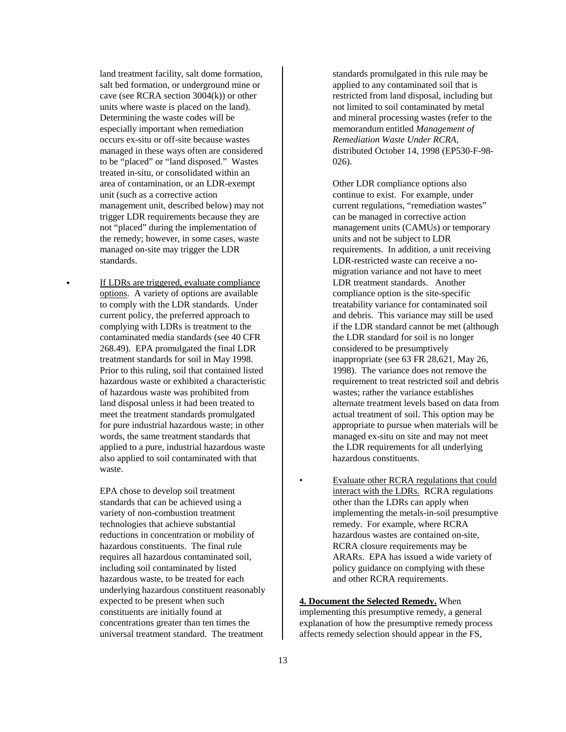land treatment facility, salt dome formation, salt bed formation, or underground mine or cave (see RCRA section 3004(k)) or other units where waste is placed on the land). Determining the waste codes will be especially important when remediation occurs ex-situ or off-site because wastes managed in these ways often are considered to be "placed" or "land disposed." Wastes treated in-situ, or consolidated within an area of contamination, or an LDR-exempt unit (such as a corrective action management unit, described below) may not trigger LDR requirements because they are not "placed" during the implementation of the remedy; however, in some cases, waste managed on-site may trigger the LDR standards.

- If LDRs are triggered, evaluate compliance options. A variety of options are available to comply with the LDR standards. Under current policy, the preferred approach to complying with LDRs is treatment to the contaminated media standards (see 40 CFR 268.49). EPA promulgated the final LDR treatment standards for soil in May 1998. Prior to this ruling, soil that contained listed hazardous waste or exhibited a characteristic of hazardous waste was prohibited from land disposal unless it had been treated to meet the treatment standards promulgated for pure industrial hazardous waste; in other words, the same treatment standards that applied to a pure, industrial hazardous waste also applied to soil contaminated with that waste.

  EPA chose to develop soil treatment standards that can be achieved using a variety of non-combustion treatment technologies that achieve substantial reductions in concentration or mobility of hazardous constituents. The final rule requires all hazardous contaminated soil, including soil contaminated by listed hazardous waste, to be treated for each underlying hazardous constituent reasonably expected to be present when such constituents are initially found at concentrations greater than ten times the universal treatment standard. The treatment standards promulgated in this rule may be applied to any contaminated soil that is restricted from land disposal, including but not limited to soil contaminated by metal and mineral processing wastes (refer to the memorandum entitled *Management of Remediation Waste Under RCRA*, distributed October 14, 1998 (EP530-F-98-026).

  Other LDR compliance options also continue to exist. For example, under current regulations, "remediation wastes" can be managed in corrective action management units (CAMUs) or temporary units and not be subject to LDR requirements. In addition, a unit receiving LDR-restricted waste can receive a no-migration variance and not have to meet LDR treatment standards. Another compliance option is the site-specific treatability variance for contaminated soil and debris. This variance may still be used if the LDR standard cannot be met (although the LDR standard for soil is no longer considered to be presumptively inappropriate (see 63 FR 28,621, May 26, 1998). The variance does not remove the requirement to treat restricted soil and debris wastes; rather the variance establishes alternate treatment levels based on data from actual treatment of soil. This option may be appropriate to pursue when materials will be managed ex-situ on site and may not meet the LDR requirements for all underlying hazardous constituents.

- Evaluate other RCRA regulations that could interact with the LDRs. RCRA regulations other than the LDRs can apply when implementing the metals-in-soil presumptive remedy. For example, where RCRA hazardous wastes are contained on-site, RCRA closure requirements may be ARARs. EPA has issued a wide variety of policy guidance on complying with these and other RCRA requirements.

**4. Document the Selected Remedy.** When implementing this presumptive remedy, a general explanation of how the presumptive remedy process affects remedy selection should appear in the FS,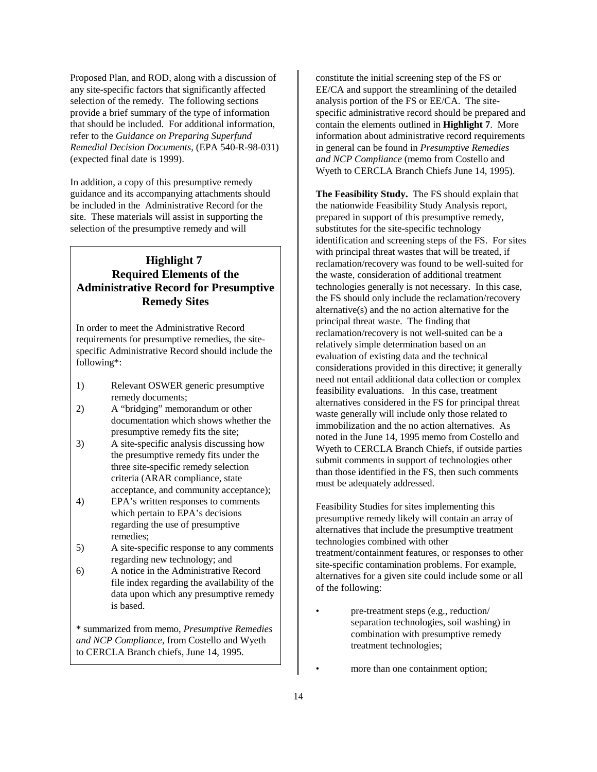Proposed Plan, and ROD, along with a discussion of any site-specific factors that significantly affected selection of the remedy. The following sections provide a brief summary of the type of information that should be included. For additional information, refer to the *Guidance on Preparing Superfund Remedial Decision Documents*, (EPA 540-R-98-031) (expected final date is 1999).

In addition, a copy of this presumptive remedy guidance and its accompanying attachments should be included in the Administrative Record for the site. These materials will assist in supporting the selection of the presumptive remedy and will constitute the initial screening step of the FS or EE/CA and support the streamlining of the detailed analysis portion of the FS or EE/CA. The site-specific administrative record should be prepared and contain the elements outlined in **Highlight 7**. More information about administrative record requirements in general can be found in *Presumptive Remedies and NCP Compliance* (memo from Costello and Wyeth to CERCLA Branch Chiefs June 14, 1995).

> **Highlight 7**
> **Required Elements of the Administrative Record for Presumptive Remedy Sites**
>
> In order to meet the Administrative Record requirements for presumptive remedies, the site-specific Administrative Record should include the following*:
>
> 1) Relevant OSWER generic presumptive remedy documents;
> 2) A "bridging" memorandum or other documentation which shows whether the presumptive remedy fits the site;
> 3) A site-specific analysis discussing how the presumptive remedy fits under the three site-specific remedy selection criteria (ARAR compliance, state acceptance, and community acceptance);
> 4) EPA's written responses to comments which pertain to EPA's decisions regarding the use of presumptive remedies;
> 5) A site-specific response to any comments regarding new technology; and
> 6) A notice in the Administrative Record file index regarding the availability of the data upon which any presumptive remedy is based.
>
> * summarized from memo, *Presumptive Remedies and NCP Compliance*, from Costello and Wyeth to CERCLA Branch chiefs, June 14, 1995.

**The Feasibility Study.** The FS should explain that the nationwide Feasibility Study Analysis report, prepared in support of this presumptive remedy, substitutes for the site-specific technology identification and screening steps of the FS. For sites with principal threat wastes that will be treated, if reclamation/recovery was found to be well-suited for the waste, consideration of additional treatment technologies generally is not necessary. In this case, the FS should only include the reclamation/recovery alternative(s) and the no action alternative for the principal threat waste. The finding that reclamation/recovery is not well-suited can be a relatively simple determination based on an evaluation of existing data and the technical considerations provided in this directive; it generally need not entail additional data collection or complex feasibility evaluations. In this case, treatment alternatives considered in the FS for principal threat waste generally will include only those related to immobilization and the no action alternatives. As noted in the June 14, 1995 memo from Costello and Wyeth to CERCLA Branch Chiefs, if outside parties submit comments in support of technologies other than those identified in the FS, then such comments must be adequately addressed.

Feasibility Studies for sites implementing this presumptive remedy likely will contain an array of alternatives that include the presumptive treatment technologies combined with other treatment/containment features, or responses to other site-specific contamination problems. For example, alternatives for a given site could include some or all of the following:

- pre-treatment steps (e.g., reduction/ separation technologies, soil washing) in combination with presumptive remedy treatment technologies;
- more than one containment option;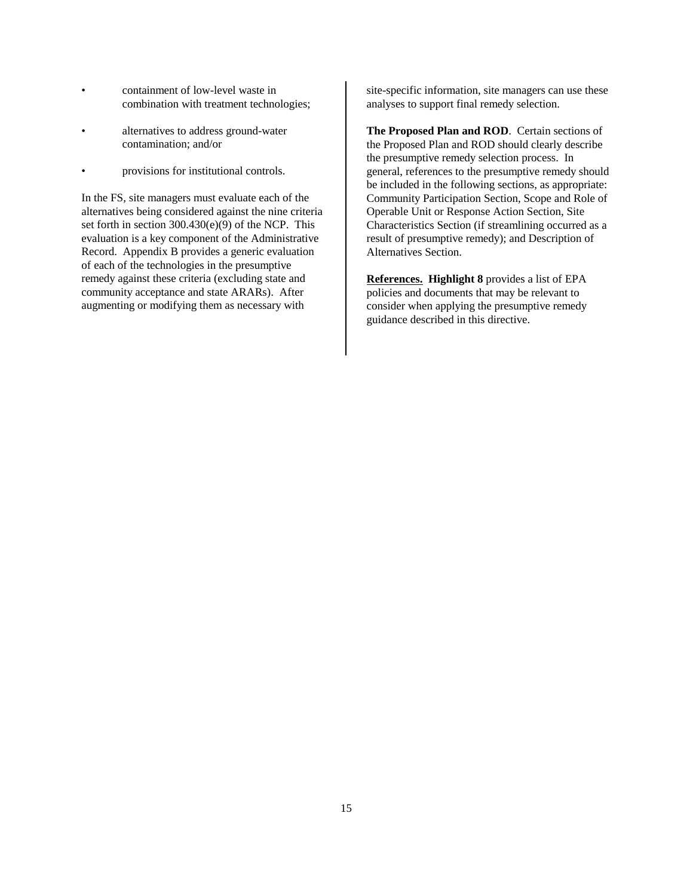- containment of low-level waste in combination with treatment technologies;
- alternatives to address ground-water contamination; and/or
- provisions for institutional controls.

In the FS, site managers must evaluate each of the alternatives being considered against the nine criteria set forth in section 300.430(e)(9) of the NCP. This evaluation is a key component of the Administrative Record. Appendix B provides a generic evaluation of each of the technologies in the presumptive remedy against these criteria (excluding state and community acceptance and state ARARs). After augmenting or modifying them as necessary with site-specific information, site managers can use these analyses to support final remedy selection.

**The Proposed Plan and ROD**. Certain sections of the Proposed Plan and ROD should clearly describe the presumptive remedy selection process. In general, references to the presumptive remedy should be included in the following sections, as appropriate: Community Participation Section, Scope and Role of Operable Unit or Response Action Section, Site Characteristics Section (if streamlining occurred as a result of presumptive remedy); and Description of Alternatives Section.

**References. Highlight 8** provides a list of EPA policies and documents that may be relevant to consider when applying the presumptive remedy guidance described in this directive.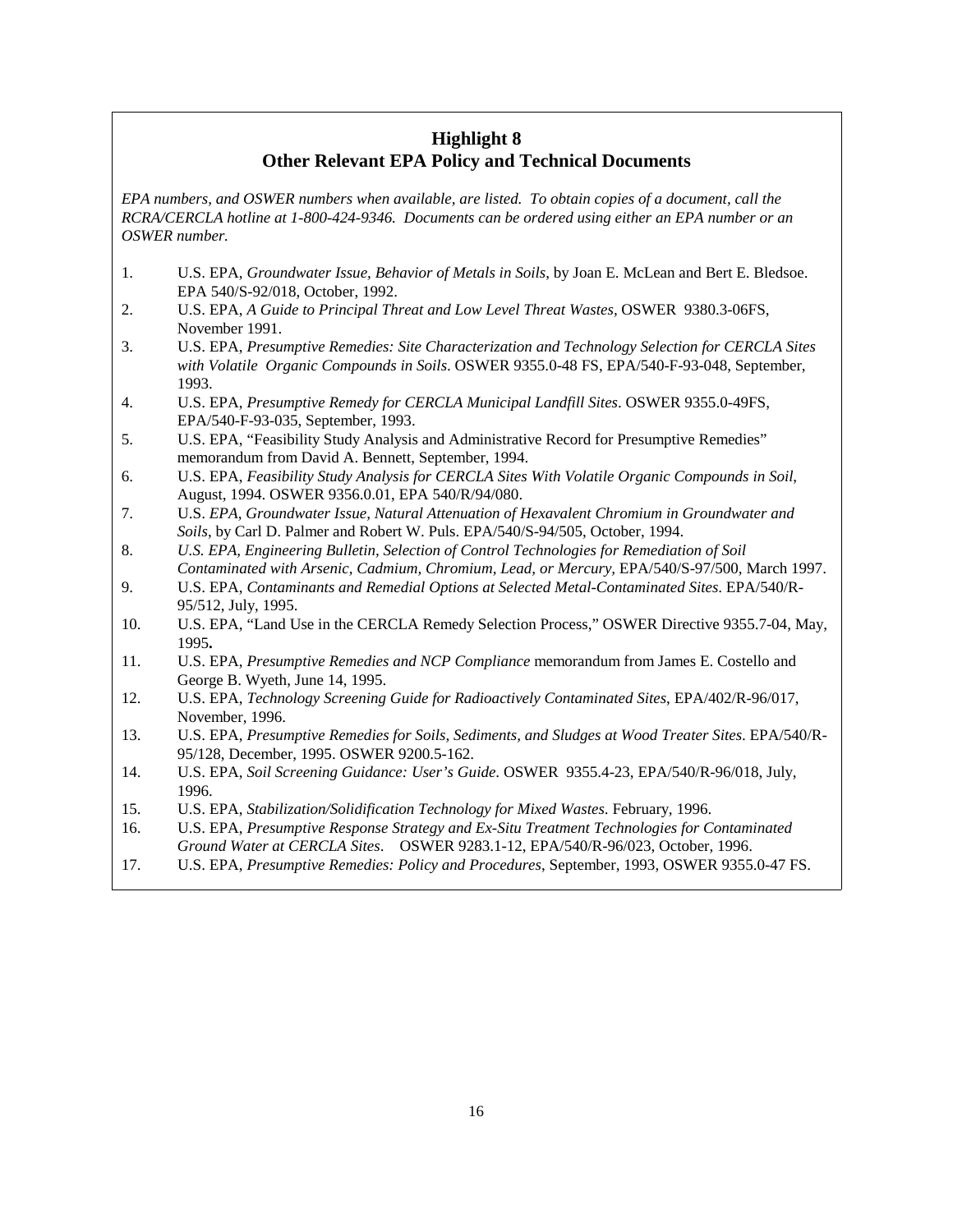## Highlight 8
## Other Relevant EPA Policy and Technical Documents

*EPA numbers, and OSWER numbers when available, are listed. To obtain copies of a document, call the RCRA/CERCLA hotline at 1-800-424-9346. Documents can be ordered using either an EPA number or an OSWER number.*

1. U.S. EPA, *Groundwater Issue, Behavior of Metals in Soils*, by Joan E. McLean and Bert E. Bledsoe. EPA 540/S-92/018, October, 1992.
2. U.S. EPA, *A Guide to Principal Threat and Low Level Threat Wastes*, OSWER 9380.3-06FS, November 1991.
3. U.S. EPA, *Presumptive Remedies: Site Characterization and Technology Selection for CERCLA Sites with Volatile Organic Compounds in Soils*. OSWER 9355.0-48 FS, EPA/540-F-93-048, September, 1993.
4. U.S. EPA, *Presumptive Remedy for CERCLA Municipal Landfill Sites*. OSWER 9355.0-49FS, EPA/540-F-93-035, September, 1993.
5. U.S. EPA, "Feasibility Study Analysis and Administrative Record for Presumptive Remedies" memorandum from David A. Bennett, September, 1994.
6. U.S. EPA, *Feasibility Study Analysis for CERCLA Sites With Volatile Organic Compounds in Soil*, August, 1994. OSWER 9356.0.01, EPA 540/R/94/080.
7. U.S. *EPA, Groundwater Issue, Natural Attenuation of Hexavalent Chromium in Groundwater and Soils*, by Carl D. Palmer and Robert W. Puls. EPA/540/S-94/505, October, 1994.
8. *U.S. EPA, Engineering Bulletin, Selection of Control Technologies for Remediation of Soil Contaminated with Arsenic, Cadmium, Chromium, Lead, or Mercury,* EPA/540/S-97/500, March 1997.
9. U.S. EPA, *Contaminants and Remedial Options at Selected Metal-Contaminated Sites*. EPA/540/R-95/512, July, 1995.
10. U.S. EPA, "Land Use in the CERCLA Remedy Selection Process," OSWER Directive 9355.7-04, May, 1995**.**
11. U.S. EPA, *Presumptive Remedies and NCP Compliance* memorandum from James E. Costello and George B. Wyeth, June 14, 1995.
12. U.S. EPA, *Technology Screening Guide for Radioactively Contaminated Sites*, EPA/402/R-96/017, November, 1996.
13. U.S. EPA, *Presumptive Remedies for Soils, Sediments, and Sludges at Wood Treater Sites*. EPA/540/R-95/128, December, 1995. OSWER 9200.5-162.
14. U.S. EPA, *Soil Screening Guidance: User's Guide*. OSWER 9355.4-23, EPA/540/R-96/018, July, 1996.
15. U.S. EPA, *Stabilization/Solidification Technology for Mixed Wastes*. February, 1996.
16. U.S. EPA, *Presumptive Response Strategy and Ex-Situ Treatment Technologies for Contaminated Ground Water at CERCLA Sites*. OSWER 9283.1-12, EPA/540/R-96/023, October, 1996.
17. U.S. EPA, *Presumptive Remedies: Policy and Procedures*, September, 1993, OSWER 9355.0-47 FS.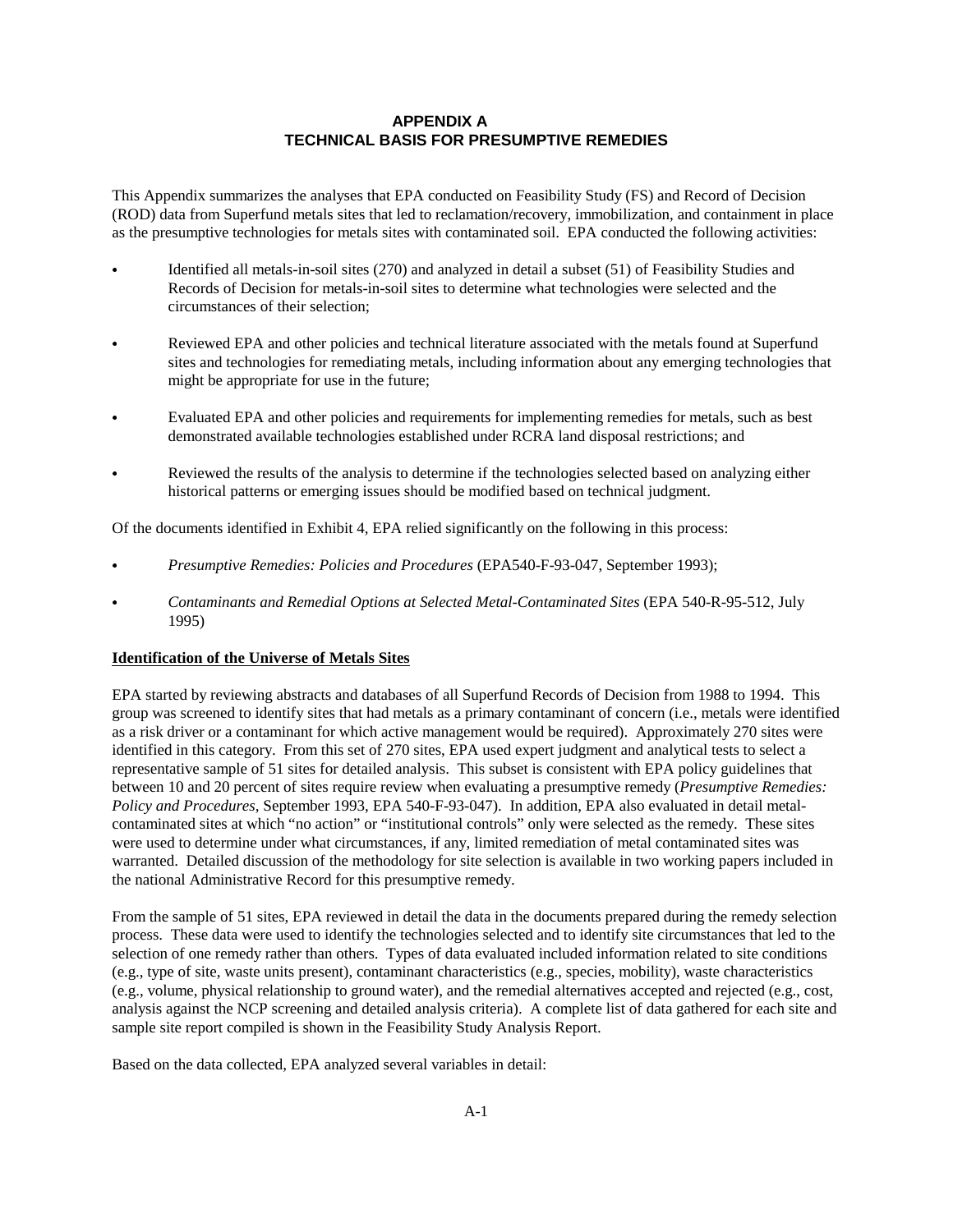# APPENDIX A
## TECHNICAL BASIS FOR PRESUMPTIVE REMEDIES

This Appendix summarizes the analyses that EPA conducted on Feasibility Study (FS) and Record of Decision (ROD) data from Superfund metals sites that led to reclamation/recovery, immobilization, and containment in place as the presumptive technologies for metals sites with contaminated soil. EPA conducted the following activities:

- Identified all metals-in-soil sites (270) and analyzed in detail a subset (51) of Feasibility Studies and Records of Decision for metals-in-soil sites to determine what technologies were selected and the circumstances of their selection;
- Reviewed EPA and other policies and technical literature associated with the metals found at Superfund sites and technologies for remediating metals, including information about any emerging technologies that might be appropriate for use in the future;
- Evaluated EPA and other policies and requirements for implementing remedies for metals, such as best demonstrated available technologies established under RCRA land disposal restrictions; and
- Reviewed the results of the analysis to determine if the technologies selected based on analyzing either historical patterns or emerging issues should be modified based on technical judgment.

Of the documents identified in Exhibit 4, EPA relied significantly on the following in this process:

- *Presumptive Remedies: Policies and Procedures* (EPA540-F-93-047, September 1993);
- *Contaminants and Remedial Options at Selected Metal-Contaminated Sites* (EPA 540-R-95-512, July 1995)

**Identification of the Universe of Metals Sites**

EPA started by reviewing abstracts and databases of all Superfund Records of Decision from 1988 to 1994. This group was screened to identify sites that had metals as a primary contaminant of concern (i.e., metals were identified as a risk driver or a contaminant for which active management would be required). Approximately 270 sites were identified in this category. From this set of 270 sites, EPA used expert judgment and analytical tests to select a representative sample of 51 sites for detailed analysis. This subset is consistent with EPA policy guidelines that between 10 and 20 percent of sites require review when evaluating a presumptive remedy (*Presumptive Remedies: Policy and Procedures*, September 1993, EPA 540-F-93-047). In addition, EPA also evaluated in detail metal-contaminated sites at which "no action" or "institutional controls" only were selected as the remedy. These sites were used to determine under what circumstances, if any, limited remediation of metal contaminated sites was warranted. Detailed discussion of the methodology for site selection is available in two working papers included in the national Administrative Record for this presumptive remedy.

From the sample of 51 sites, EPA reviewed in detail the data in the documents prepared during the remedy selection process. These data were used to identify the technologies selected and to identify site circumstances that led to the selection of one remedy rather than others. Types of data evaluated included information related to site conditions (e.g., type of site, waste units present), contaminant characteristics (e.g., species, mobility), waste characteristics (e.g., volume, physical relationship to ground water), and the remedial alternatives accepted and rejected (e.g., cost, analysis against the NCP screening and detailed analysis criteria). A complete list of data gathered for each site and sample site report compiled is shown in the Feasibility Study Analysis Report.

Based on the data collected, EPA analyzed several variables in detail: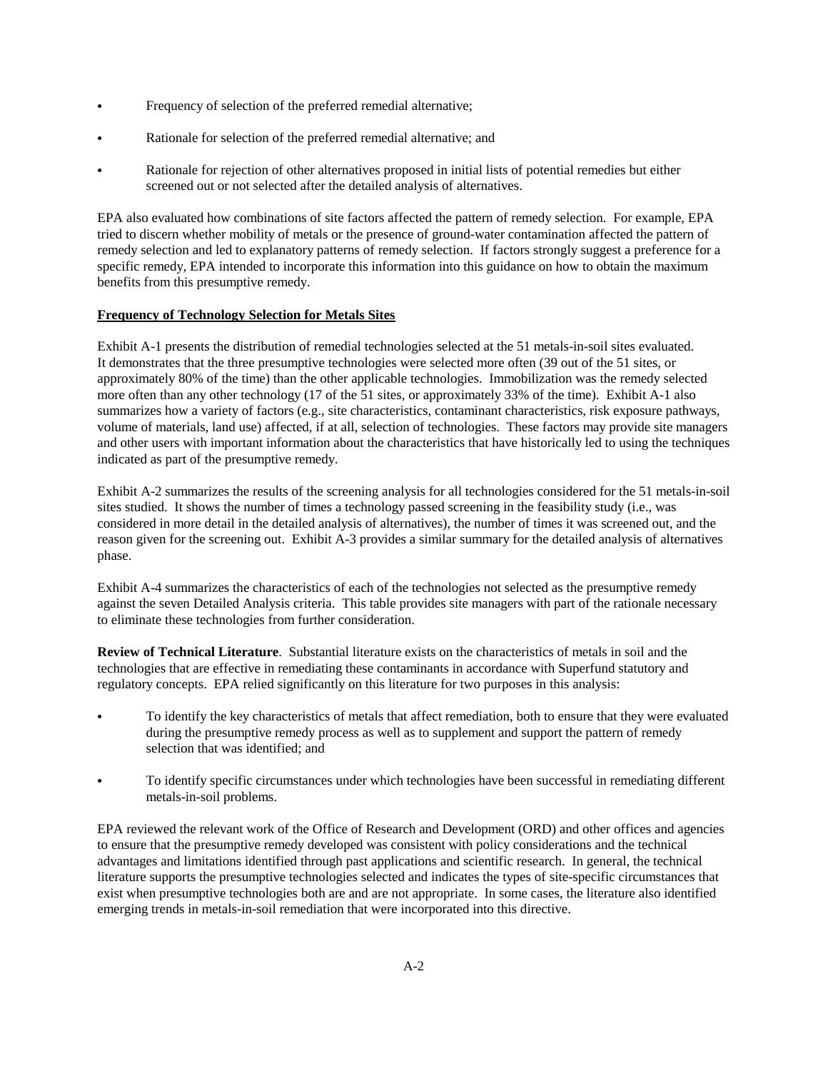- Frequency of selection of the preferred remedial alternative;
- Rationale for selection of the preferred remedial alternative; and
- Rationale for rejection of other alternatives proposed in initial lists of potential remedies but either screened out or not selected after the detailed analysis of alternatives.

EPA also evaluated how combinations of site factors affected the pattern of remedy selection. For example, EPA tried to discern whether mobility of metals or the presence of ground-water contamination affected the pattern of remedy selection and led to explanatory patterns of remedy selection. If factors strongly suggest a preference for a specific remedy, EPA intended to incorporate this information into this guidance on how to obtain the maximum benefits from this presumptive remedy.

**Frequency of Technology Selection for Metals Sites**

Exhibit A-1 presents the distribution of remedial technologies selected at the 51 metals-in-soil sites evaluated. It demonstrates that the three presumptive technologies were selected more often (39 out of the 51 sites, or approximately 80% of the time) than the other applicable technologies. Immobilization was the remedy selected more often than any other technology (17 of the 51 sites, or approximately 33% of the time). Exhibit A-1 also summarizes how a variety of factors (e.g., site characteristics, contaminant characteristics, risk exposure pathways, volume of materials, land use) affected, if at all, selection of technologies. These factors may provide site managers and other users with important information about the characteristics that have historically led to using the techniques indicated as part of the presumptive remedy.

Exhibit A-2 summarizes the results of the screening analysis for all technologies considered for the 51 metals-in-soil sites studied. It shows the number of times a technology passed screening in the feasibility study (i.e., was considered in more detail in the detailed analysis of alternatives), the number of times it was screened out, and the reason given for the screening out. Exhibit A-3 provides a similar summary for the detailed analysis of alternatives phase.

Exhibit A-4 summarizes the characteristics of each of the technologies not selected as the presumptive remedy against the seven Detailed Analysis criteria. This table provides site managers with part of the rationale necessary to eliminate these technologies from further consideration.

**Review of Technical Literature**. Substantial literature exists on the characteristics of metals in soil and the technologies that are effective in remediating these contaminants in accordance with Superfund statutory and regulatory concepts. EPA relied significantly on this literature for two purposes in this analysis:

- To identify the key characteristics of metals that affect remediation, both to ensure that they were evaluated during the presumptive remedy process as well as to supplement and support the pattern of remedy selection that was identified; and
- To identify specific circumstances under which technologies have been successful in remediating different metals-in-soil problems.

EPA reviewed the relevant work of the Office of Research and Development (ORD) and other offices and agencies to ensure that the presumptive remedy developed was consistent with policy considerations and the technical advantages and limitations identified through past applications and scientific research. In general, the technical literature supports the presumptive technologies selected and indicates the types of site-specific circumstances that exist when presumptive technologies both are and are not appropriate. In some cases, the literature also identified emerging trends in metals-in-soil remediation that were incorporated into this directive.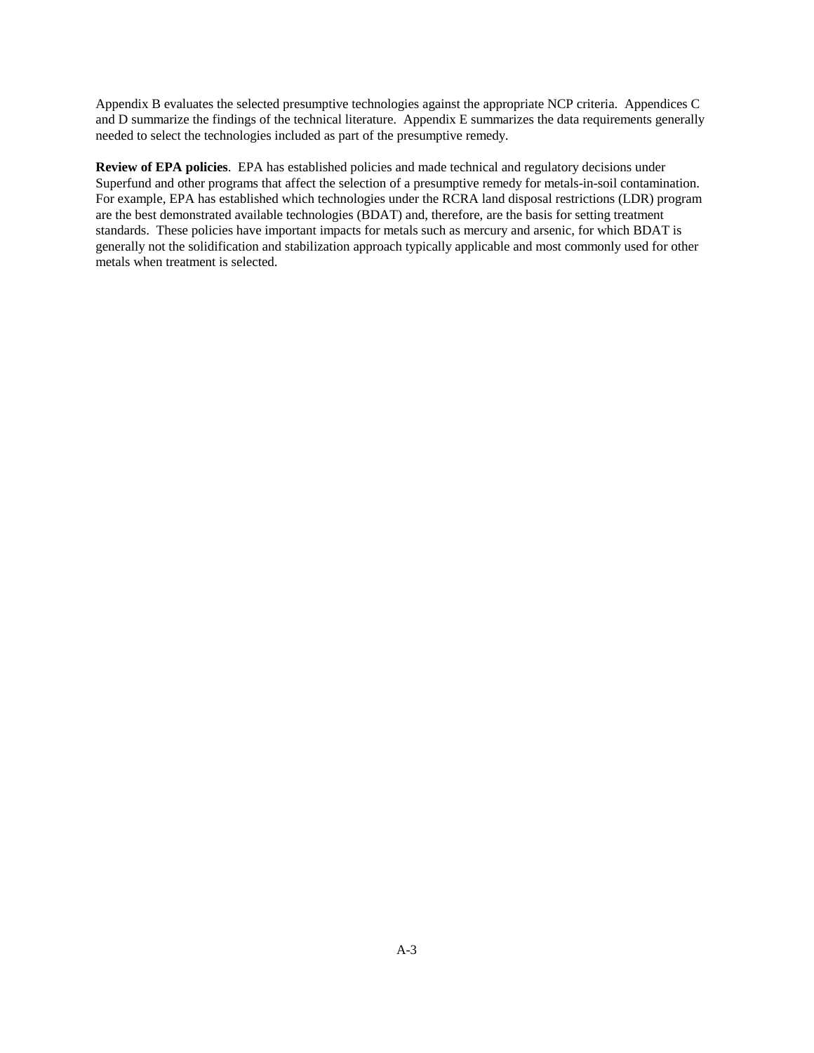Appendix B evaluates the selected presumptive technologies against the appropriate NCP criteria. Appendices C and D summarize the findings of the technical literature. Appendix E summarizes the data requirements generally needed to select the technologies included as part of the presumptive remedy.

**Review of EPA policies**. EPA has established policies and made technical and regulatory decisions under Superfund and other programs that affect the selection of a presumptive remedy for metals-in-soil contamination. For example, EPA has established which technologies under the RCRA land disposal restrictions (LDR) program are the best demonstrated available technologies (BDAT) and, therefore, are the basis for setting treatment standards. These policies have important impacts for metals such as mercury and arsenic, for which BDAT is generally not the solidification and stabilization approach typically applicable and most commonly used for other metals when treatment is selected.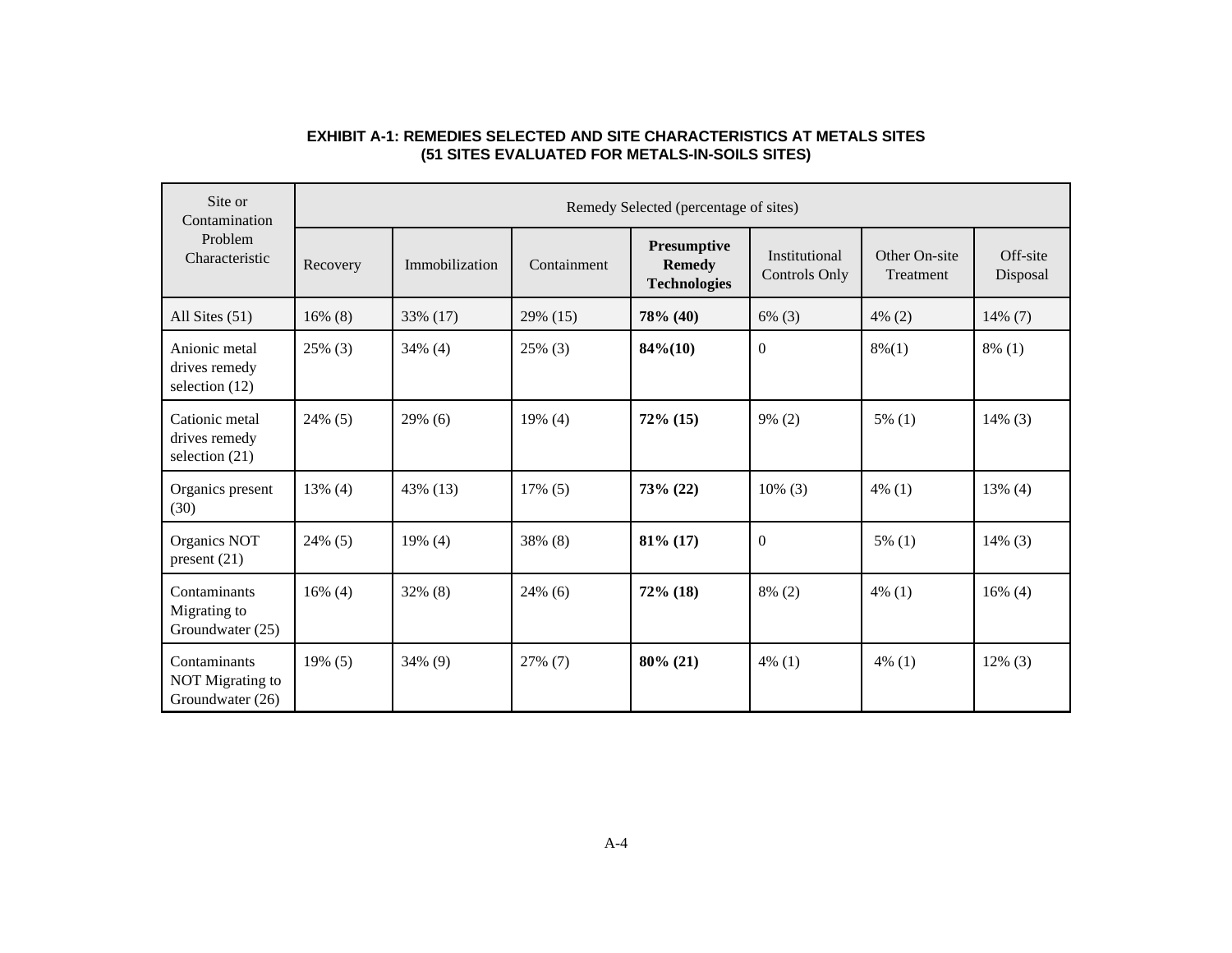**EXHIBIT A-1: REMEDIES SELECTED AND SITE CHARACTERISTICS AT METALS SITES**
**(51 SITES EVALUATED FOR METALS-IN-SOILS SITES)**

| Site or Contamination Problem Characteristic | Remedy Selected (percentage of sites) | | | | | | |
|---|---|---|---|---|---|---|---|
| | Recovery | Immobilization | Containment | **Presumptive Remedy Technologies** | Institutional Controls Only | Other On-site Treatment | Off-site Disposal |
| All Sites (51) | 16% (8) | 33% (17) | 29% (15) | **78% (40)** | 6% (3) | 4% (2) | 14% (7) |
| Anionic metal drives remedy selection (12) | 25% (3) | 34% (4) | 25% (3) | **84%(10)** | 0 | 8%(1) | 8% (1) |
| Cationic metal drives remedy selection (21) | 24% (5) | 29% (6) | 19% (4) | **72% (15)** | 9% (2) | 5% (1) | 14% (3) |
| Organics present (30) | 13% (4) | 43% (13) | 17% (5) | **73% (22)** | 10% (3) | 4% (1) | 13% (4) |
| Organics NOT present (21) | 24% (5) | 19% (4) | 38% (8) | **81% (17)** | 0 | 5% (1) | 14% (3) |
| Contaminants Migrating to Groundwater (25) | 16% (4) | 32% (8) | 24% (6) | **72% (18)** | 8% (2) | 4% (1) | 16% (4) |
| Contaminants NOT Migrating to Groundwater (26) | 19% (5) | 34% (9) | 27% (7) | **80% (21)** | 4% (1) | 4% (1) | 12% (3) |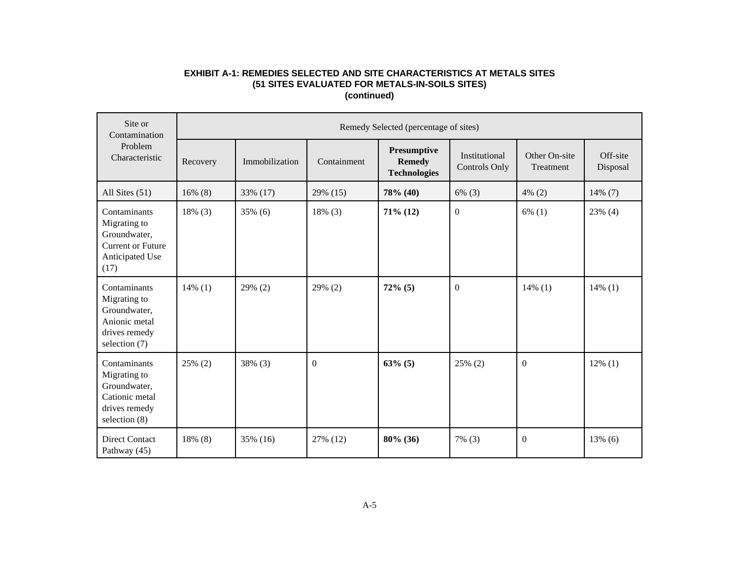**EXHIBIT A-1: REMEDIES SELECTED AND SITE CHARACTERISTICS AT METALS SITES**
**(51 SITES EVALUATED FOR METALS-IN-SOILS SITES)**
**(continued)**

| Site or Contamination Problem Characteristic | Remedy Selected (percentage of sites) | | | | | | |
|---|---|---|---|---|---|---|---|
| | Recovery | Immobilization | Containment | **Presumptive Remedy Technologies** | Institutional Controls Only | Other On-site Treatment | Off-site Disposal |
| All Sites (51) | 16% (8) | 33% (17) | 29% (15) | **78% (40)** | 6% (3) | 4% (2) | 14% (7) |
| Contaminants Migrating to Groundwater, Current or Future Anticipated Use (17) | 18% (3) | 35% (6) | 18% (3) | **71% (12)** | 0 | 6% (1) | 23% (4) |
| Contaminants Migrating to Groundwater, Anionic metal drives remedy selection (7) | 14% (1) | 29% (2) | 29% (2) | **72% (5)** | 0 | 14% (1) | 14% (1) |
| Contaminants Migrating to Groundwater, Cationic metal drives remedy selection (8) | 25% (2) | 38% (3) | 0 | **63% (5)** | 25% (2) | 0 | 12% (1) |
| Direct Contact Pathway (45) | 18% (8) | 35% (16) | 27% (12) | **80% (36)** | 7% (3) | 0 | 13% (6) |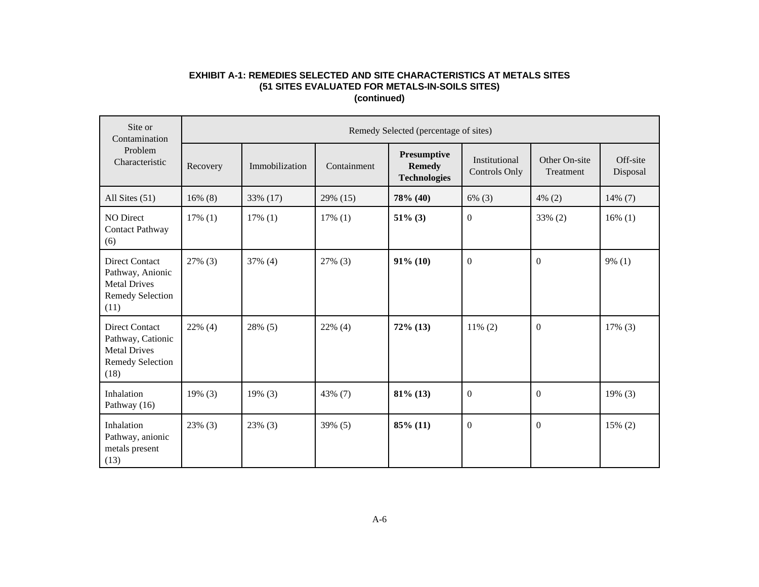**EXHIBIT A-1: REMEDIES SELECTED AND SITE CHARACTERISTICS AT METALS SITES**
**(51 SITES EVALUATED FOR METALS-IN-SOILS SITES)**
**(continued)**

| Site or Contamination Problem Characteristic | Remedy Selected (percentage of sites) | | | | | | |
|---|---|---|---|---|---|---|---|
| | Recovery | Immobilization | Containment | **Presumptive Remedy Technologies** | Institutional Controls Only | Other On-site Treatment | Off-site Disposal |
| All Sites (51) | 16% (8) | 33% (17) | 29% (15) | **78% (40)** | 6% (3) | 4% (2) | 14% (7) |
| NO Direct Contact Pathway (6) | 17% (1) | 17% (1) | 17% (1) | **51% (3)** | 0 | 33% (2) | 16% (1) |
| Direct Contact Pathway, Anionic Metal Drives Remedy Selection (11) | 27% (3) | 37% (4) | 27% (3) | **91% (10)** | 0 | 0 | 9% (1) |
| Direct Contact Pathway, Cationic Metal Drives Remedy Selection (18) | 22% (4) | 28% (5) | 22% (4) | **72% (13)** | 11% (2) | 0 | 17% (3) |
| Inhalation Pathway (16) | 19% (3) | 19% (3) | 43% (7) | **81% (13)** | 0 | 0 | 19% (3) |
| Inhalation Pathway, anionic metals present (13) | 23% (3) | 23% (3) | 39% (5) | **85% (11)** | 0 | 0 | 15% (2) |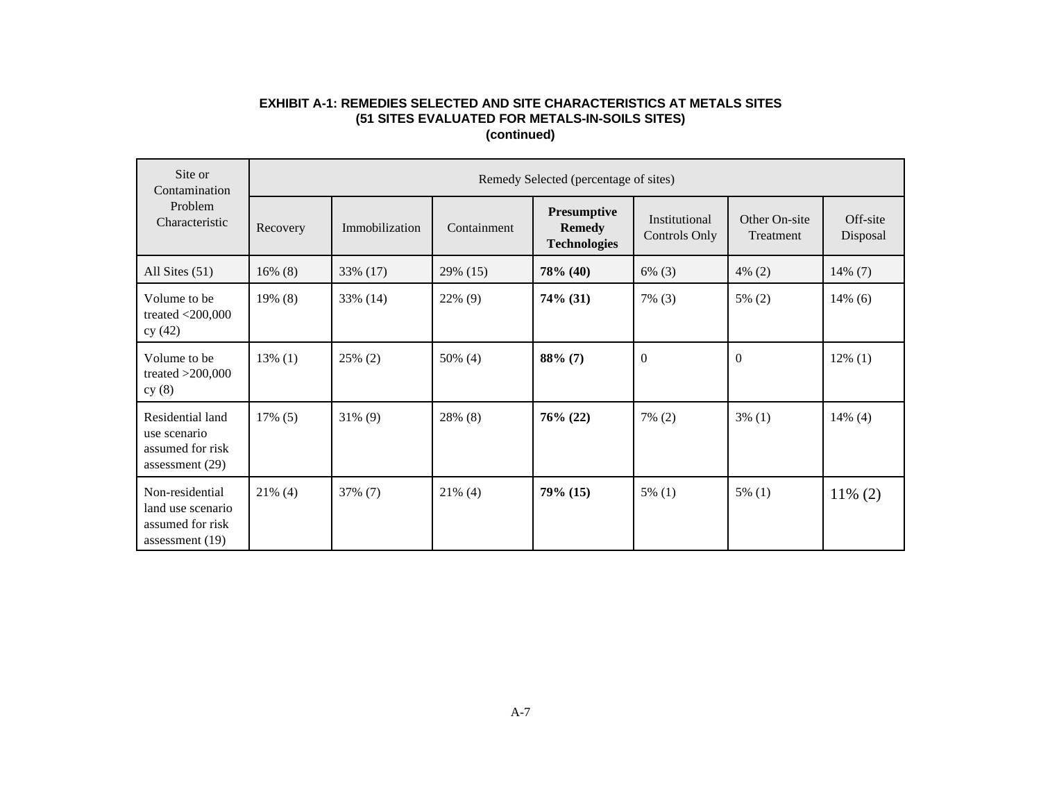**EXHIBIT A-1: REMEDIES SELECTED AND SITE CHARACTERISTICS AT METALS SITES (51 SITES EVALUATED FOR METALS-IN-SOILS SITES) (continued)**

| Site or Contamination Problem Characteristic | Remedy Selected (percentage of sites) | | | | | | |
|---|---|---|---|---|---|---|---|
| | Recovery | Immobilization | Containment | **Presumptive Remedy Technologies** | Institutional Controls Only | Other On-site Treatment | Off-site Disposal |
| All Sites (51) | 16% (8) | 33% (17) | 29% (15) | **78% (40)** | 6% (3) | 4% (2) | 14% (7) |
| Volume to be treated <200,000 cy (42) | 19% (8) | 33% (14) | 22% (9) | **74% (31)** | 7% (3) | 5% (2) | 14% (6) |
| Volume to be treated >200,000 cy (8) | 13% (1) | 25% (2) | 50% (4) | **88% (7)** | 0 | 0 | 12% (1) |
| Residential land use scenario assumed for risk assessment (29) | 17% (5) | 31% (9) | 28% (8) | **76% (22)** | 7% (2) | 3% (1) | 14% (4) |
| Non-residential land use scenario assumed for risk assessment (19) | 21% (4) | 37% (7) | 21% (4) | **79% (15)** | 5% (1) | 5% (1) | 11% (2) |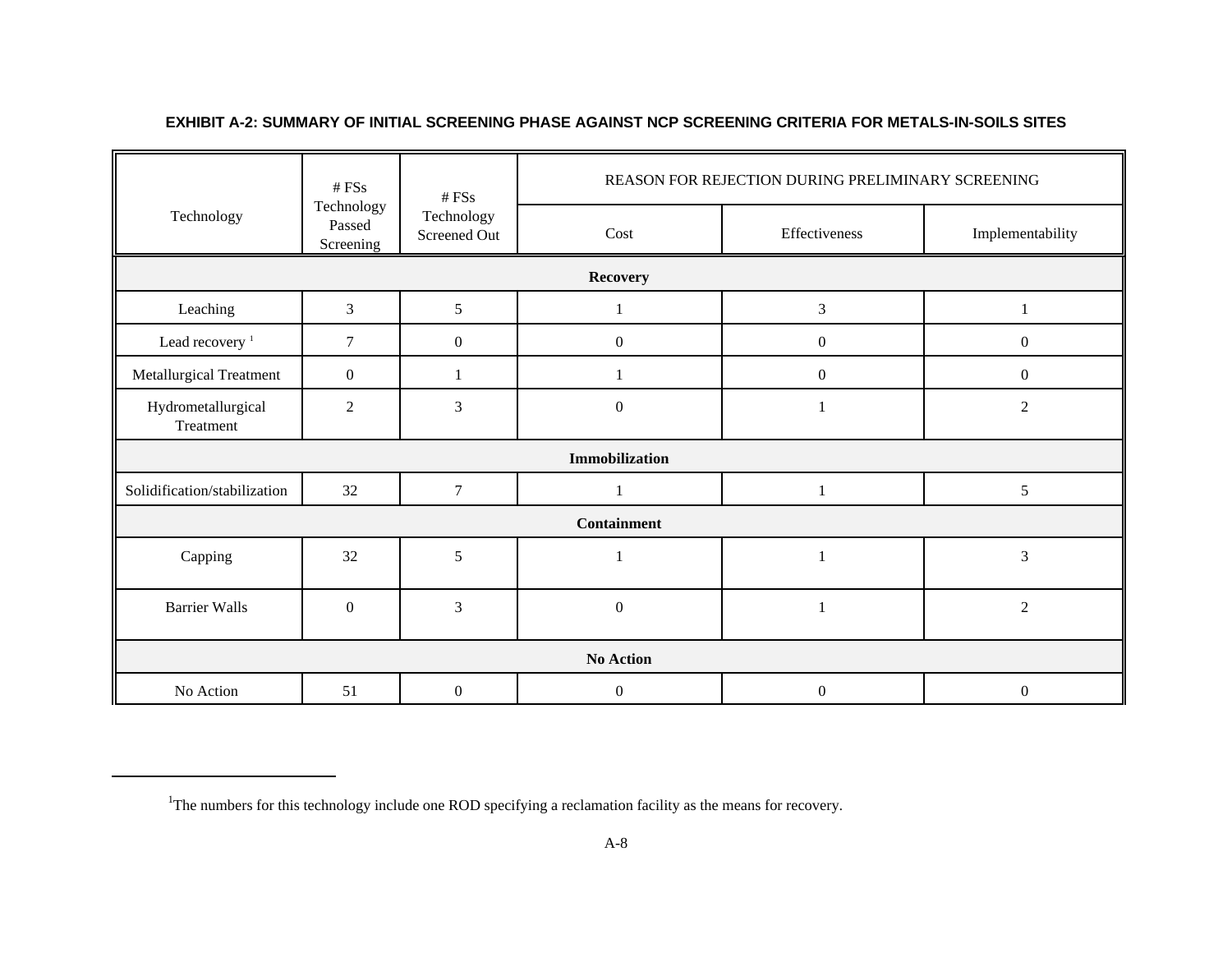**EXHIBIT A-2: SUMMARY OF INITIAL SCREENING PHASE AGAINST NCP SCREENING CRITERIA FOR METALS-IN-SOILS SITES**

| Technology | # FSs Technology Passed Screening | # FSs Technology Screened Out | REASON FOR REJECTION DURING PRELIMINARY SCREENING | | |
|---|---|---|---|---|---|
| | | | Cost | Effectiveness | Implementability |
| **Recovery** | | | | | |
| Leaching | 3 | 5 | 1 | 3 | 1 |
| Lead recovery [1] | 7 | 0 | 0 | 0 | 0 |
| Metallurgical Treatment | 0 | 1 | 1 | 0 | 0 |
| Hydrometallurgical Treatment | 2 | 3 | 0 | 1 | 2 |
| **Immobilization** | | | | | |
| Solidification/stabilization | 32 | 7 | 1 | 1 | 5 |
| **Containment** | | | | | |
| Capping | 32 | 5 | 1 | 1 | 3 |
| Barrier Walls | 0 | 3 | 0 | 1 | 2 |
| **No Action** | | | | | |
| No Action | 51 | 0 | 0 | 0 | 0 |

[1] The numbers for this technology include one ROD specifying a reclamation facility as the means for recovery.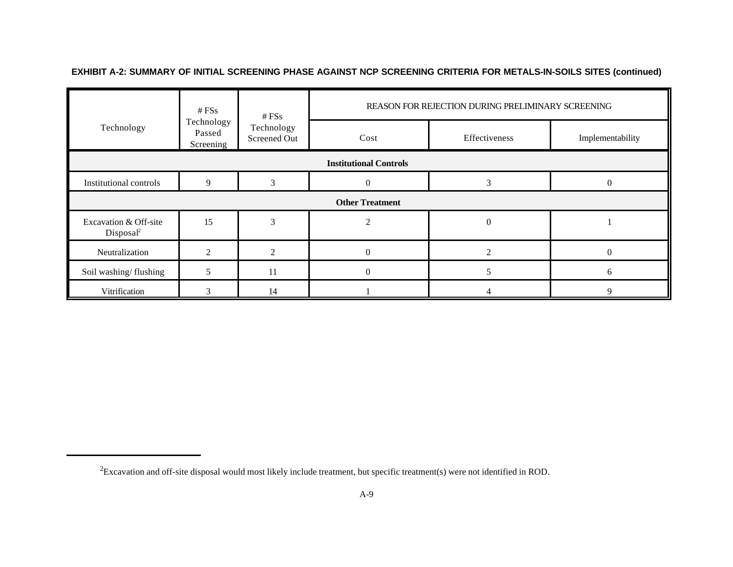**EXHIBIT A-2: SUMMARY OF INITIAL SCREENING PHASE AGAINST NCP SCREENING CRITERIA FOR METALS-IN-SOILS SITES (continued)**

| Technology | # FSs Technology Passed Screening | # FSs Technology Screened Out | REASON FOR REJECTION DURING PRELIMINARY SCREENING | | |
|---|---|---|---|---|---|
| | | | Cost | Effectiveness | Implementability |
| **Institutional Controls** | | | | | |
| Institutional controls | 9 | 3 | 0 | 3 | 0 |
| **Other Treatment** | | | | | |
| Excavation & Off-site Disposal[2] | 15 | 3 | 2 | 0 | 1 |
| Neutralization | 2 | 2 | 0 | 2 | 0 |
| Soil washing/ flushing | 5 | 11 | 0 | 5 | 6 |
| Vitrification | 3 | 14 | 1 | 4 | 9 |

[2]Excavation and off-site disposal would most likely include treatment, but specific treatment(s) were not identified in ROD.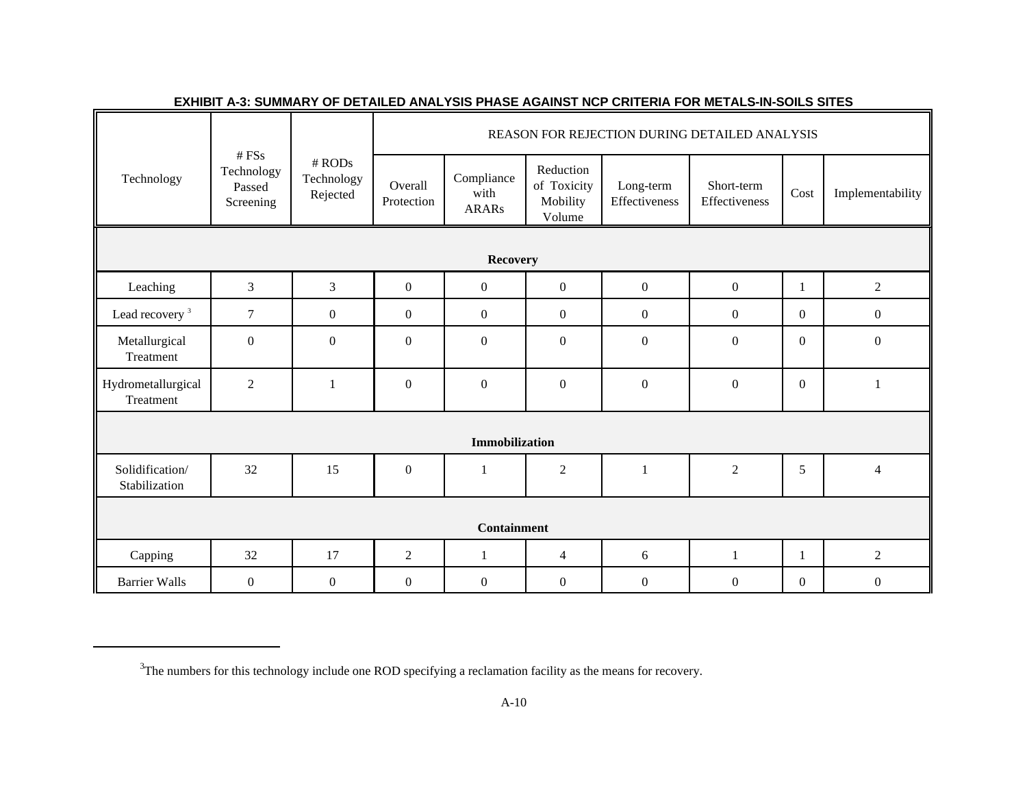**EXHIBIT A-3: SUMMARY OF DETAILED ANALYSIS PHASE AGAINST NCP CRITERIA FOR METALS-IN-SOILS SITES**

| Technology | # FSs Technology Passed Screening | # RODs Technology Rejected | REASON FOR REJECTION DURING DETAILED ANALYSIS | | | | | | |
|---|---|---|---|---|---|---|---|---|---|
| | | | Overall Protection | Compliance with ARARs | Reduction of Toxicity Mobility Volume | Long-term Effectiveness | Short-term Effectiveness | Cost | Implementability |
| **Recovery** | | | | | | | | | |
| Leaching | 3 | 3 | 0 | 0 | 0 | 0 | 0 | 1 | 2 |
| Lead recovery [3] | 7 | 0 | 0 | 0 | 0 | 0 | 0 | 0 | 0 |
| Metallurgical Treatment | 0 | 0 | 0 | 0 | 0 | 0 | 0 | 0 | 0 |
| Hydrometallurgical Treatment | 2 | 1 | 0 | 0 | 0 | 0 | 0 | 0 | 1 |
| **Immobilization** | | | | | | | | | |
| Solidification/ Stabilization | 32 | 15 | 0 | 1 | 2 | 1 | 2 | 5 | 4 |
| **Containment** | | | | | | | | | |
| Capping | 32 | 17 | 2 | 1 | 4 | 6 | 1 | 1 | 2 |
| Barrier Walls | 0 | 0 | 0 | 0 | 0 | 0 | 0 | 0 | 0 |

[3] The numbers for this technology include one ROD specifying a reclamation facility as the means for recovery.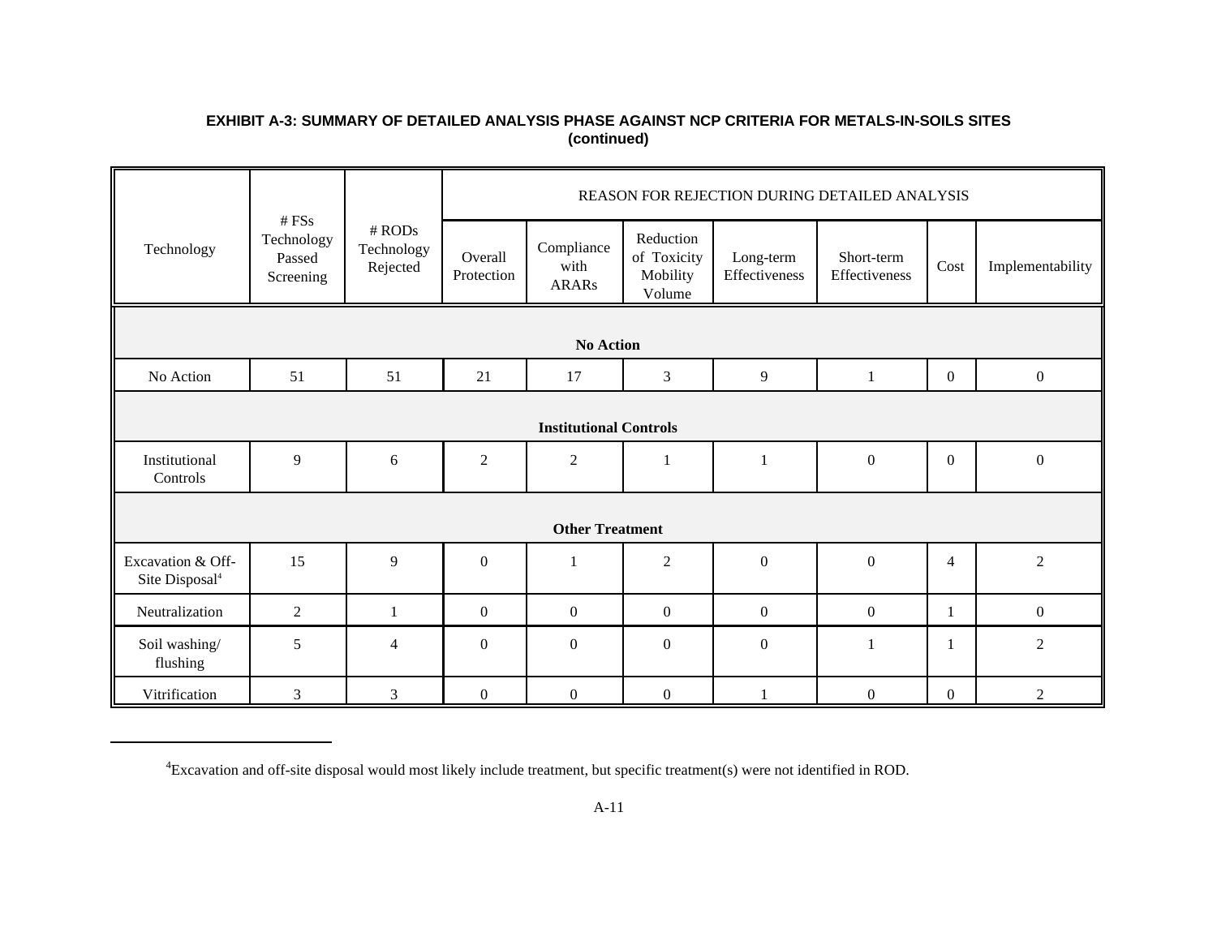**EXHIBIT A-3: SUMMARY OF DETAILED ANALYSIS PHASE AGAINST NCP CRITERIA FOR METALS-IN-SOILS SITES (continued)**

| Technology | # FSs Technology Passed Screening | # RODs Technology Rejected | REASON FOR REJECTION DURING DETAILED ANALYSIS | | | | | | |
|---|---|---|---|---|---|---|---|---|---|
| | | | Overall Protection | Compliance with ARARs | Reduction of Toxicity Mobility Volume | Long-term Effectiveness | Short-term Effectiveness | Cost | Implementability |
| **No Action** | | | | | | | | | |
| No Action | 51 | 51 | 21 | 17 | 3 | 9 | 1 | 0 | 0 |
| **Institutional Controls** | | | | | | | | | |
| Institutional Controls | 9 | 6 | 2 | 2 | 1 | 1 | 0 | 0 | 0 |
| **Other Treatment** | | | | | | | | | |
| Excavation & Off-Site Disposal[4] | 15 | 9 | 0 | 1 | 2 | 0 | 0 | 4 | 2 |
| Neutralization | 2 | 1 | 0 | 0 | 0 | 0 | 0 | 1 | 0 |
| Soil washing/ flushing | 5 | 4 | 0 | 0 | 0 | 0 | 1 | 1 | 2 |
| Vitrification | 3 | 3 | 0 | 0 | 0 | 1 | 0 | 0 | 2 |

[4]Excavation and off-site disposal would most likely include treatment, but specific treatment(s) were not identified in ROD.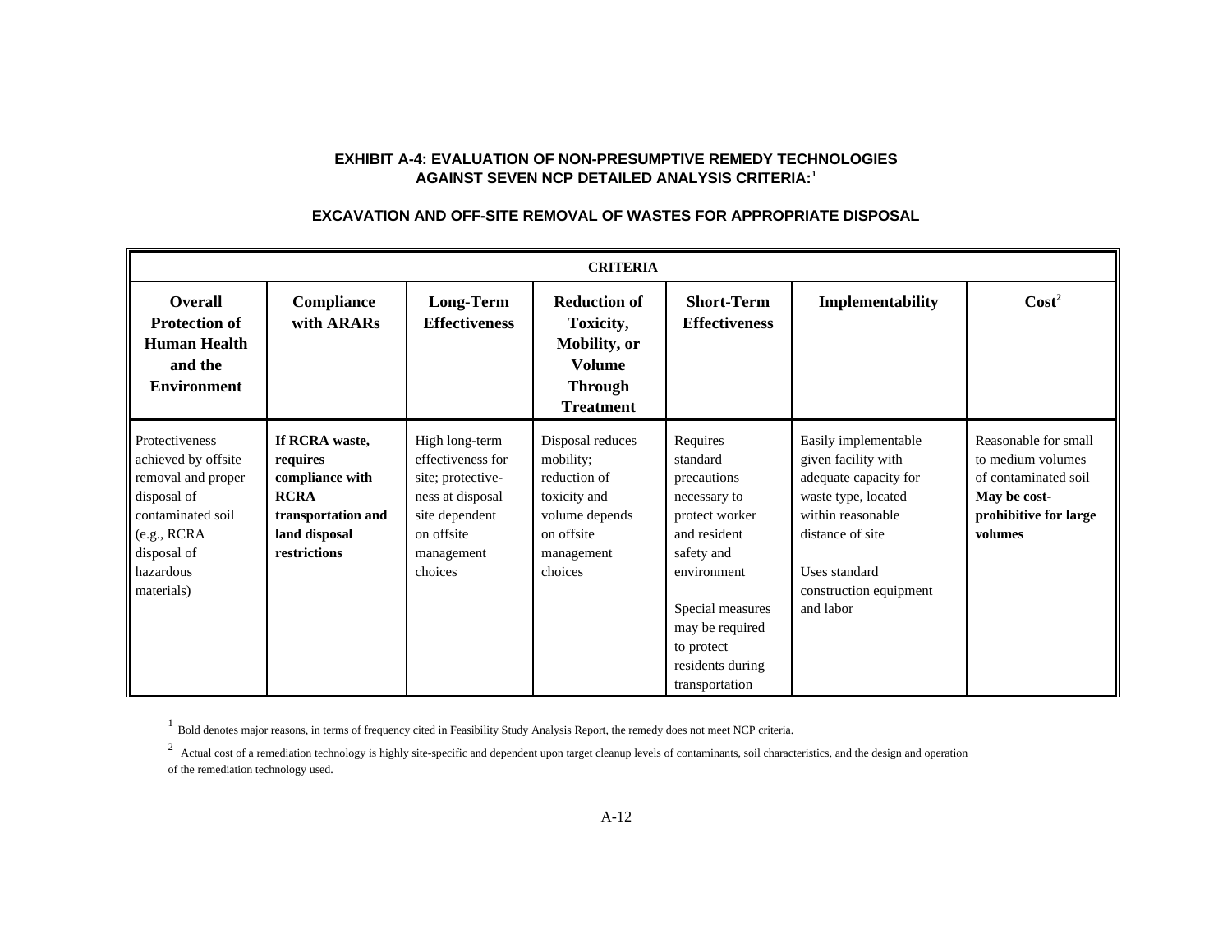**EXHIBIT A-4: EVALUATION OF NON-PRESUMPTIVE REMEDY TECHNOLOGIES AGAINST SEVEN NCP DETAILED ANALYSIS CRITERIA:**[1]

**EXCAVATION AND OFF-SITE REMOVAL OF WASTES FOR APPROPRIATE DISPOSAL**

| CRITERIA | | | | | | |
|---|---|---|---|---|---|---|
| **Overall Protection of Human Health and the Environment** | **Compliance with ARARs** | **Long-Term Effectiveness** | **Reduction of Toxicity, Mobility, or Volume Through Treatment** | **Short-Term Effectiveness** | **Implementability** | **Cost**[2] |
| Protectiveness achieved by offsite removal and proper disposal of contaminated soil (e.g., RCRA disposal of hazardous materials) | **If RCRA waste, requires compliance with RCRA transportation and land disposal restrictions** | High long-term effectiveness for site; protective-ness at disposal site dependent on offsite management choices | Disposal reduces mobility; reduction of toxicity and volume depends on offsite management choices | Requires standard precautions necessary to protect worker and resident safety and environment<br><br>Special measures may be required to protect residents during transportation | Easily implementable given facility with adequate capacity for waste type, located within reasonable distance of site<br><br>Uses standard construction equipment and labor | Reasonable for small to medium volumes of contaminated soil **May be cost-prohibitive for large volumes** |

[1] Bold denotes major reasons, in terms of frequency cited in Feasibility Study Analysis Report, the remedy does not meet NCP criteria.

[2] Actual cost of a remediation technology is highly site-specific and dependent upon target cleanup levels of contaminants, soil characteristics, and the design and operation of the remediation technology used.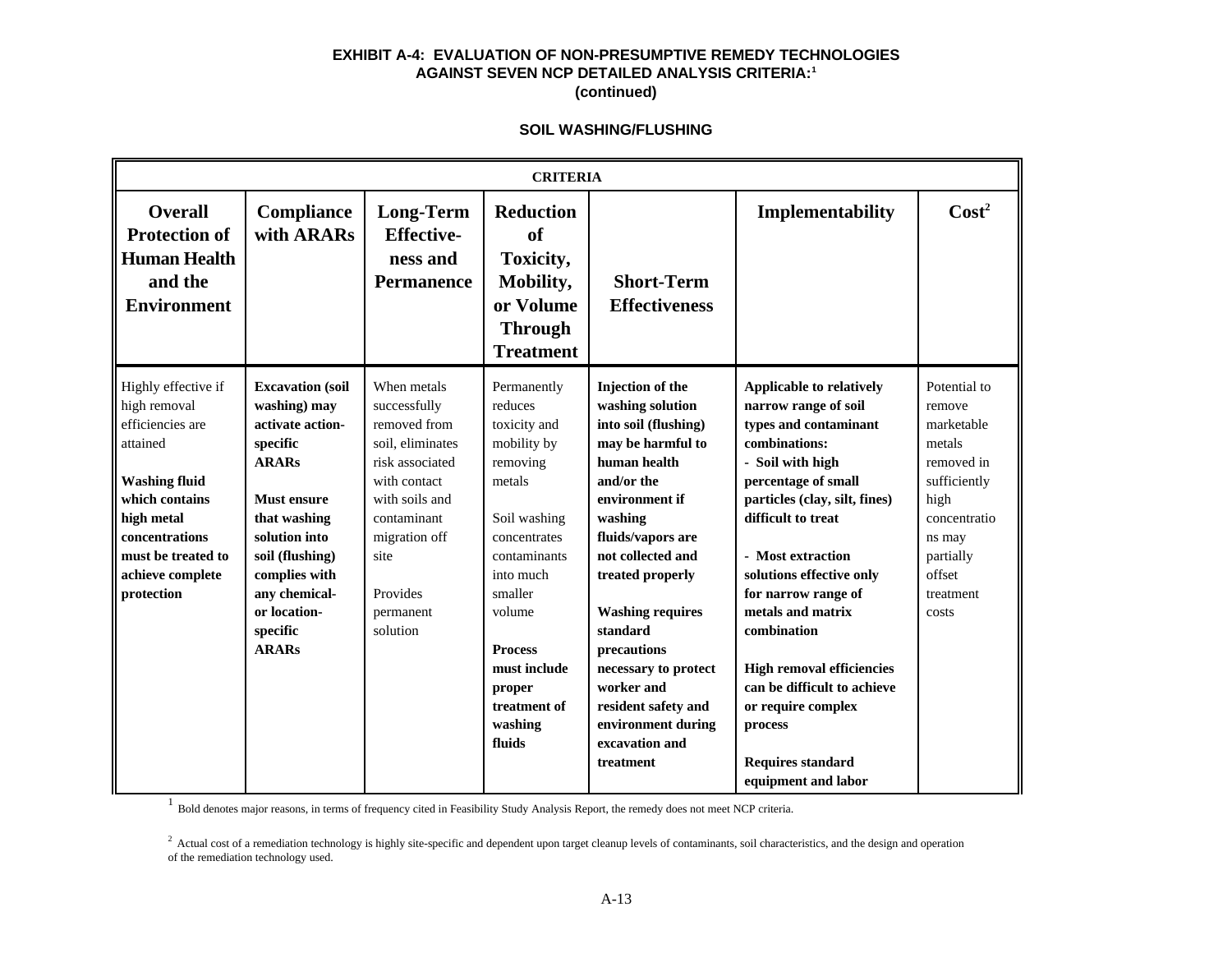**EXHIBIT A-4: EVALUATION OF NON-PRESUMPTIVE REMEDY TECHNOLOGIES AGAINST SEVEN NCP DETAILED ANALYSIS CRITERIA:[1]**
**(continued)**

**SOIL WASHING/FLUSHING**

| CRITERIA | | | | | | |
|---|---|---|---|---|---|---|
| **Overall Protection of Human Health and the Environment** | **Compliance with ARARs** | **Long-Term Effectiveness and Permanence** | **Reduction of Toxicity, Mobility, or Volume Through Treatment** | **Short-Term Effectiveness** | **Implementability** | **Cost[2]** |
| Highly effective if high removal efficiencies are attained<br><br>**Washing fluid which contains high metal concentrations must be treated to achieve complete protection** | **Excavation (soil washing) may activate action-specific ARARs**<br><br>**Must ensure that washing solution into soil (flushing) complies with any chemical- or location-specific ARARs** | When metals successfully removed from soil, eliminates risk associated with contact with soils and contaminant migration off site<br><br>Provides permanent solution | Permanently reduces toxicity and mobility by removing metals<br><br>Soil washing concentrates contaminants into much smaller volume<br><br>**Process must include proper treatment of washing fluids** | **Injection of the washing solution into soil (flushing) may be harmful to human health and/or the environment if washing fluids/vapors are not collected and treated properly**<br><br>**Washing requires standard precautions necessary to protect worker and resident safety and environment during excavation and treatment** | **Applicable to relatively narrow range of soil types and contaminant combinations:**<br>**- Soil with high percentage of small particles (clay, silt, fines) difficult to treat**<br><br>**- Most extraction solutions effective only for narrow range of metals and matrix combination**<br><br>**High removal efficiencies can be difficult to achieve or require complex process**<br><br>**Requires standard equipment and labor** | Potential to remove marketable metals removed in sufficiently high concentrations may partially offset treatment costs |

[1] Bold denotes major reasons, in terms of frequency cited in Feasibility Study Analysis Report, the remedy does not meet NCP criteria.

[2] Actual cost of a remediation technology is highly site-specific and dependent upon target cleanup levels of contaminants, soil characteristics, and the design and operation of the remediation technology used.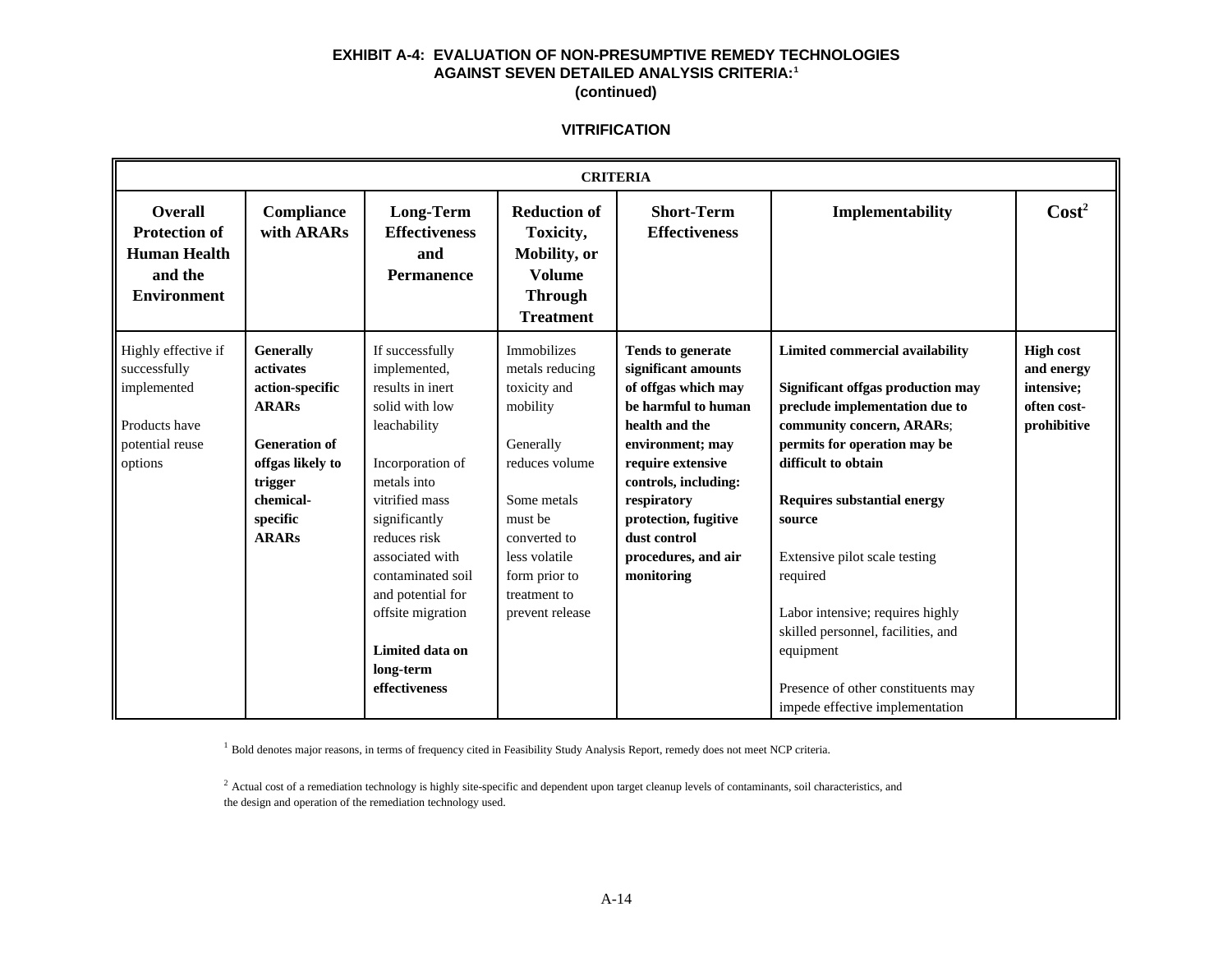**EXHIBIT A-4: EVALUATION OF NON-PRESUMPTIVE REMEDY TECHNOLOGIES AGAINST SEVEN DETAILED ANALYSIS CRITERIA:[1] (continued)**

**VITRIFICATION**

| CRITERIA | | | | | | |
|---|---|---|---|---|---|---|
| **Overall Protection of Human Health and the Environment** | **Compliance with ARARs** | **Long-Term Effectiveness and Permanence** | **Reduction of Toxicity, Mobility, or Volume Through Treatment** | **Short-Term Effectiveness** | **Implementability** | **Cost[2]** |
| Highly effective if successfully implemented<br><br>Products have potential reuse options | **Generally activates action-specific ARARs**<br><br>**Generation of offgas likely to trigger chemical-specific ARARs** | If successfully implemented, results in inert solid with low leachability<br><br>Incorporation of metals into vitrified mass significantly reduces risk associated with contaminated soil and potential for offsite migration<br><br>**Limited data on long-term effectiveness** | Immobilizes metals reducing toxicity and mobility<br><br>Generally reduces volume<br><br>Some metals must be converted to less volatile form prior to treatment to prevent release | **Tends to generate significant amounts of offgas which may be harmful to human health and the environment; may require extensive controls, including: respiratory protection, fugitive dust control procedures, and air monitoring** | **Limited commercial availability**<br><br>**Significant offgas production may preclude implementation due to community concern, ARARs**; **permits for operation may be difficult to obtain**<br><br>**Requires substantial energy source**<br><br>Extensive pilot scale testing required<br><br>Labor intensive; requires highly skilled personnel, facilities, and equipment<br><br>Presence of other constituents may impede effective implementation | **High cost and energy intensive; often cost-prohibitive** |

[1] Bold denotes major reasons, in terms of frequency cited in Feasibility Study Analysis Report, remedy does not meet NCP criteria.

[2] Actual cost of a remediation technology is highly site-specific and dependent upon target cleanup levels of contaminants, soil characteristics, and the design and operation of the remediation technology used.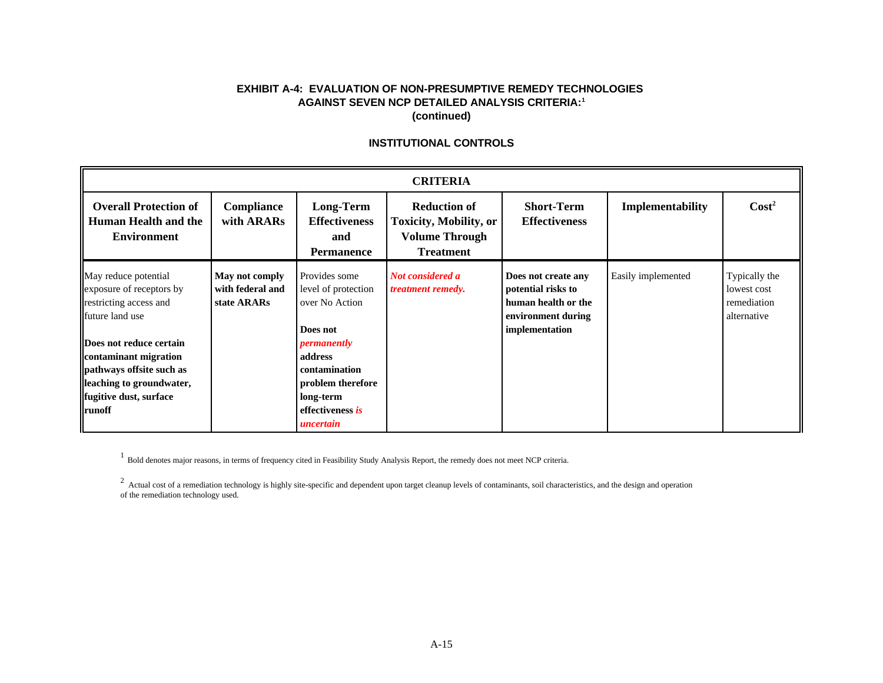# EXHIBIT A-4: EVALUATION OF NON-PRESUMPTIVE REMEDY TECHNOLOGIES AGAINST SEVEN NCP DETAILED ANALYSIS CRITERIA:[1] (continued)

## INSTITUTIONAL CONTROLS

| CRITERIA | | | | | | |
|---|---|---|---|---|---|---|
| **Overall Protection of Human Health and the Environment** | **Compliance with ARARs** | **Long-Term Effectiveness and Permanence** | **Reduction of Toxicity, Mobility, or Volume Through Treatment** | **Short-Term Effectiveness** | **Implementability** | **Cost[2]** |
| May reduce potential exposure of receptors by restricting access and future land use<br><br>**Does not reduce certain contaminant migration pathways offsite such as leaching to groundwater, fugitive dust, surface runoff** | **May not comply with federal and state ARARs** | Provides some level of protection over No Action<br><br>**Does not *permanently* address contamination problem therefore long-term effectiveness *is uncertain*** | ***Not considered a treatment remedy.*** | **Does not create any potential risks to human health or the environment during implementation** | Easily implemented | Typically the lowest cost remediation alternative |

[1] Bold denotes major reasons, in terms of frequency cited in Feasibility Study Analysis Report, the remedy does not meet NCP criteria.

[2] Actual cost of a remediation technology is highly site-specific and dependent upon target cleanup levels of contaminants, soil characteristics, and the design and operation of the remediation technology used.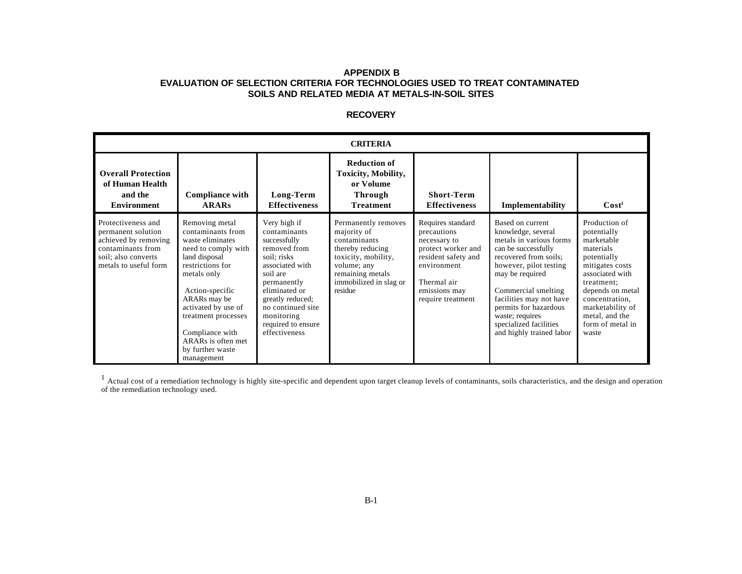# APPENDIX B
# EVALUATION OF SELECTION CRITERIA FOR TECHNOLOGIES USED TO TREAT CONTAMINATED SOILS AND RELATED MEDIA AT METALS-IN-SOIL SITES

## RECOVERY

| CRITERIA | | | | | | |
|---|---|---|---|---|---|---|
| **Overall Protection of Human Health and the Environment** | **Compliance with ARARs** | **Long-Term Effectiveness** | **Reduction of Toxicity, Mobility, or Volume Through Treatment** | **Short-Term Effectiveness** | **Implementability** | **Cost[1]** |
| Protectiveness and permanent solution achieved by removing contaminants from soil; also converts metals to useful form | Removing metal contaminants from waste eliminates need to comply with land disposal restrictions for metals only<br><br>Action-specific ARARs may be activated by use of treatment processes<br><br>Compliance with ARARs is often met by further waste management | Very high if contaminants successfully removed from soil; risks associated with soil are permanently eliminated or greatly reduced; no continued site monitoring required to ensure effectiveness | Permanently removes majority of contaminants thereby reducing toxicity, mobility, volume; any remaining metals immobilized in slag or residue | Requires standard precautions necessary to protect worker and resident safety and environment<br><br>Thermal air emissions may require treatment | Based on current knowledge, several metals in various forms can be successfully recovered from soils; however, pilot testing may be required<br><br>Commercial smelting facilities may not have permits for hazardous waste; requires specialized facilities and highly trained labor | Production of potentially marketable materials potentially mitigates costs associated with treatment; depends on metal concentration, marketability of metal, and the form of metal in waste |

[1] Actual cost of a remediation technology is highly site-specific and dependent upon target cleanup levels of contaminants, soils characteristics, and the design and operation of the remediation technology used.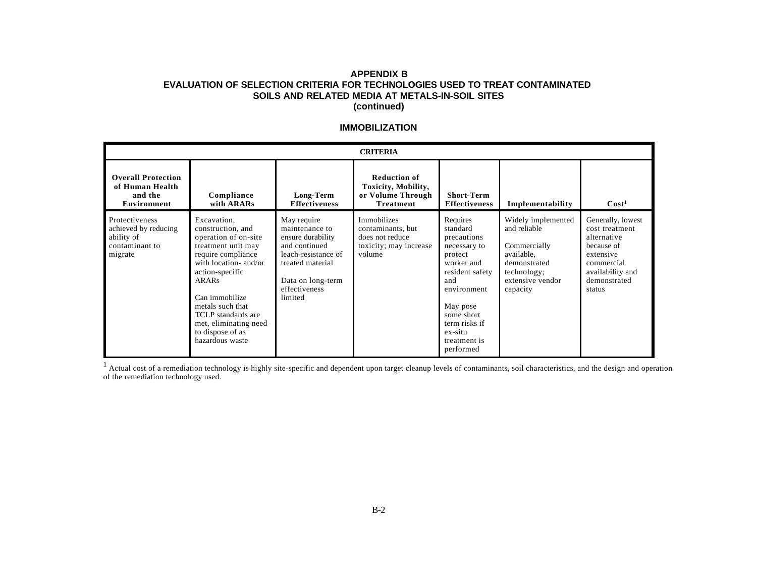# APPENDIX B
# EVALUATION OF SELECTION CRITERIA FOR TECHNOLOGIES USED TO TREAT CONTAMINATED SOILS AND RELATED MEDIA AT METALS-IN-SOIL SITES
# (continued)

## IMMOBILIZATION

| CRITERIA | | | | | | |
|---|---|---|---|---|---|---|
| **Overall Protection of Human Health and the Environment** | **Compliance with ARARs** | **Long-Term Effectiveness** | **Reduction of Toxicity, Mobility, or Volume Through Treatment** | **Short-Term Effectiveness** | **Implementability** | **Cost[1]** |
| Protectiveness achieved by reducing ability of contaminant to migrate | Excavation, construction, and operation of on-site treatment unit may require compliance with location- and/or action-specific ARARs<br><br>Can immobilize metals such that TCLP standards are met, eliminating need to dispose of as hazardous waste | May require maintenance to ensure durability and continued leach-resistance of treated material<br><br>Data on long-term effectiveness limited | Immobilizes contaminants, but does not reduce toxicity; may increase volume | Requires standard precautions necessary to protect worker and resident safety and environment<br><br>May pose some short term risks if ex-situ treatment is performed | Widely implemented and reliable<br><br>Commercially available, demonstrated technology; extensive vendor capacity | Generally, lowest cost treatment alternative because of extensive commercial availability and demonstrated status |

[1] Actual cost of a remediation technology is highly site-specific and dependent upon target cleanup levels of contaminants, soil characteristics, and the design and operation of the remediation technology used.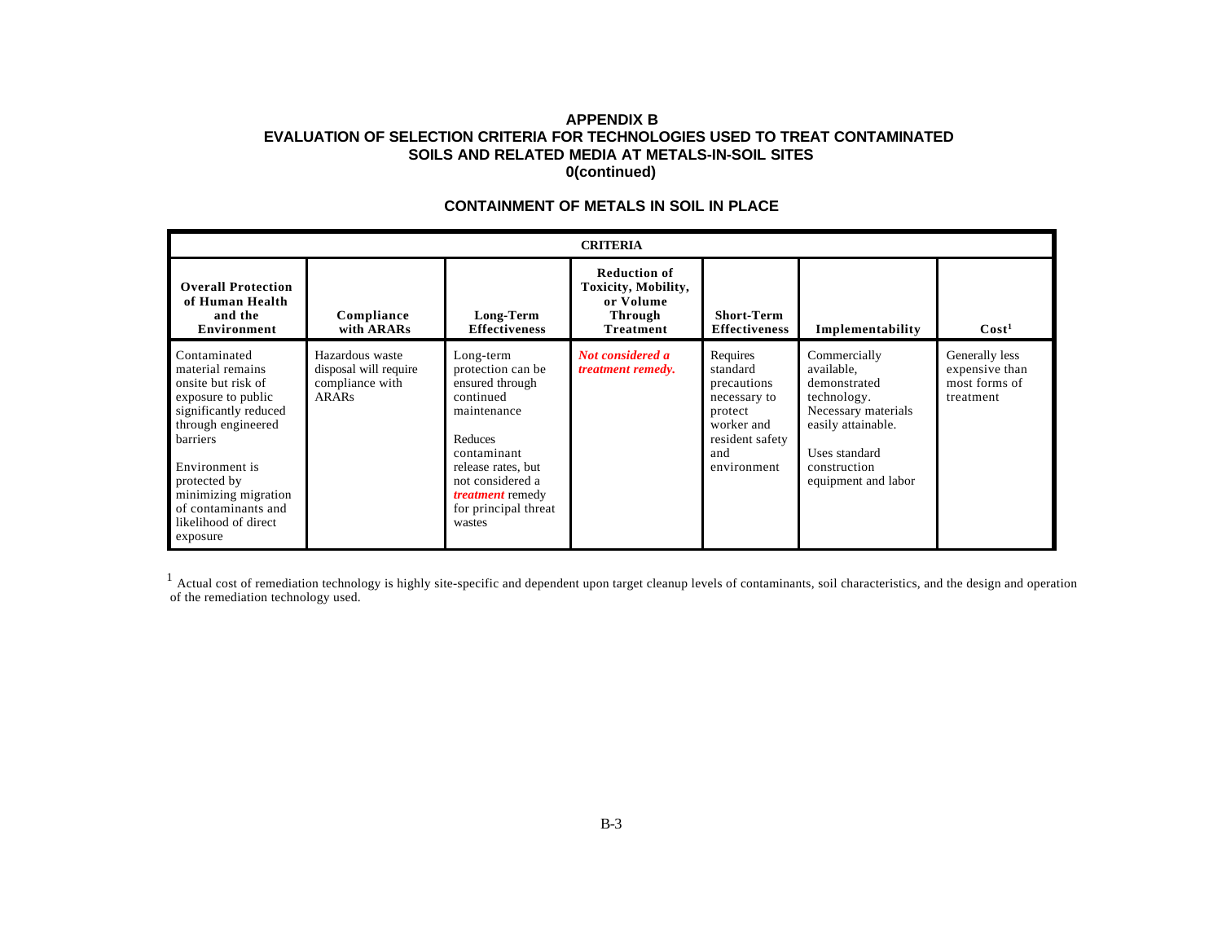# APPENDIX B
# EVALUATION OF SELECTION CRITERIA FOR TECHNOLOGIES USED TO TREAT CONTAMINATED SOILS AND RELATED MEDIA AT METALS-IN-SOIL SITES
# 0(continued)

## CONTAINMENT OF METALS IN SOIL IN PLACE

| **CRITERIA** | | | | | | |
|---|---|---|---|---|---|---|
| **Overall Protection of Human Health and the Environment** | **Compliance with ARARs** | **Long-Term Effectiveness** | **Reduction of Toxicity, Mobility, or Volume Through Treatment** | **Short-Term Effectiveness** | **Implementability** | **Cost[1]** |
| Contaminated material remains onsite but risk of exposure to public significantly reduced through engineered barriers<br><br>Environment is protected by minimizing migration of contaminants and likelihood of direct exposure | Hazardous waste disposal will require compliance with ARARs | Long-term protection can be ensured through continued maintenance<br><br>Reduces contaminant release rates, but not considered a ***treatment*** remedy for principal threat wastes | ***Not considered a treatment remedy.*** | Requires standard precautions necessary to protect worker and resident safety and environment | Commercially available, demonstrated technology. Necessary materials easily attainable.<br><br>Uses standard construction equipment and labor | Generally less expensive than most forms of treatment |

[1] Actual cost of remediation technology is highly site-specific and dependent upon target cleanup levels of contaminants, soil characteristics, and the design and operation of the remediation technology used.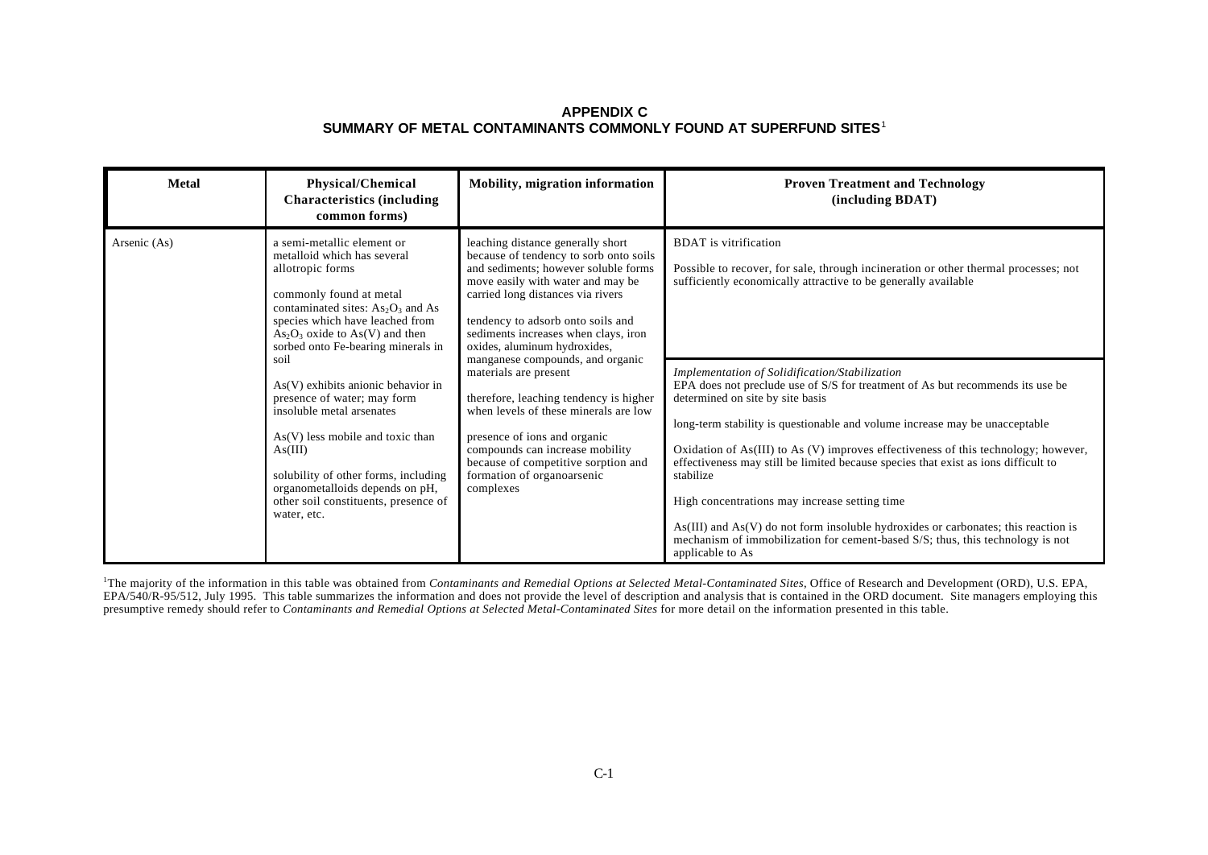# APPENDIX C
## SUMMARY OF METAL CONTAMINANTS COMMONLY FOUND AT SUPERFUND SITES[1]

| Metal | Physical/Chemical Characteristics (including common forms) | Mobility, migration information | Proven Treatment and Technology (including BDAT) |
|---|---|---|---|
| Arsenic (As) | a semi-metallic element or metalloid which has several allotropic forms<br><br>commonly found at metal contaminated sites: $As_2O_3$ and As species which have leached from $As_2O_3$ oxide to As(V) and then sorbed onto Fe-bearing minerals in soil<br><br>As(V) exhibits anionic behavior in presence of water; may form insoluble metal arsenates<br><br>As(V) less mobile and toxic than As(III)<br><br>solubility of other forms, including organometalloids depends on pH, other soil constituents, presence of water, etc. | leaching distance generally short because of tendency to sorb onto soils and sediments; however soluble forms move easily with water and may be carried long distances via rivers<br><br>tendency to adsorb onto soils and sediments increases when clays, iron oxides, aluminum hydroxides, manganese compounds, and organic materials are present<br><br>therefore, leaching tendency is higher when levels of these minerals are low<br><br>presence of ions and organic compounds can increase mobility because of competitive sorption and formation of organoarsenic complexes | BDAT is vitrification<br><br>Possible to recover, for sale, through incineration or other thermal processes; not sufficiently economically attractive to be generally available<br><br>*Implementation of Solidification/Stabilization*<br>EPA does not preclude use of S/S for treatment of As but recommends its use be determined on site by site basis<br><br>long-term stability is questionable and volume increase may be unacceptable<br><br>Oxidation of As(III) to As (V) improves effectiveness of this technology; however, effectiveness may still be limited because species that exist as ions difficult to stabilize<br><br>High concentrations may increase setting time<br><br>As(III) and As(V) do not form insoluble hydroxides or carbonates; this reaction is mechanism of immobilization for cement-based S/S; thus, this technology is not applicable to As |

[1]The majority of the information in this table was obtained from *Contaminants and Remedial Options at Selected Metal-Contaminated Sites*, Office of Research and Development (ORD), U.S. EPA, EPA/540/R-95/512, July 1995. This table summarizes the information and does not provide the level of description and analysis that is contained in the ORD document. Site managers employing this presumptive remedy should refer to *Contaminants and Remedial Options at Selected Metal-Contaminated Sites* for more detail on the information presented in this table.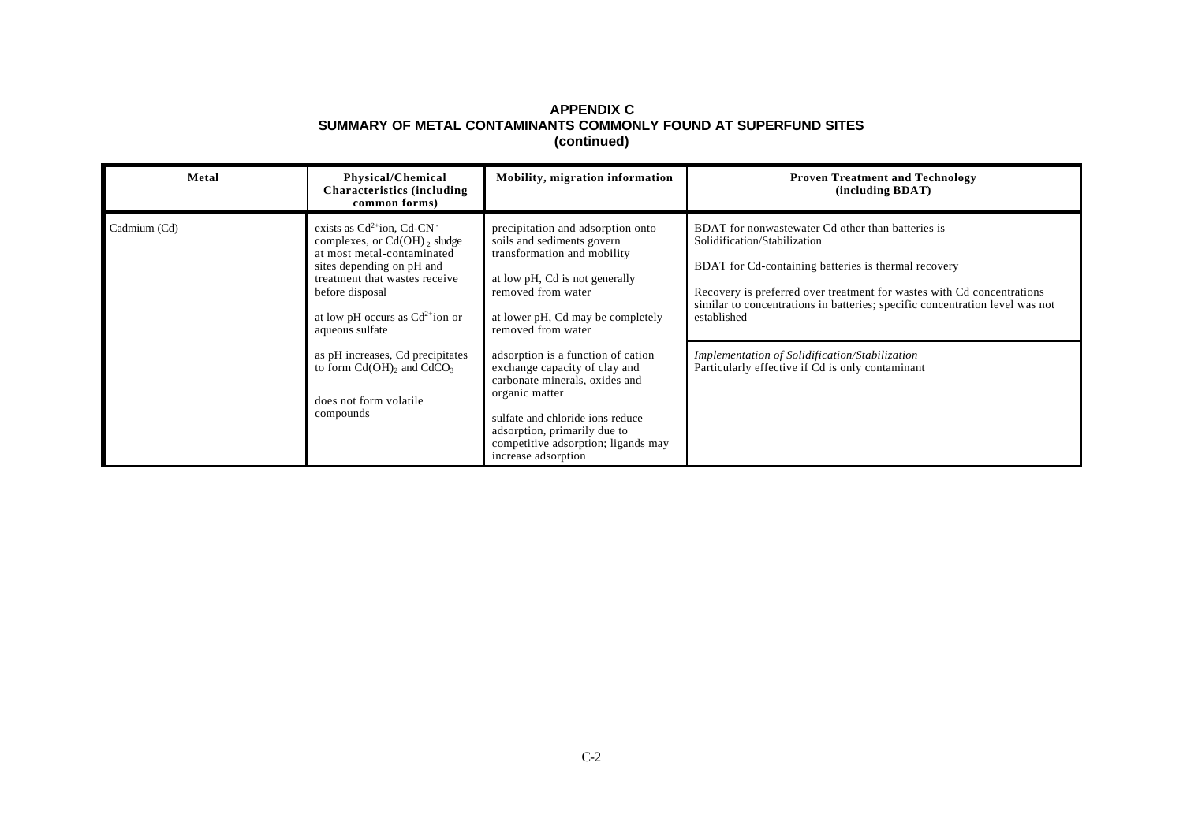# APPENDIX C
## SUMMARY OF METAL CONTAMINANTS COMMONLY FOUND AT SUPERFUND SITES
### (continued)

| Metal | Physical/Chemical Characteristics (including common forms) | Mobility, migration information | Proven Treatment and Technology (including BDAT) |
|---|---|---|---|
| Cadmium (Cd) | exists as $Cd^{2+}$ion, Cd-$CN^-$ complexes, or $Cd(OH)_2$ sludge at most metal-contaminated sites depending on pH and treatment that wastes receive before disposal<br><br>at low pH occurs as $Cd^{2+}$ion or aqueous sulfate<br><br>as pH increases, Cd precipitates to form $Cd(OH)_2$ and $CdCO_3$<br><br>does not form volatile compounds | precipitation and adsorption onto soils and sediments govern transformation and mobility<br><br>at low pH, Cd is not generally removed from water<br><br>at lower pH, Cd may be completely removed from water<br><br>adsorption is a function of cation exchange capacity of clay and carbonate minerals, oxides and organic matter<br><br>sulfate and chloride ions reduce adsorption, primarily due to competitive adsorption; ligands may increase adsorption | BDAT for nonwastewater Cd other than batteries is Solidification/Stabilization<br><br>BDAT for Cd-containing batteries is thermal recovery<br><br>Recovery is preferred over treatment for wastes with Cd concentrations similar to concentrations in batteries; specific concentration level was not established<br><br>*Implementation of Solidification/Stabilization*<br>Particularly effective if Cd is only contaminant |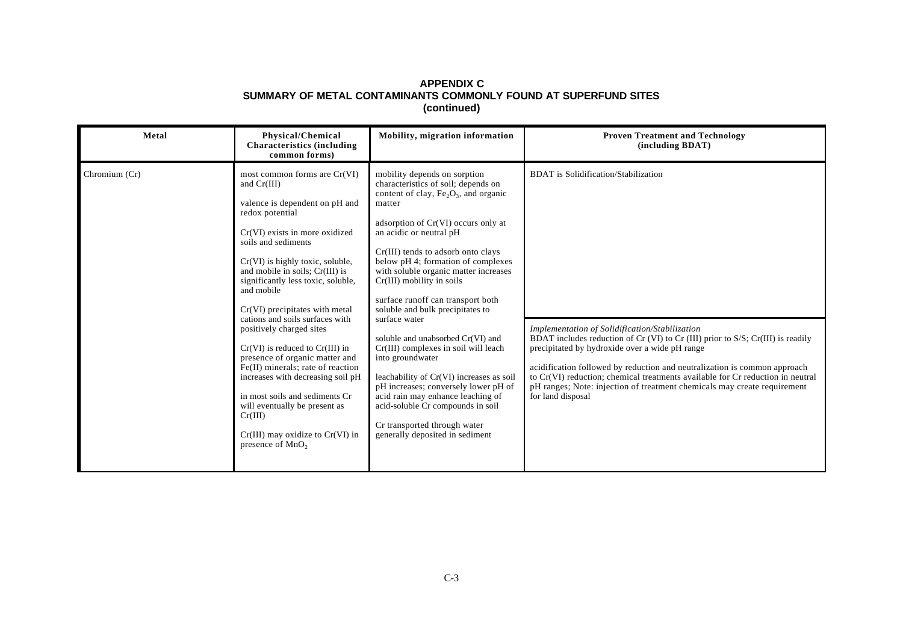# APPENDIX C
## SUMMARY OF METAL CONTAMINANTS COMMONLY FOUND AT SUPERFUND SITES
### (continued)

| Metal | Physical/Chemical Characteristics (including common forms) | Mobility, migration information | Proven Treatment and Technology (including BDAT) |
|---|---|---|---|
| Chromium (Cr) | most common forms are Cr(VI) and Cr(III)<br><br>valence is dependent on pH and redox potential<br><br>Cr(VI) exists in more oxidized soils and sediments<br><br>Cr(VI) is highly toxic, soluble, and mobile in soils; Cr(III) is significantly less toxic, soluble, and mobile<br><br>Cr(VI) precipitates with metal cations and soils surfaces with positively charged sites<br><br>Cr(VI) is reduced to Cr(III) in presence of organic matter and Fe(II) minerals; rate of reaction increases with decreasing soil pH<br><br>in most soils and sediments Cr will eventually be present as Cr(III)<br><br>Cr(III) may oxidize to Cr(VI) in presence of $MnO_2$ | mobility depends on sorption characteristics of soil; depends on content of clay, $Fe_2O_3$, and organic matter<br><br>adsorption of Cr(VI) occurs only at an acidic or neutral pH<br><br>Cr(III) tends to adsorb onto clays below pH 4; formation of complexes with soluble organic matter increases Cr(III) mobility in soils<br><br>surface runoff can transport both soluble and bulk precipitates to surface water<br><br>soluble and unabsorbed Cr(VI) and Cr(III) complexes in soil will leach into groundwater<br><br>leachability of Cr(VI) increases as soil pH increases; conversely lower pH of acid rain may enhance leaching of acid-soluble Cr compounds in soil<br><br>Cr transported through water generally deposited in sediment | BDAT is Solidification/Stabilization<br><br>*Implementation of Solidification/Stabilization*<br>BDAT includes reduction of Cr (VI) to Cr (III) prior to S/S; Cr(III) is readily precipitated by hydroxide over a wide pH range<br><br>acidification followed by reduction and neutralization is common approach to Cr(VI) reduction; chemical treatments available for Cr reduction in neutral pH ranges; Note: injection of treatment chemicals may create requirement for land disposal |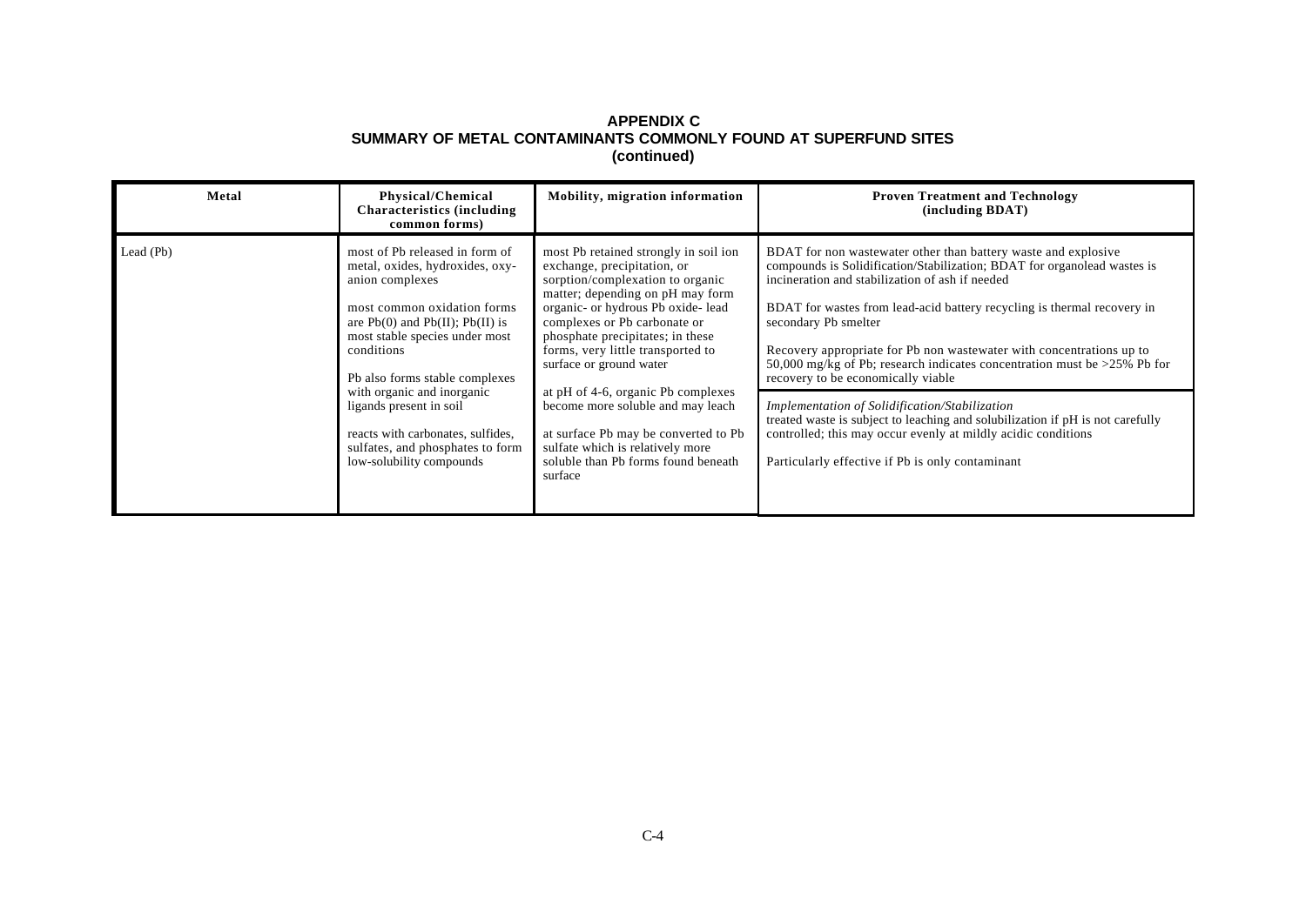**APPENDIX C**
**SUMMARY OF METAL CONTAMINANTS COMMONLY FOUND AT SUPERFUND SITES**
**(continued)**

| Metal | Physical/Chemical Characteristics (including common forms) | Mobility, migration information | Proven Treatment and Technology (including BDAT) |
|---|---|---|---|
| Lead (Pb) | most of Pb released in form of metal, oxides, hydroxides, oxy-anion complexes<br><br>most common oxidation forms are Pb(0) and Pb(II); Pb(II) is most stable species under most conditions<br><br>Pb also forms stable complexes with organic and inorganic ligands present in soil<br><br>reacts with carbonates, sulfides, sulfates, and phosphates to form low-solubility compounds | most Pb retained strongly in soil ion exchange, precipitation, or sorption/complexation to organic matter; depending on pH may form organic- or hydrous Pb oxide- lead complexes or Pb carbonate or phosphate precipitates; in these forms, very little transported to surface or ground water<br><br>at pH of 4-6, organic Pb complexes become more soluble and may leach<br><br>at surface Pb may be converted to Pb sulfate which is relatively more soluble than Pb forms found beneath surface | BDAT for non wastewater other than battery waste and explosive compounds is Solidification/Stabilization; BDAT for organolead wastes is incineration and stabilization of ash if needed<br><br>BDAT for wastes from lead-acid battery recycling is thermal recovery in secondary Pb smelter<br><br>Recovery appropriate for Pb non wastewater with concentrations up to 50,000 mg/kg of Pb; research indicates concentration must be >25% Pb for recovery to be economically viable<br><br>*Implementation of Solidification/Stabilization*<br>treated waste is subject to leaching and solubilization if pH is not carefully controlled; this may occur evenly at mildly acidic conditions<br><br>Particularly effective if Pb is only contaminant |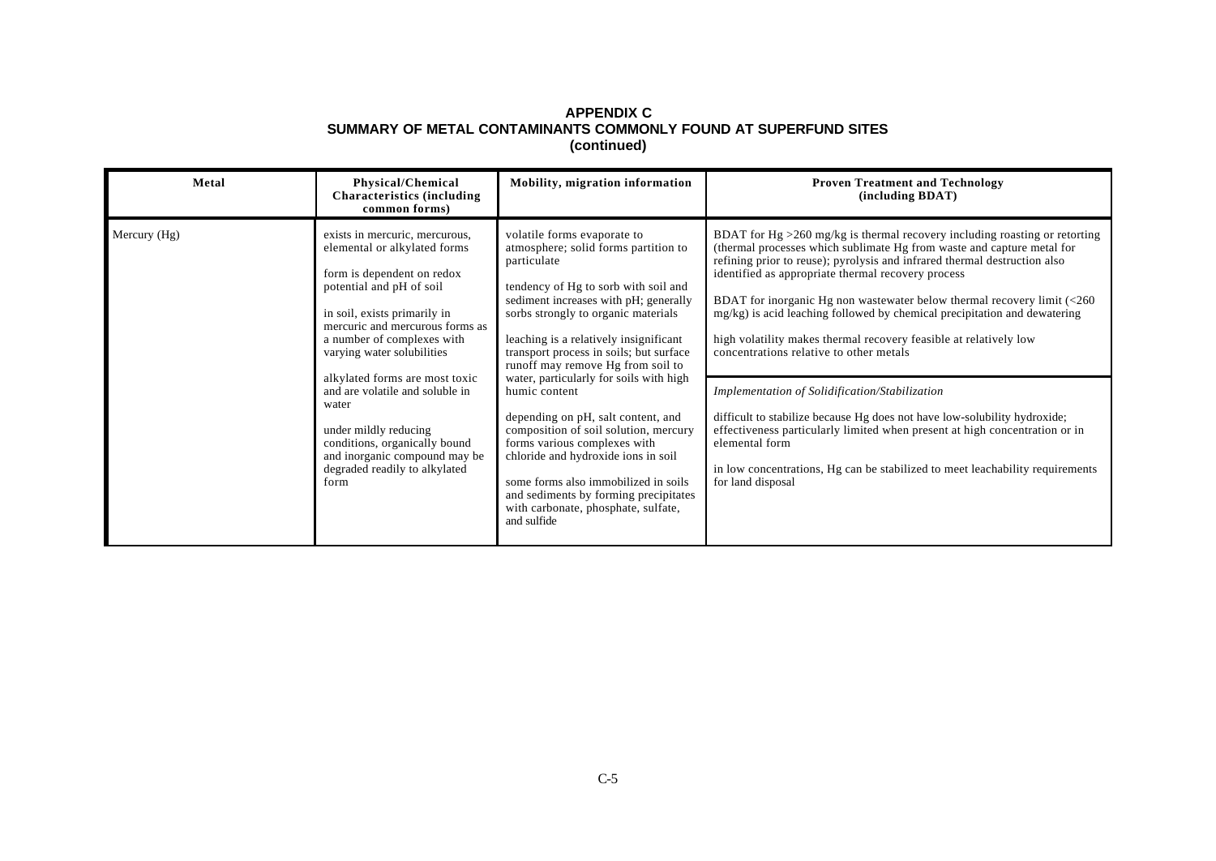# APPENDIX C
## SUMMARY OF METAL CONTAMINANTS COMMONLY FOUND AT SUPERFUND SITES
### (continued)

| Metal | Physical/Chemical Characteristics (including common forms) | Mobility, migration information | Proven Treatment and Technology (including BDAT) |
|---|---|---|---|
| Mercury (Hg) | exists in mercuric, mercurous, elemental or alkylated forms<br><br>form is dependent on redox potential and pH of soil<br><br>in soil, exists primarily in mercuric and mercurous forms as a number of complexes with varying water solubilities<br><br>alkylated forms are most toxic and are volatile and soluble in water<br><br>under mildly reducing conditions, organically bound and inorganic compound may be degraded readily to alkylated form | volatile forms evaporate to atmosphere; solid forms partition to particulate<br><br>tendency of Hg to sorb with soil and sediment increases with pH; generally sorbs strongly to organic materials<br><br>leaching is a relatively insignificant transport process in soils; but surface runoff may remove Hg from soil to water, particularly for soils with high humic content<br><br>depending on pH, salt content, and composition of soil solution, mercury forms various complexes with chloride and hydroxide ions in soil<br><br>some forms also immobilized in soils and sediments by forming precipitates with carbonate, phosphate, sulfate, and sulfide | BDAT for Hg >260 mg/kg is thermal recovery including roasting or retorting (thermal processes which sublimate Hg from waste and capture metal for refining prior to reuse); pyrolysis and infrared thermal destruction also identified as appropriate thermal recovery process<br><br>BDAT for inorganic Hg non wastewater below thermal recovery limit (<260 mg/kg) is acid leaching followed by chemical precipitation and dewatering<br><br>high volatility makes thermal recovery feasible at relatively low concentrations relative to other metals<br><br>*Implementation of Solidification/Stabilization*<br><br>difficult to stabilize because Hg does not have low-solubility hydroxide; effectiveness particularly limited when present at high concentration or in elemental form<br><br>in low concentrations, Hg can be stabilized to meet leachability requirements for land disposal |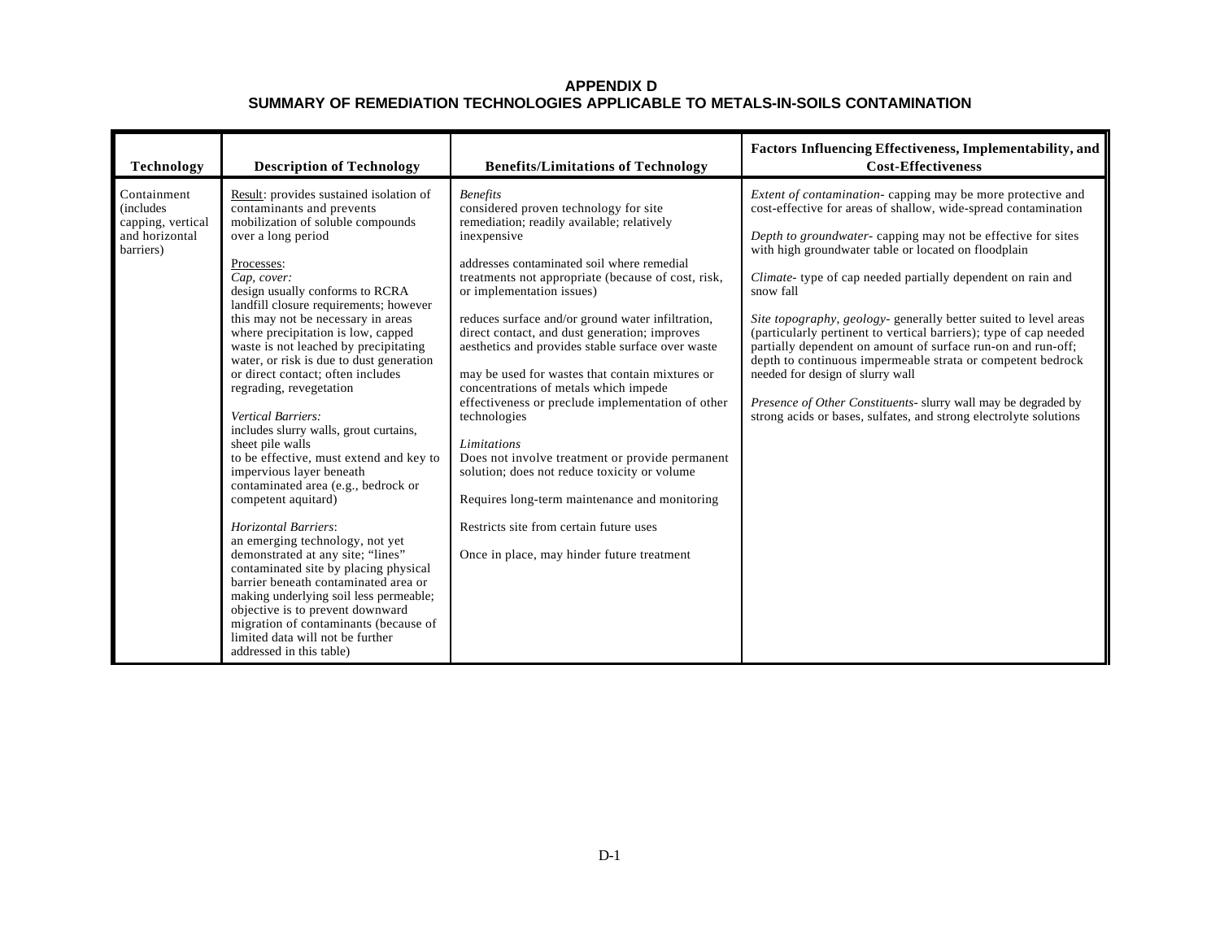# APPENDIX D
## SUMMARY OF REMEDIATION TECHNOLOGIES APPLICABLE TO METALS-IN-SOILS CONTAMINATION

| Technology | Description of Technology | Benefits/Limitations of Technology | Factors Influencing Effectiveness, Implementability, and Cost-Effectiveness |
|---|---|---|---|
| Containment (includes capping, vertical and horizontal barriers) | Result: provides sustained isolation of contaminants and prevents mobilization of soluble compounds over a long period<br><br>Processes:<br>*Cap, cover:*<br>design usually conforms to RCRA landfill closure requirements; however this may not be necessary in areas where precipitation is low, capped waste is not leached by precipitating water, or risk is due to dust generation or direct contact; often includes regrading, revegetation<br><br>*Vertical Barriers:*<br>includes slurry walls, grout curtains, sheet pile walls<br>to be effective, must extend and key to impervious layer beneath contaminated area (e.g., bedrock or competent aquitard)<br><br>*Horizontal Barriers*:<br>an emerging technology, not yet demonstrated at any site; "lines" contaminated site by placing physical barrier beneath contaminated area or making underlying soil less permeable; objective is to prevent downward migration of contaminants (because of limited data will not be further addressed in this table) | *Benefits*<br>considered proven technology for site remediation; readily available; relatively inexpensive<br><br>addresses contaminated soil where remedial treatments not appropriate (because of cost, risk, or implementation issues)<br><br>reduces surface and/or ground water infiltration, direct contact, and dust generation; improves aesthetics and provides stable surface over waste<br><br>may be used for wastes that contain mixtures or concentrations of metals which impede effectiveness or preclude implementation of other technologies<br><br>*Limitations*<br>Does not involve treatment or provide permanent solution; does not reduce toxicity or volume<br><br>Requires long-term maintenance and monitoring<br><br>Restricts site from certain future uses<br><br>Once in place, may hinder future treatment | *Extent of contamination*- capping may be more protective and cost-effective for areas of shallow, wide-spread contamination<br><br>*Depth to groundwater*- capping may not be effective for sites with high groundwater table or located on floodplain<br><br>*Climate*- type of cap needed partially dependent on rain and snow fall<br><br>*Site topography, geology*- generally better suited to level areas (particularly pertinent to vertical barriers); type of cap needed partially dependent on amount of surface run-on and run-off; depth to continuous impermeable strata or competent bedrock needed for design of slurry wall<br><br>*Presence of Other Constituents*- slurry wall may be degraded by strong acids or bases, sulfates, and strong electrolyte solutions |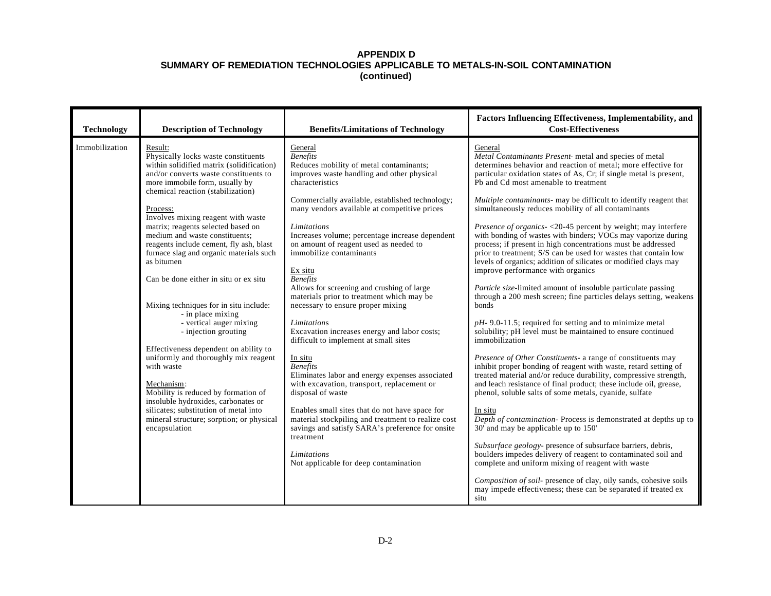# APPENDIX D
## SUMMARY OF REMEDIATION TECHNOLOGIES APPLICABLE TO METALS-IN-SOIL CONTAMINATION
### (continued)

| Technology | Description of Technology | Benefits/Limitations of Technology | Factors Influencing Effectiveness, Implementability, and Cost-Effectiveness |
|---|---|---|---|
| Immobilization | <u>Result:</u><br>Physically locks waste constituents within solidified matrix (solidification) and/or converts waste constituents to more immobile form, usually by chemical reaction (stabilization)<br><br><u>Process:</u><br>Involves mixing reagent with waste matrix; reagents selected based on medium and waste constituents; reagents include cement, fly ash, blast furnace slag and organic materials such as bitumen<br><br>Can be done either in situ or ex situ<br><br>Mixing techniques for in situ include:<br>- in place mixing<br>- vertical auger mixing<br>- injection grouting<br><br>Effectiveness dependent on ability to uniformly and thoroughly mix reagent with waste<br><br><u>Mechanism</u>:<br>Mobility is reduced by formation of insoluble hydroxides, carbonates or silicates; substitution of metal into mineral structure; sorption; or physical encapsulation | <u>General</u><br>*Benefits*<br>Reduces mobility of metal contaminants; improves waste handling and other physical characteristics<br><br>Commercially available, established technology; many vendors available at competitive prices<br><br>*Limitations*<br>Increases volume; percentage increase dependent on amount of reagent used as needed to immobilize contaminants<br><br><u>Ex situ</u><br>*Benefits*<br>Allows for screening and crushing of large materials prior to treatment which may be necessary to ensure proper mixing<br><br>*Limitations*<br>Excavation increases energy and labor costs; difficult to implement at small sites<br><br><u>In situ</u><br>*Benefits*<br>Eliminates labor and energy expenses associated with excavation, transport, replacement or disposal of waste<br><br>Enables small sites that do not have space for material stockpiling and treatment to realize cost savings and satisfy SARA's preference for onsite treatment<br><br>*Limitations*<br>Not applicable for deep contamination | <u>General</u><br>*Metal Contaminants Present*- metal and species of metal determines behavior and reaction of metal; more effective for particular oxidation states of As, Cr; if single metal is present, Pb and Cd most amenable to treatment<br><br>*Multiple contaminants*- may be difficult to identify reagent that simultaneously reduces mobility of all contaminants<br><br>*Presence of organics*- <20-45 percent by weight; may interfere with bonding of wastes with binders; VOCs may vaporize during process; if present in high concentrations must be addressed prior to treatment; S/S can be used for wastes that contain low levels of organics; addition of silicates or modified clays may improve performance with organics<br><br>*Particle size*-limited amount of insoluble particulate passing through a 200 mesh screen; fine particles delays setting, weakens bonds<br><br>*pH*- 9.0-11.5; required for setting and to minimize metal solubility; pH level must be maintained to ensure continued immobilization<br><br>*Presence of Other Constituents*- a range of constituents may inhibit proper bonding of reagent with waste, retard setting of treated material and/or reduce durability, compressive strength, and leach resistance of final product; these include oil, grease, phenol, soluble salts of some metals, cyanide, sulfate<br><br><u>In situ</u><br>*Depth of contamination*- Process is demonstrated at depths up to 30' and may be applicable up to 150'<br><br>*Subsurface geology*- presence of subsurface barriers, debris, boulders impedes delivery of reagent to contaminated soil and complete and uniform mixing of reagent with waste<br><br>*Composition of soil*- presence of clay, oily sands, cohesive soils may impede effectiveness; these can be separated if treated ex situ |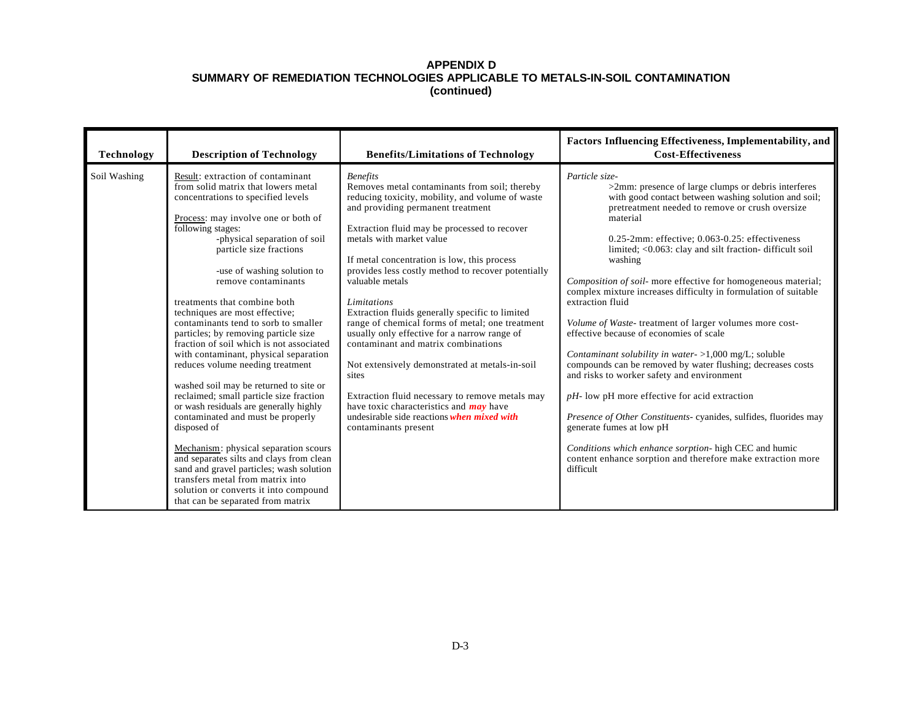# APPENDIX D
## SUMMARY OF REMEDIATION TECHNOLOGIES APPLICABLE TO METALS-IN-SOIL CONTAMINATION
### (continued)

| Technology | Description of Technology | Benefits/Limitations of Technology | Factors Influencing Effectiveness, Implementability, and Cost-Effectiveness |
|---|---|---|---|
| Soil Washing | Result: extraction of contaminant from solid matrix that lowers metal concentrations to specified levels<br><br>Process: may involve one or both of following stages:<br>-physical separation of soil particle size fractions<br><br>-use of washing solution to remove contaminants<br><br>treatments that combine both techniques are most effective; contaminants tend to sorb to smaller particles; by removing particle size fraction of soil which is not associated with contaminant, physical separation reduces volume needing treatment<br><br>washed soil may be returned to site or reclaimed; small particle size fraction or wash residuals are generally highly contaminated and must be properly disposed of<br><br>Mechanism: physical separation scours and separates silts and clays from clean sand and gravel particles; wash solution transfers metal from matrix into solution or converts it into compound that can be separated from matrix | *Benefits*<br>Removes metal contaminants from soil; thereby reducing toxicity, mobility, and volume of waste and providing permanent treatment<br><br>Extraction fluid may be processed to recover metals with market value<br><br>If metal concentration is low, this process provides less costly method to recover potentially valuable metals<br><br>*Limitations*<br>Extraction fluids generally specific to limited range of chemical forms of metal; one treatment usually only effective for a narrow range of contaminant and matrix combinations<br><br>Not extensively demonstrated at metals-in-soil sites<br><br>Extraction fluid necessary to remove metals may have toxic characteristics and ***may*** have undesirable side reactions ***when mixed with*** contaminants present | *Particle size-*<br>>2mm: presence of large clumps or debris interferes with good contact between washing solution and soil; pretreatment needed to remove or crush oversize material<br><br>0.25-2mm: effective; 0.063-0.25: effectiveness limited; <0.063: clay and silt fraction- difficult soil washing<br><br>*Composition of soil-* more effective for homogeneous material; complex mixture increases difficulty in formulation of suitable extraction fluid<br><br>*Volume of Waste-* treatment of larger volumes more cost-effective because of economies of scale<br><br>*Contaminant solubility in water-* >1,000 mg/L; soluble compounds can be removed by water flushing; decreases costs and risks to worker safety and environment<br><br>*pH-* low pH more effective for acid extraction<br><br>*Presence of Other Constituents-* cyanides, sulfides, fluorides may generate fumes at low pH<br><br>*Conditions which enhance sorption-* high CEC and humic content enhance sorption and therefore make extraction more difficult |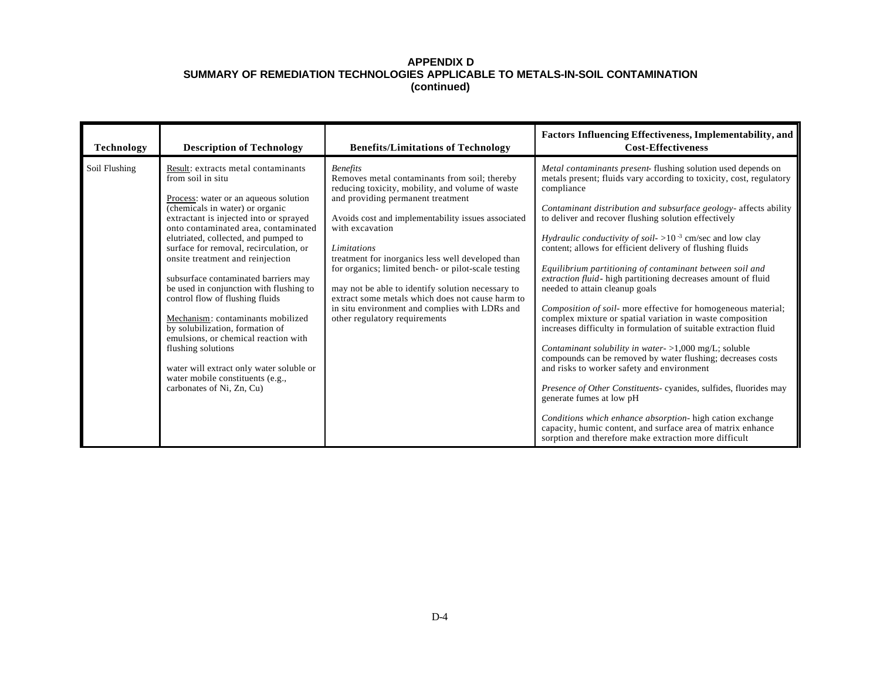# APPENDIX D
## SUMMARY OF REMEDIATION TECHNOLOGIES APPLICABLE TO METALS-IN-SOIL CONTAMINATION
### (continued)

| Technology | Description of Technology | Benefits/Limitations of Technology | Factors Influencing Effectiveness, Implementability, and Cost-Effectiveness |
|---|---|---|---|
| Soil Flushing | Result: extracts metal contaminants from soil in situ<br><br>Process: water or an aqueous solution (chemicals in water) or organic extractant is injected into or sprayed onto contaminated area, contaminated elutriated, collected, and pumped to surface for removal, recirculation, or onsite treatment and reinjection<br><br>subsurface contaminated barriers may be used in conjunction with flushing to control flow of flushing fluids<br><br>Mechanism: contaminants mobilized by solubilization, formation of emulsions, or chemical reaction with flushing solutions<br><br>water will extract only water soluble or water mobile constituents (e.g., carbonates of Ni, Zn, Cu) | *Benefits*<br>Removes metal contaminants from soil; thereby reducing toxicity, mobility, and volume of waste and providing permanent treatment<br><br>Avoids cost and implementability issues associated with excavation<br><br>*Limitations*<br>treatment for inorganics less well developed than for organics; limited bench- or pilot-scale testing<br><br>may not be able to identify solution necessary to extract some metals which does not cause harm to in situ environment and complies with LDRs and other regulatory requirements | *Metal contaminants present*- flushing solution used depends on metals present; fluids vary according to toxicity, cost, regulatory compliance<br><br>*Contaminant distribution and subsurface geology*- affects ability to deliver and recover flushing solution effectively<br><br>*Hydraulic conductivity of soil*- $>10^{-3}$ cm/sec and low clay content; allows for efficient delivery of flushing fluids<br><br>*Equilibrium partitioning of contaminant between soil and extraction fluid*- high partitioning decreases amount of fluid needed to attain cleanup goals<br><br>*Composition of soil*- more effective for homogeneous material; complex mixture or spatial variation in waste composition increases difficulty in formulation of suitable extraction fluid<br><br>*Contaminant solubility in water*- >1,000 mg/L; soluble compounds can be removed by water flushing; decreases costs and risks to worker safety and environment<br><br>*Presence of Other Constituents*- cyanides, sulfides, fluorides may generate fumes at low pH<br><br>*Conditions which enhance absorption*- high cation exchange capacity, humic content, and surface area of matrix enhance sorption and therefore make extraction more difficult |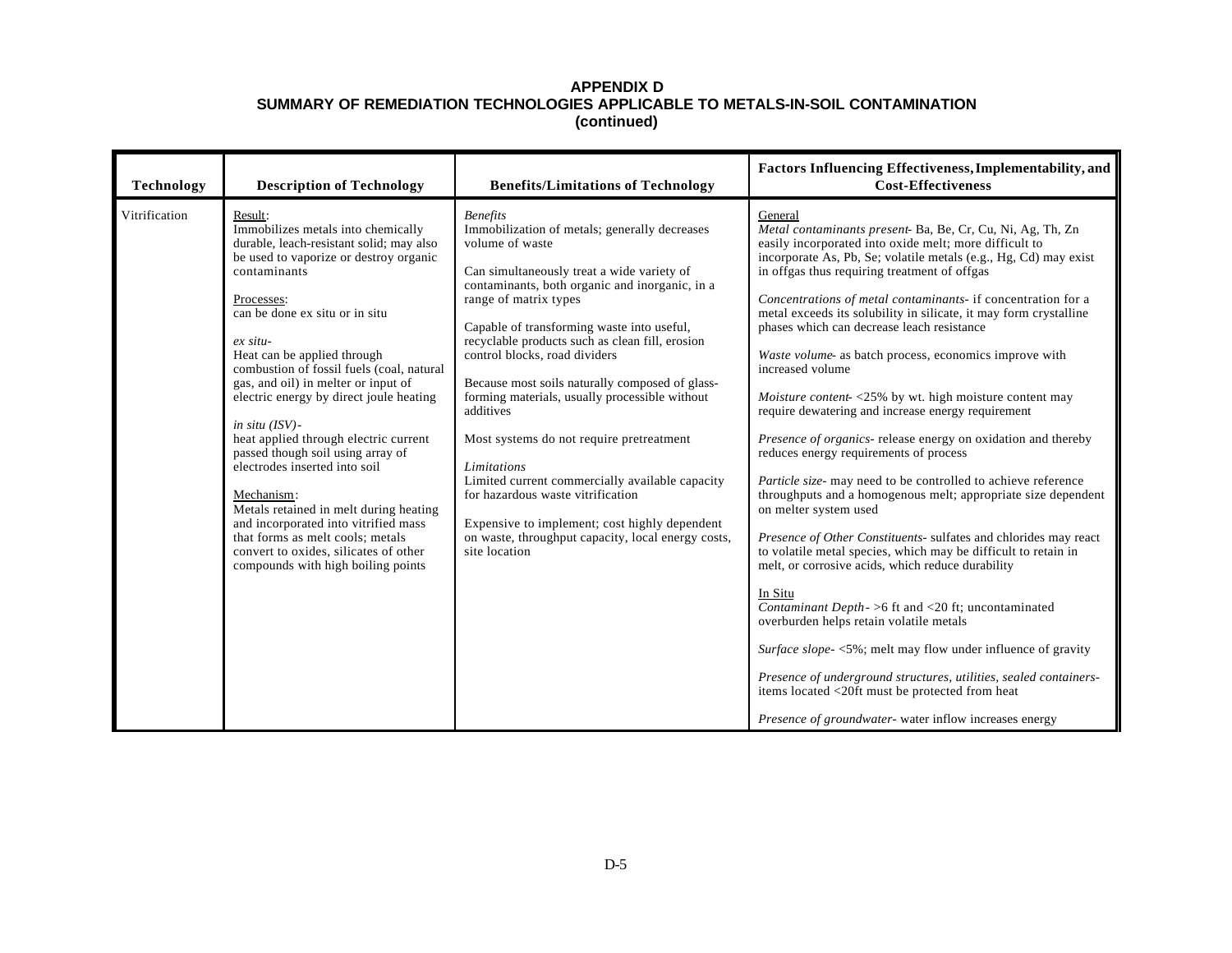**APPENDIX D**
**SUMMARY OF REMEDIATION TECHNOLOGIES APPLICABLE TO METALS-IN-SOIL CONTAMINATION**
**(continued)**

| Technology | Description of Technology | Benefits/Limitations of Technology | Factors Influencing Effectiveness, Implementability, and Cost-Effectiveness |
|---|---|---|---|
| Vitrification | Result:<br>Immobilizes metals into chemically durable, leach-resistant solid; may also be used to vaporize or destroy organic contaminants<br><br>Processes:<br>can be done ex situ or in situ<br><br>*ex situ-*<br>Heat can be applied through combustion of fossil fuels (coal, natural gas, and oil) in melter or input of electric energy by direct joule heating<br><br>*in situ (ISV)-*<br>heat applied through electric current passed though soil using array of electrodes inserted into soil<br><br>Mechanism:<br>Metals retained in melt during heating and incorporated into vitrified mass that forms as melt cools; metals convert to oxides, silicates of other compounds with high boiling points | *Benefits*<br>Immobilization of metals; generally decreases volume of waste<br><br>Can simultaneously treat a wide variety of contaminants, both organic and inorganic, in a range of matrix types<br><br>Capable of transforming waste into useful, recyclable products such as clean fill, erosion control blocks, road dividers<br><br>Because most soils naturally composed of glass-forming materials, usually processible without additives<br><br>Most systems do not require pretreatment<br><br>*Limitations*<br>Limited current commercially available capacity for hazardous waste vitrification<br><br>Expensive to implement; cost highly dependent on waste, throughput capacity, local energy costs, site location | General<br>*Metal contaminants present-* Ba, Be, Cr, Cu, Ni, Ag, Th, Zn easily incorporated into oxide melt; more difficult to incorporate As, Pb, Se; volatile metals (e.g., Hg, Cd) may exist in offgas thus requiring treatment of offgas<br><br>*Concentrations of metal contaminants-* if concentration for a metal exceeds its solubility in silicate, it may form crystalline phases which can decrease leach resistance<br><br>*Waste volume-* as batch process, economics improve with increased volume<br><br>*Moisture content-* <25% by wt. high moisture content may require dewatering and increase energy requirement<br><br>*Presence of organics-* release energy on oxidation and thereby reduces energy requirements of process<br><br>*Particle size-* may need to be controlled to achieve reference throughputs and a homogenous melt; appropriate size dependent on melter system used<br><br>*Presence of Other Constituents-* sulfates and chlorides may react to volatile metal species, which may be difficult to retain in melt, or corrosive acids, which reduce durability<br><br>In Situ<br>*Contaminant Depth -* >6 ft and <20 ft; uncontaminated overburden helps retain volatile metals<br><br>*Surface slope-* <5%; melt may flow under influence of gravity<br><br>*Presence of underground structures, utilities, sealed containers-* items located <20ft must be protected from heat<br><br>*Presence of groundwater-* water inflow increases energy |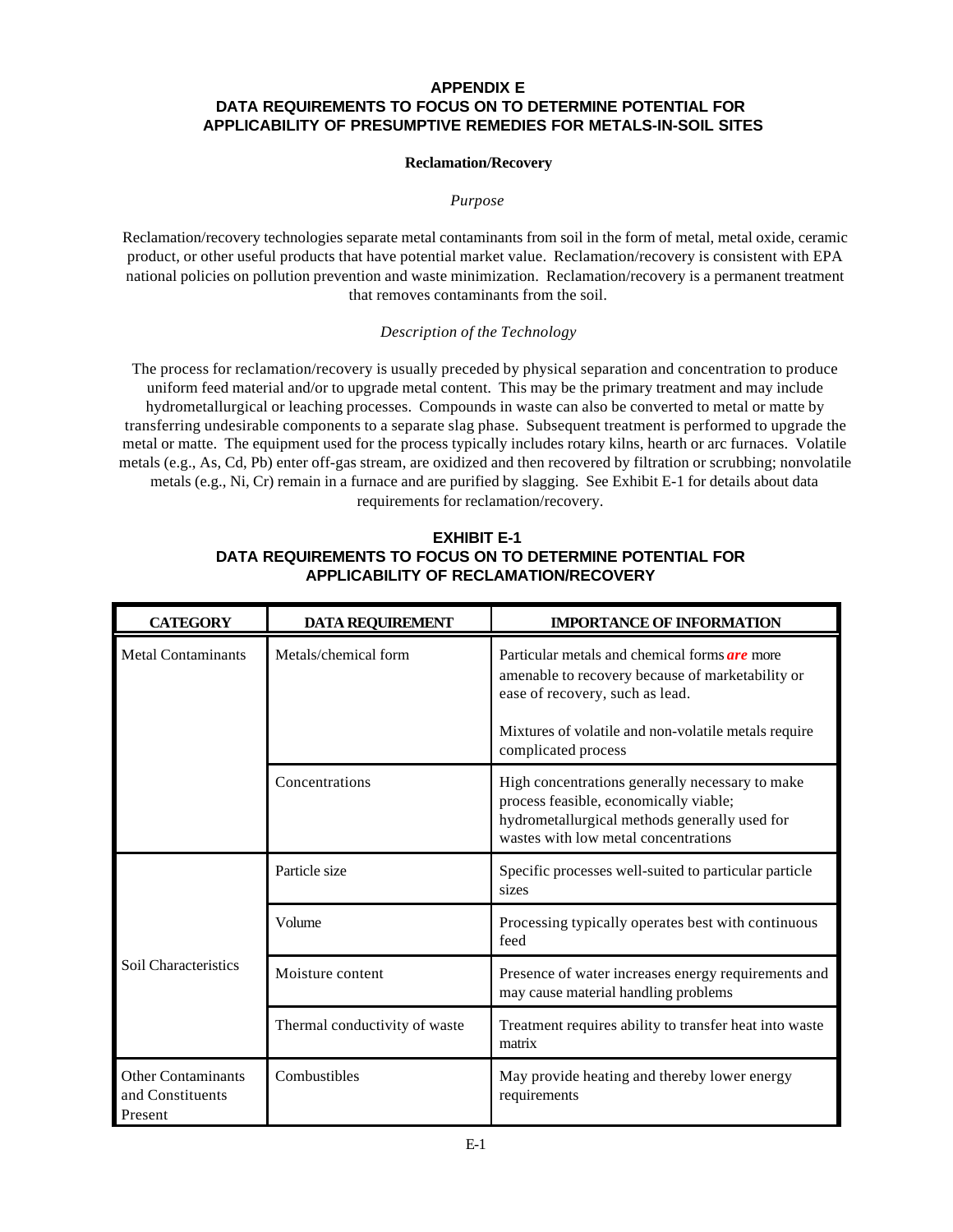# APPENDIX E
# DATA REQUIREMENTS TO FOCUS ON TO DETERMINE POTENTIAL FOR APPLICABILITY OF PRESUMPTIVE REMEDIES FOR METALS-IN-SOIL SITES

## Reclamation/Recovery

### *Purpose*

Reclamation/recovery technologies separate metal contaminants from soil in the form of metal, metal oxide, ceramic product, or other useful products that have potential market value. Reclamation/recovery is consistent with EPA national policies on pollution prevention and waste minimization. Reclamation/recovery is a permanent treatment that removes contaminants from the soil.

### *Description of the Technology*

The process for reclamation/recovery is usually preceded by physical separation and concentration to produce uniform feed material and/or to upgrade metal content. This may be the primary treatment and may include hydrometallurgical or leaching processes. Compounds in waste can also be converted to metal or matte by transferring undesirable components to a separate slag phase. Subsequent treatment is performed to upgrade the metal or matte. The equipment used for the process typically includes rotary kilns, hearth or arc furnaces. Volatile metals (e.g., As, Cd, Pb) enter off-gas stream, are oxidized and then recovered by filtration or scrubbing; nonvolatile metals (e.g., Ni, Cr) remain in a furnace and are purified by slagging. See Exhibit E-1 for details about data requirements for reclamation/recovery.

**EXHIBIT E-1**
**DATA REQUIREMENTS TO FOCUS ON TO DETERMINE POTENTIAL FOR APPLICABILITY OF RECLAMATION/RECOVERY**

| CATEGORY | DATA REQUIREMENT | IMPORTANCE OF INFORMATION |
|---|---|---|
| Metal Contaminants | Metals/chemical form | Particular metals and chemical forms ***are*** more amenable to recovery because of marketability or ease of recovery, such as lead.<br><br>Mixtures of volatile and non-volatile metals require complicated process |
| | Concentrations | High concentrations generally necessary to make process feasible, economically viable; hydrometallurgical methods generally used for wastes with low metal concentrations |
| Soil Characteristics | Particle size | Specific processes well-suited to particular particle sizes |
| | Volume | Processing typically operates best with continuous feed |
| | Moisture content | Presence of water increases energy requirements and may cause material handling problems |
| | Thermal conductivity of waste | Treatment requires ability to transfer heat into waste matrix |
| Other Contaminants and Constituents Present | Combustibles | May provide heating and thereby lower energy requirements |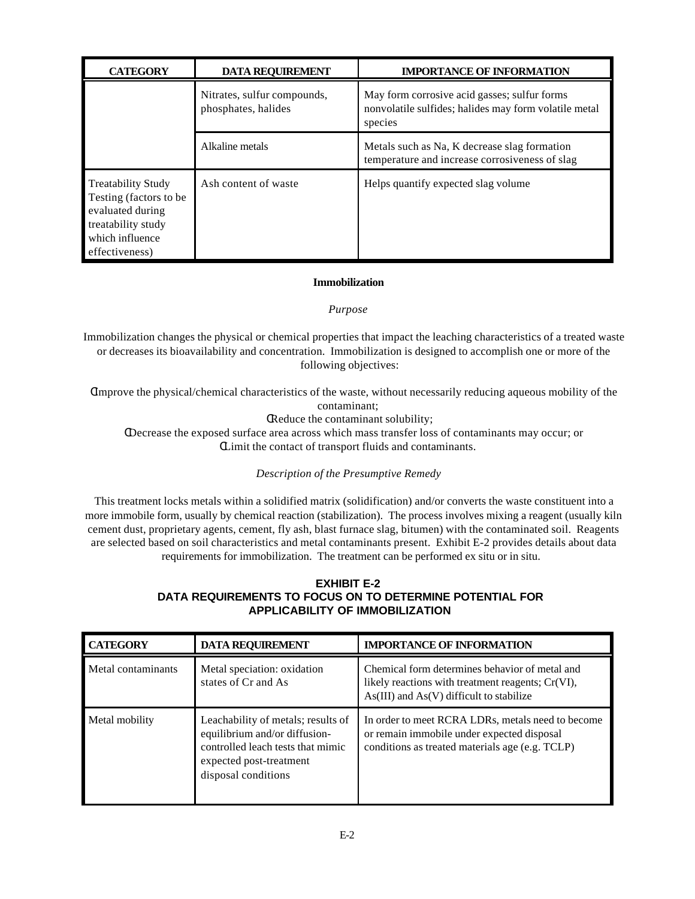| CATEGORY | DATA REQUIREMENT | IMPORTANCE OF INFORMATION |
|---|---|---|
| | Nitrates, sulfur compounds, phosphates, halides | May form corrosive acid gasses; sulfur forms nonvolatile sulfides; halides may form volatile metal species |
| | Alkaline metals | Metals such as Na, K decrease slag formation temperature and increase corrosiveness of slag |
| Treatability Study Testing (factors to be evaluated during treatability study which influence effectiveness) | Ash content of waste | Helps quantify expected slag volume |

**Immobilization**

*Purpose*

Immobilization changes the physical or chemical properties that impact the leaching characteristics of a treated waste or decreases its bioavailability and concentration. Immobilization is designed to accomplish one or more of the following objectives:

- Improve the physical/chemical characteristics of the waste, without necessarily reducing aqueous mobility of the contaminant;
- Reduce the contaminant solubility;
- Decrease the exposed surface area across which mass transfer loss of contaminants may occur; or
- Limit the contact of transport fluids and contaminants.

*Description of the Presumptive Remedy*

This treatment locks metals within a solidified matrix (solidification) and/or converts the waste constituent into a more immobile form, usually by chemical reaction (stabilization). The process involves mixing a reagent (usually kiln cement dust, proprietary agents, cement, fly ash, blast furnace slag, bitumen) with the contaminated soil. Reagents are selected based on soil characteristics and metal contaminants present. Exhibit E-2 provides details about data requirements for immobilization. The treatment can be performed ex situ or in situ.

**EXHIBIT E-2**
**DATA REQUIREMENTS TO FOCUS ON TO DETERMINE POTENTIAL FOR APPLICABILITY OF IMMOBILIZATION**

| CATEGORY | DATA REQUIREMENT | IMPORTANCE OF INFORMATION |
|---|---|---|
| Metal contaminants | Metal speciation: oxidation states of Cr and As | Chemical form determines behavior of metal and likely reactions with treatment reagents; Cr(VI), As(III) and As(V) difficult to stabilize |
| Metal mobility | Leachability of metals; results of equilibrium and/or diffusion-controlled leach tests that mimic expected post-treatment disposal conditions | In order to meet RCRA LDRs, metals need to become or remain immobile under expected disposal conditions as treated materials age (e.g. TCLP) |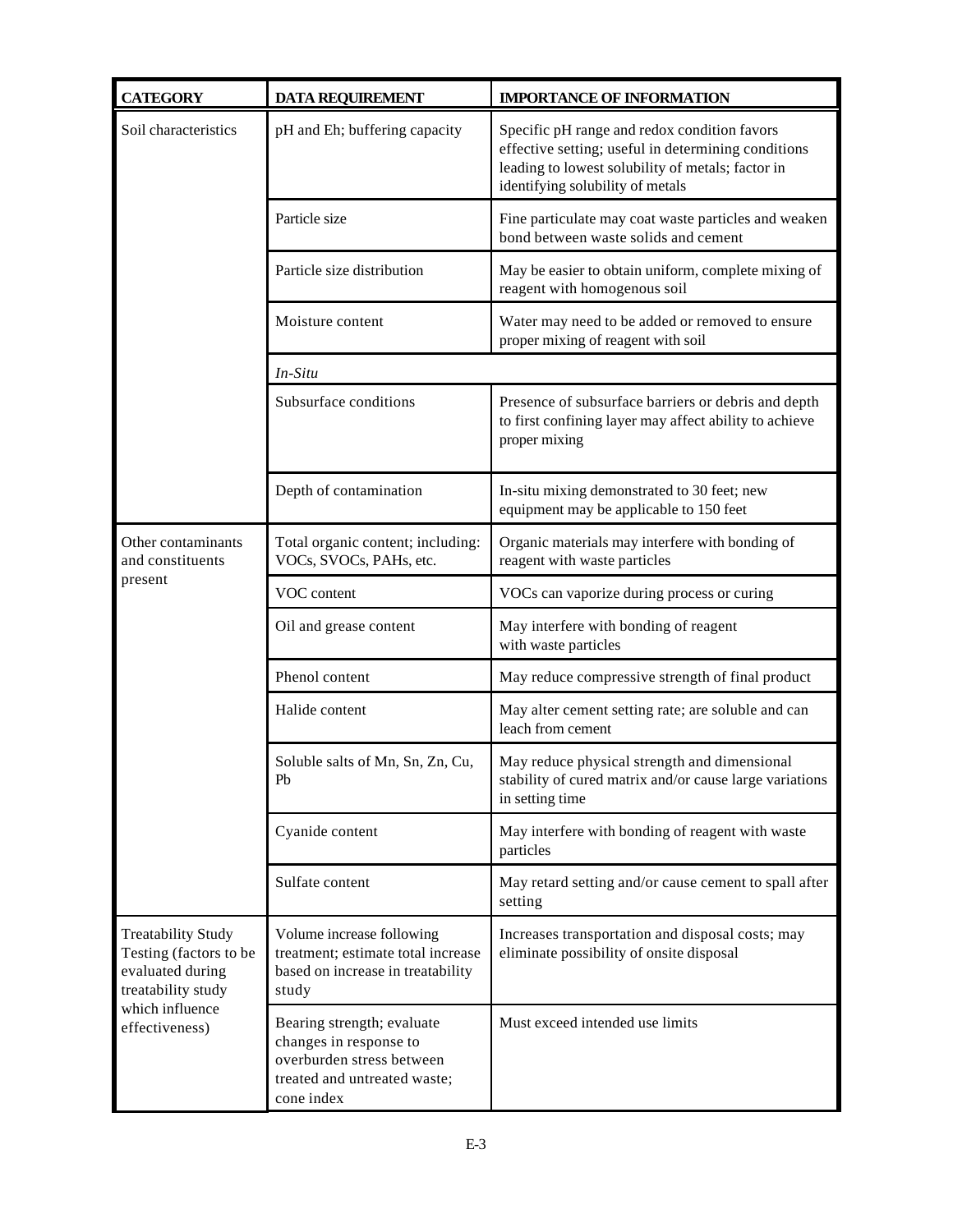| CATEGORY | DATA REQUIREMENT | IMPORTANCE OF INFORMATION |
|---|---|---|
| Soil characteristics | pH and Eh; buffering capacity | Specific pH range and redox condition favors effective setting; useful in determining conditions leading to lowest solubility of metals; factor in identifying solubility of metals |
| | Particle size | Fine particulate may coat waste particles and weaken bond between waste solids and cement |
| | Particle size distribution | May be easier to obtain uniform, complete mixing of reagent with homogenous soil |
| | Moisture content | Water may need to be added or removed to ensure proper mixing of reagent with soil |
| | *In-Situ* | |
| | Subsurface conditions | Presence of subsurface barriers or debris and depth to first confining layer may affect ability to achieve proper mixing |
| | Depth of contamination | In-situ mixing demonstrated to 30 feet; new equipment may be applicable to 150 feet |
| Other contaminants and constituents present | Total organic content; including: VOCs, SVOCs, PAHs, etc. | Organic materials may interfere with bonding of reagent with waste particles |
| | VOC content | VOCs can vaporize during process or curing |
| | Oil and grease content | May interfere with bonding of reagent with waste particles |
| | Phenol content | May reduce compressive strength of final product |
| | Halide content | May alter cement setting rate; are soluble and can leach from cement |
| | Soluble salts of Mn, Sn, Zn, Cu, Pb | May reduce physical strength and dimensional stability of cured matrix and/or cause large variations in setting time |
| | Cyanide content | May interfere with bonding of reagent with waste particles |
| | Sulfate content | May retard setting and/or cause cement to spall after setting |
| Treatability Study Testing (factors to be evaluated during treatability study which influence effectiveness) | Volume increase following treatment; estimate total increase based on increase in treatability study | Increases transportation and disposal costs; may eliminate possibility of onsite disposal |
| | Bearing strength; evaluate changes in response to overburden stress between treated and untreated waste; cone index | Must exceed intended use limits |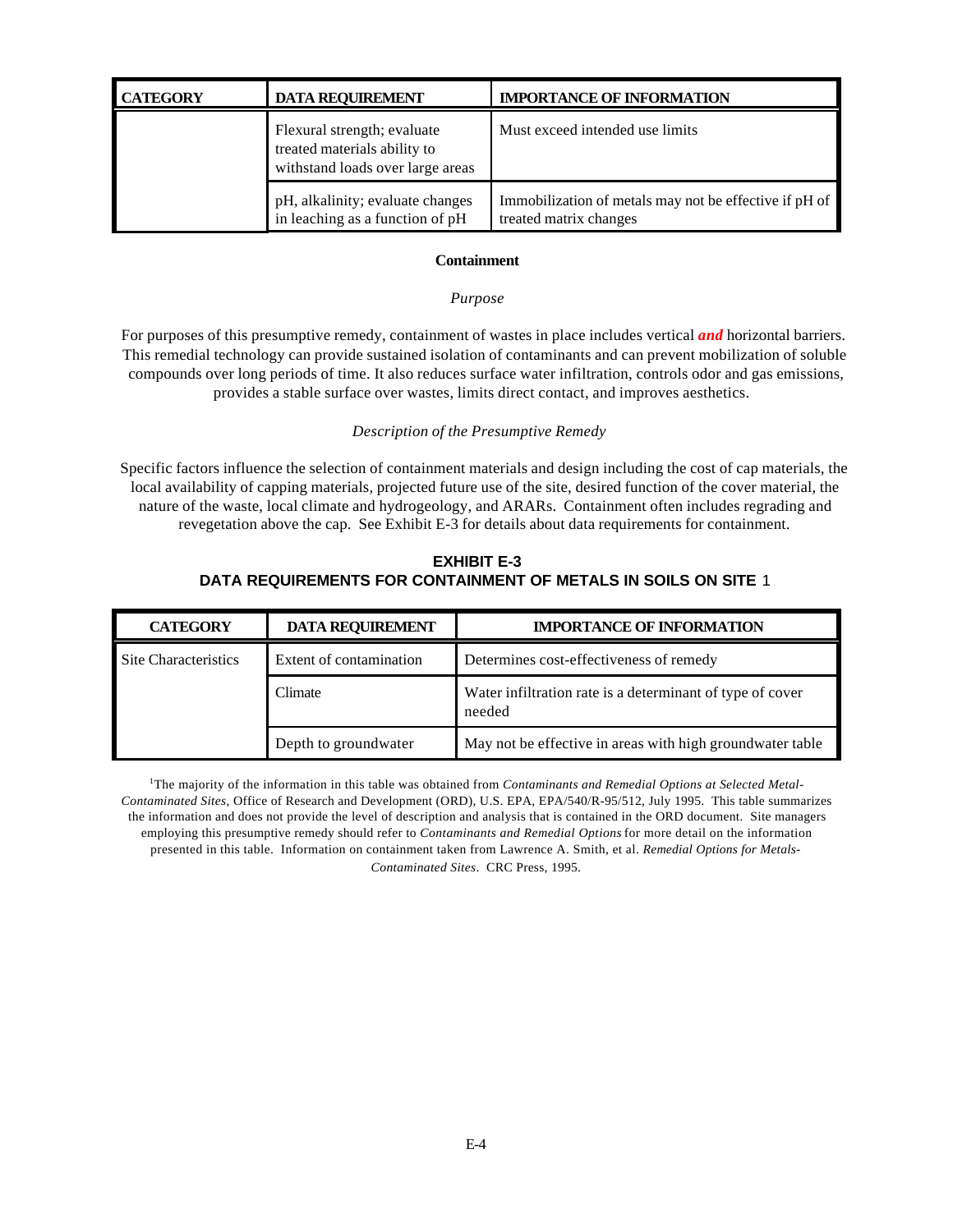| CATEGORY | DATA REQUIREMENT | IMPORTANCE OF INFORMATION |
|---|---|---|
| | Flexural strength; evaluate treated materials ability to withstand loads over large areas | Must exceed intended use limits |
| | pH, alkalinity; evaluate changes in leaching as a function of pH | Immobilization of metals may not be effective if pH of treated matrix changes |

**Containment**

*Purpose*

For purposes of this presumptive remedy, containment of wastes in place includes vertical ***and*** horizontal barriers. This remedial technology can provide sustained isolation of contaminants and can prevent mobilization of soluble compounds over long periods of time. It also reduces surface water infiltration, controls odor and gas emissions, provides a stable surface over wastes, limits direct contact, and improves aesthetics.

*Description of the Presumptive Remedy*

Specific factors influence the selection of containment materials and design including the cost of cap materials, the local availability of capping materials, projected future use of the site, desired function of the cover material, the nature of the waste, local climate and hydrogeology, and ARARs. Containment often includes regrading and revegetation above the cap. See Exhibit E-3 for details about data requirements for containment.

**EXHIBIT E-3**
**DATA REQUIREMENTS FOR CONTAINMENT OF METALS IN SOILS ON SITE** [1]

| CATEGORY | DATA REQUIREMENT | IMPORTANCE OF INFORMATION |
|---|---|---|
| Site Characteristics | Extent of contamination | Determines cost-effectiveness of remedy |
| | Climate | Water infiltration rate is a determinant of type of cover needed |
| | Depth to groundwater | May not be effective in areas with high groundwater table |

[1]The majority of the information in this table was obtained from *Contaminants and Remedial Options at Selected Metal-Contaminated Sites*, Office of Research and Development (ORD), U.S. EPA, EPA/540/R-95/512, July 1995. This table summarizes the information and does not provide the level of description and analysis that is contained in the ORD document. Site managers employing this presumptive remedy should refer to *Contaminants and Remedial Options* for more detail on the information presented in this table. Information on containment taken from Lawrence A. Smith, et al. *Remedial Options for Metals-Contaminated Sites*. CRC Press, 1995.